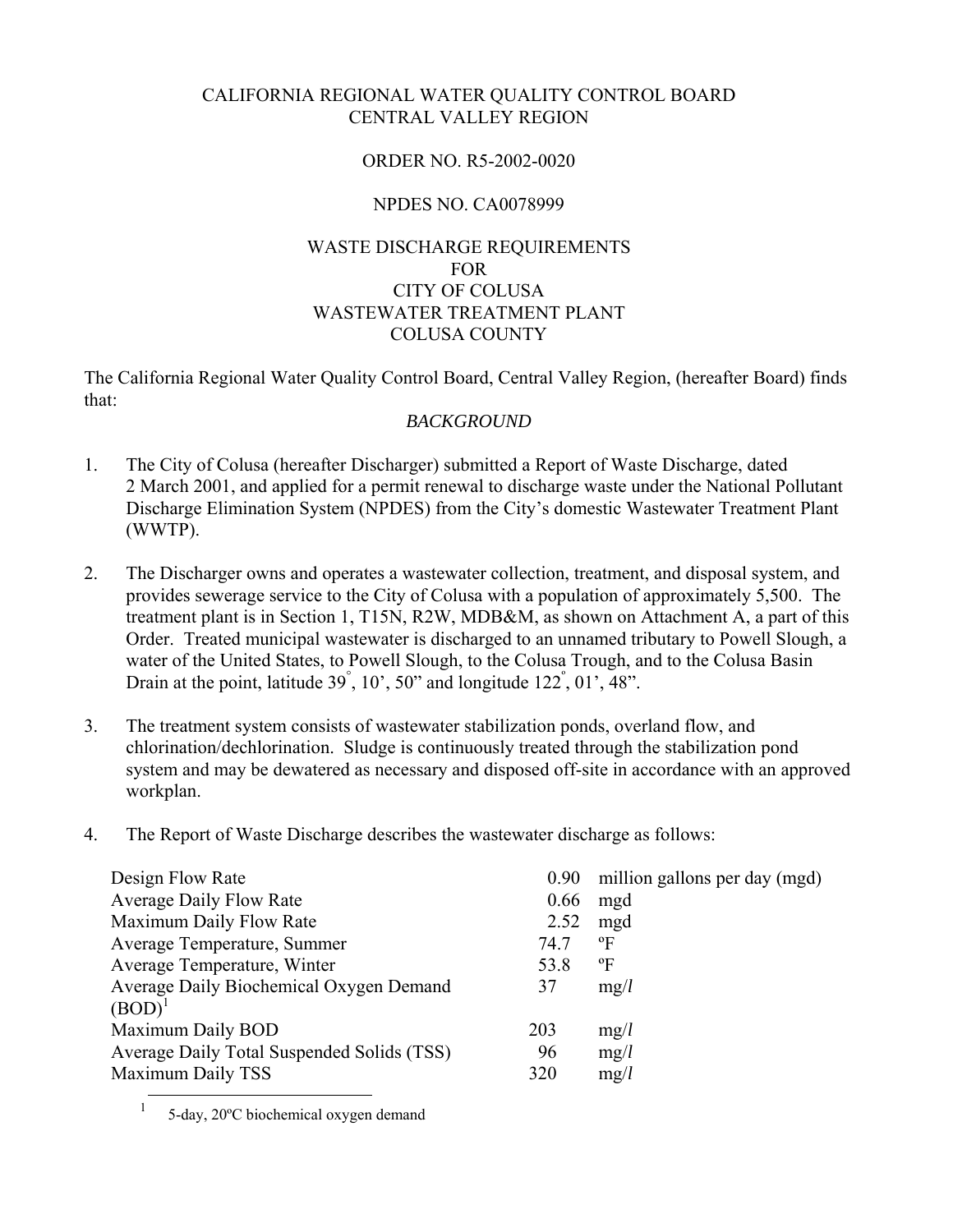CALIFORNIA REGIONAL WATER QUALITY CONTROL BOARD
CENTRAL VALLEY REGION

ORDER NO. R5-2002-0020

NPDES NO. CA0078999

WASTE DISCHARGE REQUIREMENTS
FOR
CITY OF COLUSA
WASTEWATER TREATMENT PLANT
COLUSA COUNTY

The California Regional Water Quality Control Board, Central Valley Region, (hereafter Board) finds that:

*BACKGROUND*

1. The City of Colusa (hereafter Discharger) submitted a Report of Waste Discharge, dated 2 March 2001, and applied for a permit renewal to discharge waste under the National Pollutant Discharge Elimination System (NPDES) from the City's domestic Wastewater Treatment Plant (WWTP).

2. The Discharger owns and operates a wastewater collection, treatment, and disposal system, and provides sewerage service to the City of Colusa with a population of approximately 5,500. The treatment plant is in Section 1, T15N, R2W, MDB&M, as shown on Attachment A, a part of this Order. Treated municipal wastewater is discharged to an unnamed tributary to Powell Slough, a water of the United States, to Powell Slough, to the Colusa Trough, and to the Colusa Basin Drain at the point, latitude 39°, 10', 50" and longitude 122°, 01', 48".

3. The treatment system consists of wastewater stabilization ponds, overland flow, and chlorination/dechlorination. Sludge is continuously treated through the stabilization pond system and may be dewatered as necessary and disposed off-site in accordance with an approved workplan.

4. The Report of Waste Discharge describes the wastewater discharge as follows:

| | | |
|---|---|---|
| Design Flow Rate | 0.90 | million gallons per day (mgd) |
| Average Daily Flow Rate | 0.66 | mgd |
| Maximum Daily Flow Rate | 2.52 | mgd |
| Average Temperature, Summer | 74.7 | ºF |
| Average Temperature, Winter | 53.8 | ºF |
| Average Daily Biochemical Oxygen Demand (BOD)[1] | 37 | mg/*l* |
| Maximum Daily BOD | 203 | mg/*l* |
| Average Daily Total Suspended Solids (TSS) | 96 | mg/*l* |
| Maximum Daily TSS | 320 | mg/*l* |

[1] 5-day, 20ºC biochemical oxygen demand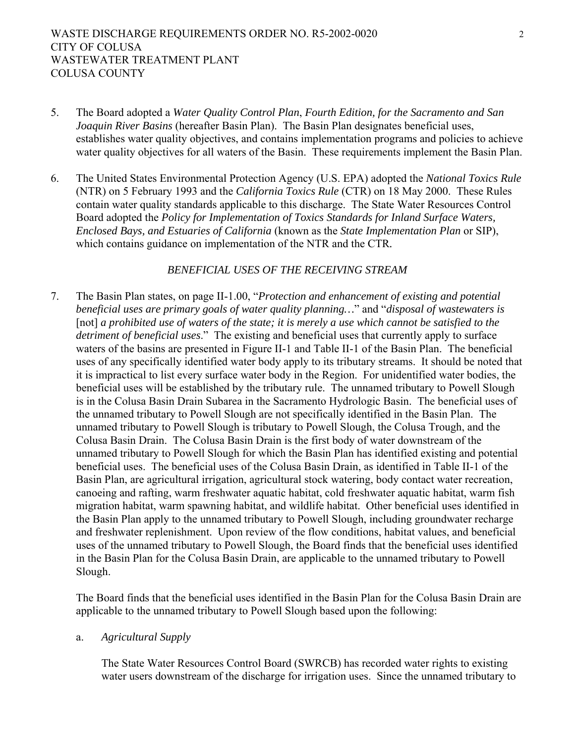5. The Board adopted a *Water Quality Control Plan*, *Fourth Edition, for the Sacramento and San Joaquin River Basins* (hereafter Basin Plan). The Basin Plan designates beneficial uses, establishes water quality objectives, and contains implementation programs and policies to achieve water quality objectives for all waters of the Basin. These requirements implement the Basin Plan.

6. The United States Environmental Protection Agency (U.S. EPA) adopted the *National Toxics Rule* (NTR) on 5 February 1993 and the *California Toxics Rule* (CTR) on 18 May 2000. These Rules contain water quality standards applicable to this discharge. The State Water Resources Control Board adopted the *Policy for Implementation of Toxics Standards for Inland Surface Waters, Enclosed Bays, and Estuaries of California* (known as the *State Implementation Plan* or SIP), which contains guidance on implementation of the NTR and the CTR.

*BENEFICIAL USES OF THE RECEIVING STREAM*

7. The Basin Plan states, on page II-1.00, "*Protection and enhancement of existing and potential beneficial uses are primary goals of water quality planning…*" and "*disposal of wastewaters is* [not] *a prohibited use of waters of the state; it is merely a use which cannot be satisfied to the detriment of beneficial uses*." The existing and beneficial uses that currently apply to surface waters of the basins are presented in Figure II-1 and Table II-1 of the Basin Plan. The beneficial uses of any specifically identified water body apply to its tributary streams. It should be noted that it is impractical to list every surface water body in the Region. For unidentified water bodies, the beneficial uses will be established by the tributary rule. The unnamed tributary to Powell Slough is in the Colusa Basin Drain Subarea in the Sacramento Hydrologic Basin. The beneficial uses of the unnamed tributary to Powell Slough are not specifically identified in the Basin Plan. The unnamed tributary to Powell Slough is tributary to Powell Slough, the Colusa Trough, and the Colusa Basin Drain. The Colusa Basin Drain is the first body of water downstream of the unnamed tributary to Powell Slough for which the Basin Plan has identified existing and potential beneficial uses. The beneficial uses of the Colusa Basin Drain, as identified in Table II-1 of the Basin Plan, are agricultural irrigation, agricultural stock watering, body contact water recreation, canoeing and rafting, warm freshwater aquatic habitat, cold freshwater aquatic habitat, warm fish migration habitat, warm spawning habitat, and wildlife habitat. Other beneficial uses identified in the Basin Plan apply to the unnamed tributary to Powell Slough, including groundwater recharge and freshwater replenishment. Upon review of the flow conditions, habitat values, and beneficial uses of the unnamed tributary to Powell Slough, the Board finds that the beneficial uses identified in the Basin Plan for the Colusa Basin Drain, are applicable to the unnamed tributary to Powell Slough.

   The Board finds that the beneficial uses identified in the Basin Plan for the Colusa Basin Drain are applicable to the unnamed tributary to Powell Slough based upon the following:

   a. *Agricultural Supply*

      The State Water Resources Control Board (SWRCB) has recorded water rights to existing water users downstream of the discharge for irrigation uses. Since the unnamed tributary to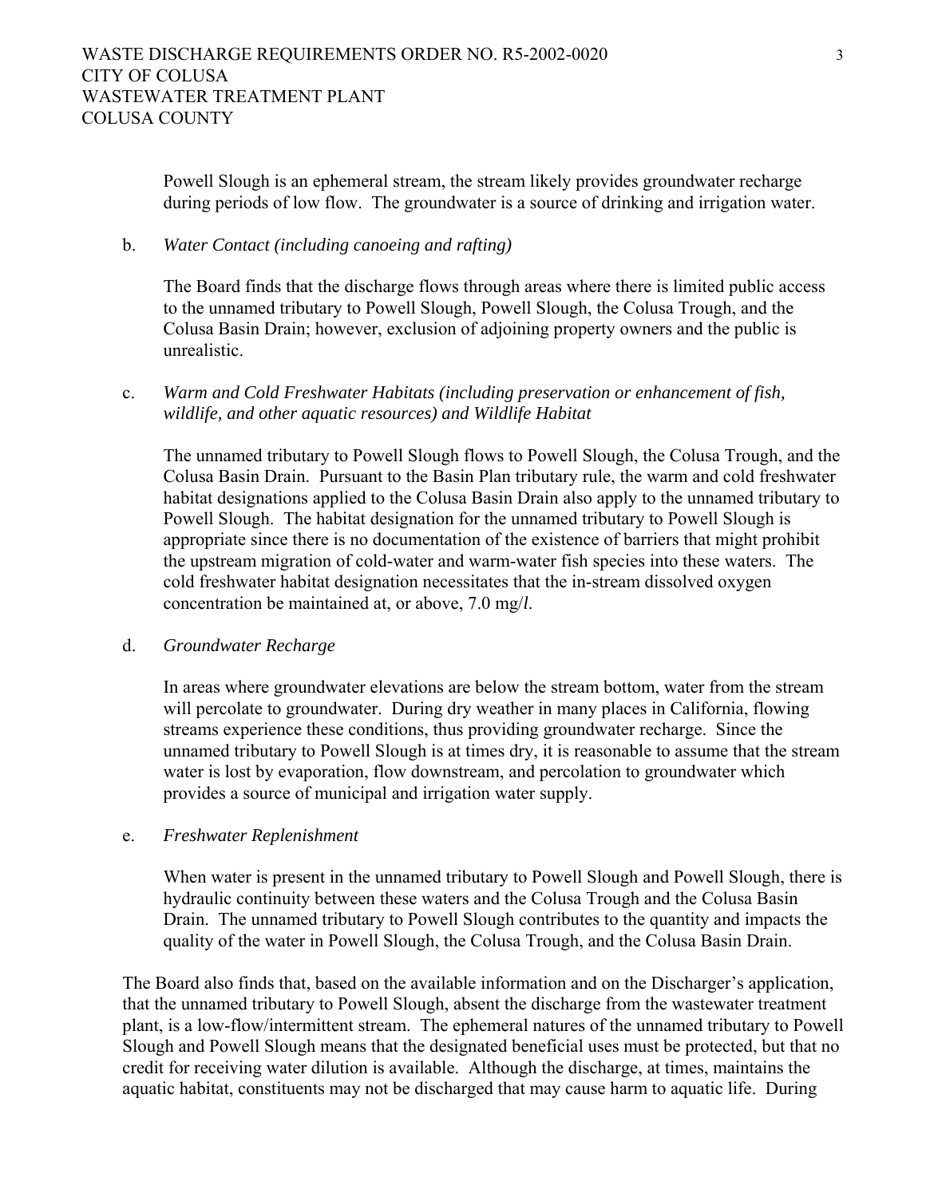Powell Slough is an ephemeral stream, the stream likely provides groundwater recharge during periods of low flow. The groundwater is a source of drinking and irrigation water.

b. *Water Contact (including canoeing and rafting)*

The Board finds that the discharge flows through areas where there is limited public access to the unnamed tributary to Powell Slough, Powell Slough, the Colusa Trough, and the Colusa Basin Drain; however, exclusion of adjoining property owners and the public is unrealistic.

c. *Warm and Cold Freshwater Habitats (including preservation or enhancement of fish, wildlife, and other aquatic resources) and Wildlife Habitat*

The unnamed tributary to Powell Slough flows to Powell Slough, the Colusa Trough, and the Colusa Basin Drain. Pursuant to the Basin Plan tributary rule, the warm and cold freshwater habitat designations applied to the Colusa Basin Drain also apply to the unnamed tributary to Powell Slough. The habitat designation for the unnamed tributary to Powell Slough is appropriate since there is no documentation of the existence of barriers that might prohibit the upstream migration of cold-water and warm-water fish species into these waters. The cold freshwater habitat designation necessitates that the in-stream dissolved oxygen concentration be maintained at, or above, 7.0 mg/*l*.

d. *Groundwater Recharge*

In areas where groundwater elevations are below the stream bottom, water from the stream will percolate to groundwater. During dry weather in many places in California, flowing streams experience these conditions, thus providing groundwater recharge. Since the unnamed tributary to Powell Slough is at times dry, it is reasonable to assume that the stream water is lost by evaporation, flow downstream, and percolation to groundwater which provides a source of municipal and irrigation water supply.

e. *Freshwater Replenishment*

When water is present in the unnamed tributary to Powell Slough and Powell Slough, there is hydraulic continuity between these waters and the Colusa Trough and the Colusa Basin Drain. The unnamed tributary to Powell Slough contributes to the quantity and impacts the quality of the water in Powell Slough, the Colusa Trough, and the Colusa Basin Drain.

The Board also finds that, based on the available information and on the Discharger's application, that the unnamed tributary to Powell Slough, absent the discharge from the wastewater treatment plant, is a low-flow/intermittent stream. The ephemeral natures of the unnamed tributary to Powell Slough and Powell Slough means that the designated beneficial uses must be protected, but that no credit for receiving water dilution is available. Although the discharge, at times, maintains the aquatic habitat, constituents may not be discharged that may cause harm to aquatic life. During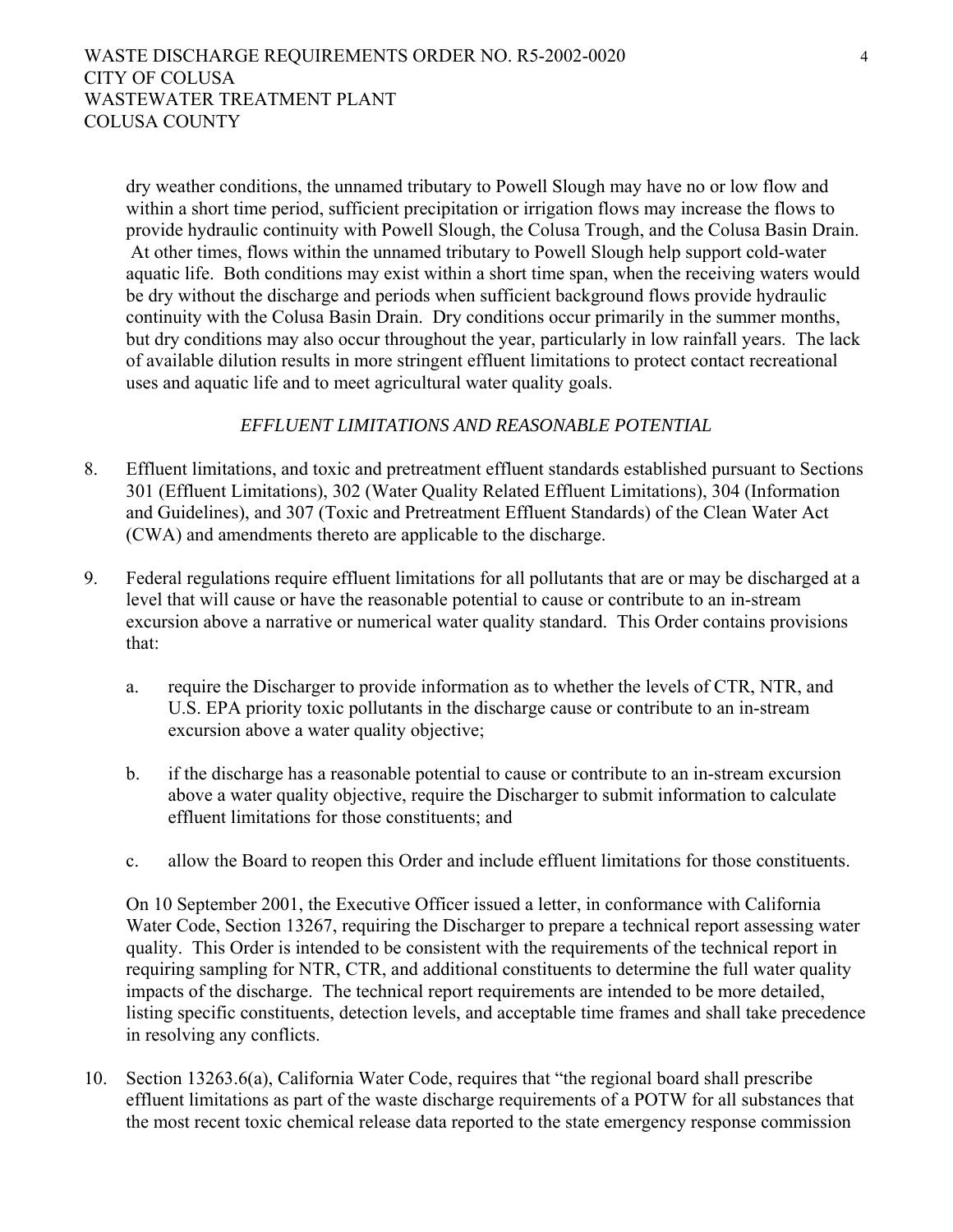dry weather conditions, the unnamed tributary to Powell Slough may have no or low flow and within a short time period, sufficient precipitation or irrigation flows may increase the flows to provide hydraulic continuity with Powell Slough, the Colusa Trough, and the Colusa Basin Drain. At other times, flows within the unnamed tributary to Powell Slough help support cold-water aquatic life. Both conditions may exist within a short time span, when the receiving waters would be dry without the discharge and periods when sufficient background flows provide hydraulic continuity with the Colusa Basin Drain. Dry conditions occur primarily in the summer months, but dry conditions may also occur throughout the year, particularly in low rainfall years. The lack of available dilution results in more stringent effluent limitations to protect contact recreational uses and aquatic life and to meet agricultural water quality goals.

*EFFLUENT LIMITATIONS AND REASONABLE POTENTIAL*

8. Effluent limitations, and toxic and pretreatment effluent standards established pursuant to Sections 301 (Effluent Limitations), 302 (Water Quality Related Effluent Limitations), 304 (Information and Guidelines), and 307 (Toxic and Pretreatment Effluent Standards) of the Clean Water Act (CWA) and amendments thereto are applicable to the discharge.

9. Federal regulations require effluent limitations for all pollutants that are or may be discharged at a level that will cause or have the reasonable potential to cause or contribute to an in-stream excursion above a narrative or numerical water quality standard. This Order contains provisions that:

   a. require the Discharger to provide information as to whether the levels of CTR, NTR, and U.S. EPA priority toxic pollutants in the discharge cause or contribute to an in-stream excursion above a water quality objective;

   b. if the discharge has a reasonable potential to cause or contribute to an in-stream excursion above a water quality objective, require the Discharger to submit information to calculate effluent limitations for those constituents; and

   c. allow the Board to reopen this Order and include effluent limitations for those constituents.

   On 10 September 2001, the Executive Officer issued a letter, in conformance with California Water Code, Section 13267, requiring the Discharger to prepare a technical report assessing water quality. This Order is intended to be consistent with the requirements of the technical report in requiring sampling for NTR, CTR, and additional constituents to determine the full water quality impacts of the discharge. The technical report requirements are intended to be more detailed, listing specific constituents, detection levels, and acceptable time frames and shall take precedence in resolving any conflicts.

10. Section 13263.6(a), California Water Code, requires that "the regional board shall prescribe effluent limitations as part of the waste discharge requirements of a POTW for all substances that the most recent toxic chemical release data reported to the state emergency response commission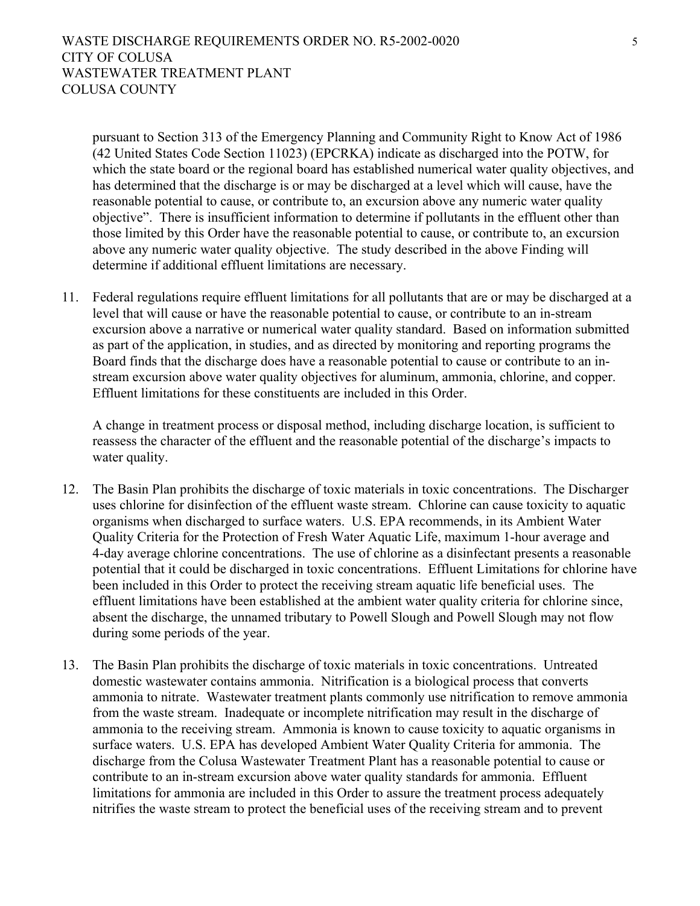pursuant to Section 313 of the Emergency Planning and Community Right to Know Act of 1986 (42 United States Code Section 11023) (EPCRKA) indicate as discharged into the POTW, for which the state board or the regional board has established numerical water quality objectives, and has determined that the discharge is or may be discharged at a level which will cause, have the reasonable potential to cause, or contribute to, an excursion above any numeric water quality objective". There is insufficient information to determine if pollutants in the effluent other than those limited by this Order have the reasonable potential to cause, or contribute to, an excursion above any numeric water quality objective. The study described in the above Finding will determine if additional effluent limitations are necessary.

11. Federal regulations require effluent limitations for all pollutants that are or may be discharged at a level that will cause or have the reasonable potential to cause, or contribute to an in-stream excursion above a narrative or numerical water quality standard. Based on information submitted as part of the application, in studies, and as directed by monitoring and reporting programs the Board finds that the discharge does have a reasonable potential to cause or contribute to an in-stream excursion above water quality objectives for aluminum, ammonia, chlorine, and copper. Effluent limitations for these constituents are included in this Order.

    A change in treatment process or disposal method, including discharge location, is sufficient to reassess the character of the effluent and the reasonable potential of the discharge's impacts to water quality.

12. The Basin Plan prohibits the discharge of toxic materials in toxic concentrations. The Discharger uses chlorine for disinfection of the effluent waste stream. Chlorine can cause toxicity to aquatic organisms when discharged to surface waters. U.S. EPA recommends, in its Ambient Water Quality Criteria for the Protection of Fresh Water Aquatic Life, maximum 1-hour average and 4-day average chlorine concentrations. The use of chlorine as a disinfectant presents a reasonable potential that it could be discharged in toxic concentrations. Effluent Limitations for chlorine have been included in this Order to protect the receiving stream aquatic life beneficial uses. The effluent limitations have been established at the ambient water quality criteria for chlorine since, absent the discharge, the unnamed tributary to Powell Slough and Powell Slough may not flow during some periods of the year.

13. The Basin Plan prohibits the discharge of toxic materials in toxic concentrations. Untreated domestic wastewater contains ammonia. Nitrification is a biological process that converts ammonia to nitrate. Wastewater treatment plants commonly use nitrification to remove ammonia from the waste stream. Inadequate or incomplete nitrification may result in the discharge of ammonia to the receiving stream. Ammonia is known to cause toxicity to aquatic organisms in surface waters. U.S. EPA has developed Ambient Water Quality Criteria for ammonia. The discharge from the Colusa Wastewater Treatment Plant has a reasonable potential to cause or contribute to an in-stream excursion above water quality standards for ammonia. Effluent limitations for ammonia are included in this Order to assure the treatment process adequately nitrifies the waste stream to protect the beneficial uses of the receiving stream and to prevent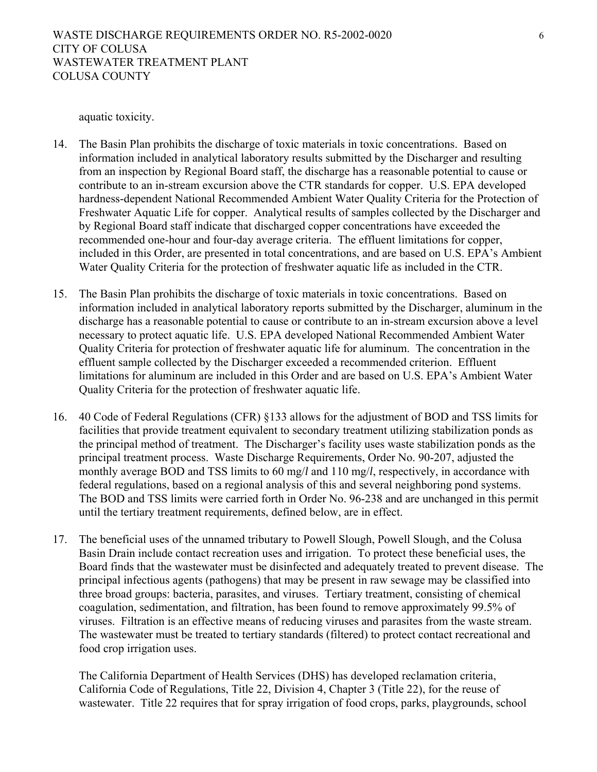aquatic toxicity.

14. The Basin Plan prohibits the discharge of toxic materials in toxic concentrations. Based on information included in analytical laboratory results submitted by the Discharger and resulting from an inspection by Regional Board staff, the discharge has a reasonable potential to cause or contribute to an in-stream excursion above the CTR standards for copper. U.S. EPA developed hardness-dependent National Recommended Ambient Water Quality Criteria for the Protection of Freshwater Aquatic Life for copper. Analytical results of samples collected by the Discharger and by Regional Board staff indicate that discharged copper concentrations have exceeded the recommended one-hour and four-day average criteria. The effluent limitations for copper, included in this Order, are presented in total concentrations, and are based on U.S. EPA's Ambient Water Quality Criteria for the protection of freshwater aquatic life as included in the CTR.

15. The Basin Plan prohibits the discharge of toxic materials in toxic concentrations. Based on information included in analytical laboratory reports submitted by the Discharger, aluminum in the discharge has a reasonable potential to cause or contribute to an in-stream excursion above a level necessary to protect aquatic life. U.S. EPA developed National Recommended Ambient Water Quality Criteria for protection of freshwater aquatic life for aluminum. The concentration in the effluent sample collected by the Discharger exceeded a recommended criterion. Effluent limitations for aluminum are included in this Order and are based on U.S. EPA's Ambient Water Quality Criteria for the protection of freshwater aquatic life.

16. 40 Code of Federal Regulations (CFR) §133 allows for the adjustment of BOD and TSS limits for facilities that provide treatment equivalent to secondary treatment utilizing stabilization ponds as the principal method of treatment. The Discharger's facility uses waste stabilization ponds as the principal treatment process. Waste Discharge Requirements, Order No. 90-207, adjusted the monthly average BOD and TSS limits to 60 mg/*l* and 110 mg/*l*, respectively, in accordance with federal regulations, based on a regional analysis of this and several neighboring pond systems. The BOD and TSS limits were carried forth in Order No. 96-238 and are unchanged in this permit until the tertiary treatment requirements, defined below, are in effect.

17. The beneficial uses of the unnamed tributary to Powell Slough, Powell Slough, and the Colusa Basin Drain include contact recreation uses and irrigation. To protect these beneficial uses, the Board finds that the wastewater must be disinfected and adequately treated to prevent disease. The principal infectious agents (pathogens) that may be present in raw sewage may be classified into three broad groups: bacteria, parasites, and viruses. Tertiary treatment, consisting of chemical coagulation, sedimentation, and filtration, has been found to remove approximately 99.5% of viruses. Filtration is an effective means of reducing viruses and parasites from the waste stream. The wastewater must be treated to tertiary standards (filtered) to protect contact recreational and food crop irrigation uses.

    The California Department of Health Services (DHS) has developed reclamation criteria, California Code of Regulations, Title 22, Division 4, Chapter 3 (Title 22), for the reuse of wastewater. Title 22 requires that for spray irrigation of food crops, parks, playgrounds, school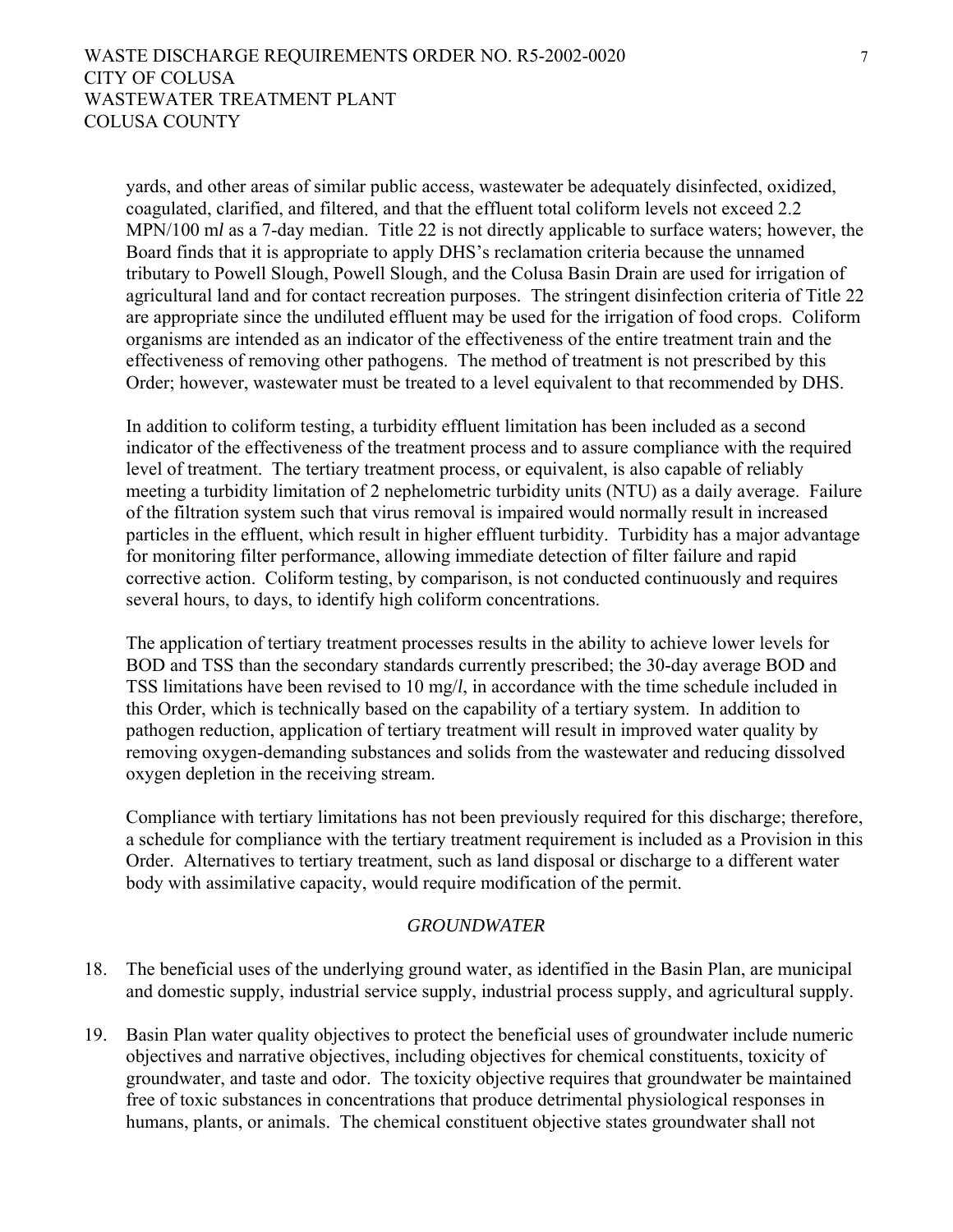yards, and other areas of similar public access, wastewater be adequately disinfected, oxidized, coagulated, clarified, and filtered, and that the effluent total coliform levels not exceed 2.2 MPN/100 m*l* as a 7-day median. Title 22 is not directly applicable to surface waters; however, the Board finds that it is appropriate to apply DHS's reclamation criteria because the unnamed tributary to Powell Slough, Powell Slough, and the Colusa Basin Drain are used for irrigation of agricultural land and for contact recreation purposes. The stringent disinfection criteria of Title 22 are appropriate since the undiluted effluent may be used for the irrigation of food crops. Coliform organisms are intended as an indicator of the effectiveness of the entire treatment train and the effectiveness of removing other pathogens. The method of treatment is not prescribed by this Order; however, wastewater must be treated to a level equivalent to that recommended by DHS.

In addition to coliform testing, a turbidity effluent limitation has been included as a second indicator of the effectiveness of the treatment process and to assure compliance with the required level of treatment. The tertiary treatment process, or equivalent, is also capable of reliably meeting a turbidity limitation of 2 nephelometric turbidity units (NTU) as a daily average. Failure of the filtration system such that virus removal is impaired would normally result in increased particles in the effluent, which result in higher effluent turbidity. Turbidity has a major advantage for monitoring filter performance, allowing immediate detection of filter failure and rapid corrective action. Coliform testing, by comparison, is not conducted continuously and requires several hours, to days, to identify high coliform concentrations.

The application of tertiary treatment processes results in the ability to achieve lower levels for BOD and TSS than the secondary standards currently prescribed; the 30-day average BOD and TSS limitations have been revised to 10 mg/*l*, in accordance with the time schedule included in this Order, which is technically based on the capability of a tertiary system. In addition to pathogen reduction, application of tertiary treatment will result in improved water quality by removing oxygen-demanding substances and solids from the wastewater and reducing dissolved oxygen depletion in the receiving stream.

Compliance with tertiary limitations has not been previously required for this discharge; therefore, a schedule for compliance with the tertiary treatment requirement is included as a Provision in this Order. Alternatives to tertiary treatment, such as land disposal or discharge to a different water body with assimilative capacity, would require modification of the permit.

*GROUNDWATER*

18. The beneficial uses of the underlying ground water, as identified in the Basin Plan, are municipal and domestic supply, industrial service supply, industrial process supply, and agricultural supply.

19. Basin Plan water quality objectives to protect the beneficial uses of groundwater include numeric objectives and narrative objectives, including objectives for chemical constituents, toxicity of groundwater, and taste and odor. The toxicity objective requires that groundwater be maintained free of toxic substances in concentrations that produce detrimental physiological responses in humans, plants, or animals. The chemical constituent objective states groundwater shall not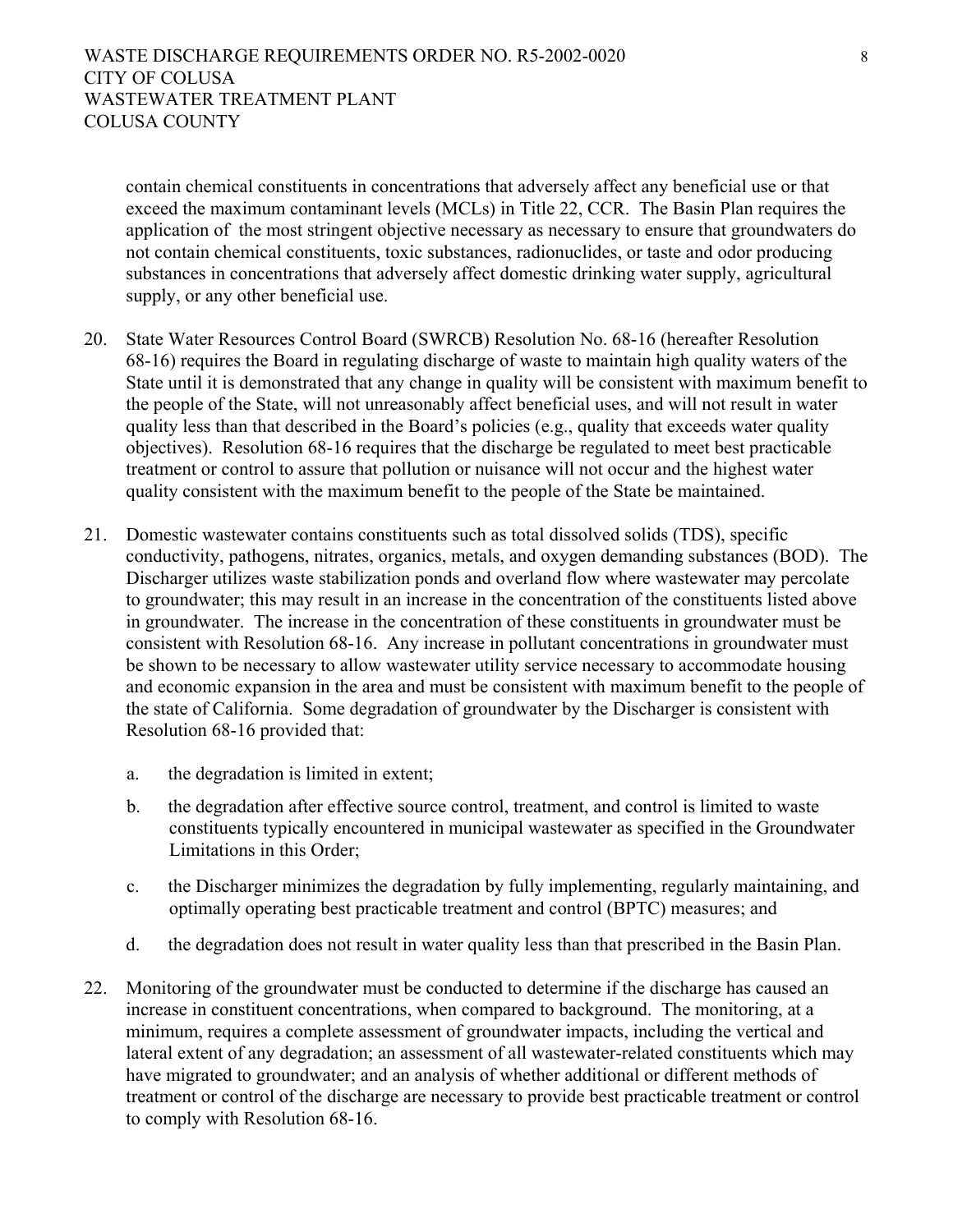contain chemical constituents in concentrations that adversely affect any beneficial use or that exceed the maximum contaminant levels (MCLs) in Title 22, CCR. The Basin Plan requires the application of the most stringent objective necessary as necessary to ensure that groundwaters do not contain chemical constituents, toxic substances, radionuclides, or taste and odor producing substances in concentrations that adversely affect domestic drinking water supply, agricultural supply, or any other beneficial use.

20. State Water Resources Control Board (SWRCB) Resolution No. 68-16 (hereafter Resolution 68-16) requires the Board in regulating discharge of waste to maintain high quality waters of the State until it is demonstrated that any change in quality will be consistent with maximum benefit to the people of the State, will not unreasonably affect beneficial uses, and will not result in water quality less than that described in the Board's policies (e.g., quality that exceeds water quality objectives). Resolution 68-16 requires that the discharge be regulated to meet best practicable treatment or control to assure that pollution or nuisance will not occur and the highest water quality consistent with the maximum benefit to the people of the State be maintained.

21. Domestic wastewater contains constituents such as total dissolved solids (TDS), specific conductivity, pathogens, nitrates, organics, metals, and oxygen demanding substances (BOD). The Discharger utilizes waste stabilization ponds and overland flow where wastewater may percolate to groundwater; this may result in an increase in the concentration of the constituents listed above in groundwater. The increase in the concentration of these constituents in groundwater must be consistent with Resolution 68-16. Any increase in pollutant concentrations in groundwater must be shown to be necessary to allow wastewater utility service necessary to accommodate housing and economic expansion in the area and must be consistent with maximum benefit to the people of the state of California. Some degradation of groundwater by the Discharger is consistent with Resolution 68-16 provided that:

    a. the degradation is limited in extent;

    b. the degradation after effective source control, treatment, and control is limited to waste constituents typically encountered in municipal wastewater as specified in the Groundwater Limitations in this Order;

    c. the Discharger minimizes the degradation by fully implementing, regularly maintaining, and optimally operating best practicable treatment and control (BPTC) measures; and

    d. the degradation does not result in water quality less than that prescribed in the Basin Plan.

22. Monitoring of the groundwater must be conducted to determine if the discharge has caused an increase in constituent concentrations, when compared to background. The monitoring, at a minimum, requires a complete assessment of groundwater impacts, including the vertical and lateral extent of any degradation; an assessment of all wastewater-related constituents which may have migrated to groundwater; and an analysis of whether additional or different methods of treatment or control of the discharge are necessary to provide best practicable treatment or control to comply with Resolution 68-16.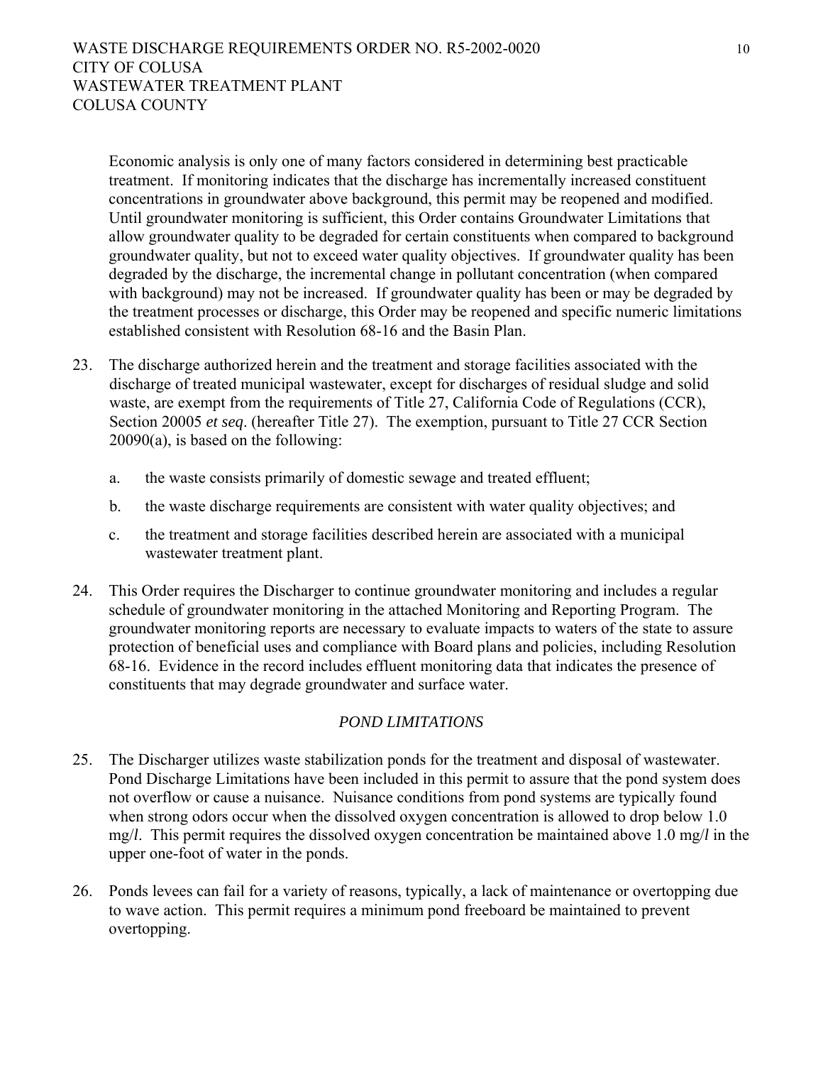Economic analysis is only one of many factors considered in determining best practicable treatment. If monitoring indicates that the discharge has incrementally increased constituent concentrations in groundwater above background, this permit may be reopened and modified. Until groundwater monitoring is sufficient, this Order contains Groundwater Limitations that allow groundwater quality to be degraded for certain constituents when compared to background groundwater quality, but not to exceed water quality objectives. If groundwater quality has been degraded by the discharge, the incremental change in pollutant concentration (when compared with background) may not be increased. If groundwater quality has been or may be degraded by the treatment processes or discharge, this Order may be reopened and specific numeric limitations established consistent with Resolution 68-16 and the Basin Plan.

23. The discharge authorized herein and the treatment and storage facilities associated with the discharge of treated municipal wastewater, except for discharges of residual sludge and solid waste, are exempt from the requirements of Title 27, California Code of Regulations (CCR), Section 20005 *et seq*. (hereafter Title 27). The exemption, pursuant to Title 27 CCR Section 20090(a), is based on the following:

    a. the waste consists primarily of domestic sewage and treated effluent;

    b. the waste discharge requirements are consistent with water quality objectives; and

    c. the treatment and storage facilities described herein are associated with a municipal wastewater treatment plant.

24. This Order requires the Discharger to continue groundwater monitoring and includes a regular schedule of groundwater monitoring in the attached Monitoring and Reporting Program. The groundwater monitoring reports are necessary to evaluate impacts to waters of the state to assure protection of beneficial uses and compliance with Board plans and policies, including Resolution 68-16. Evidence in the record includes effluent monitoring data that indicates the presence of constituents that may degrade groundwater and surface water.

*POND LIMITATIONS*

25. The Discharger utilizes waste stabilization ponds for the treatment and disposal of wastewater. Pond Discharge Limitations have been included in this permit to assure that the pond system does not overflow or cause a nuisance. Nuisance conditions from pond systems are typically found when strong odors occur when the dissolved oxygen concentration is allowed to drop below 1.0 mg/*l*. This permit requires the dissolved oxygen concentration be maintained above 1.0 mg/*l* in the upper one-foot of water in the ponds.

26. Ponds levees can fail for a variety of reasons, typically, a lack of maintenance or overtopping due to wave action. This permit requires a minimum pond freeboard be maintained to prevent overtopping.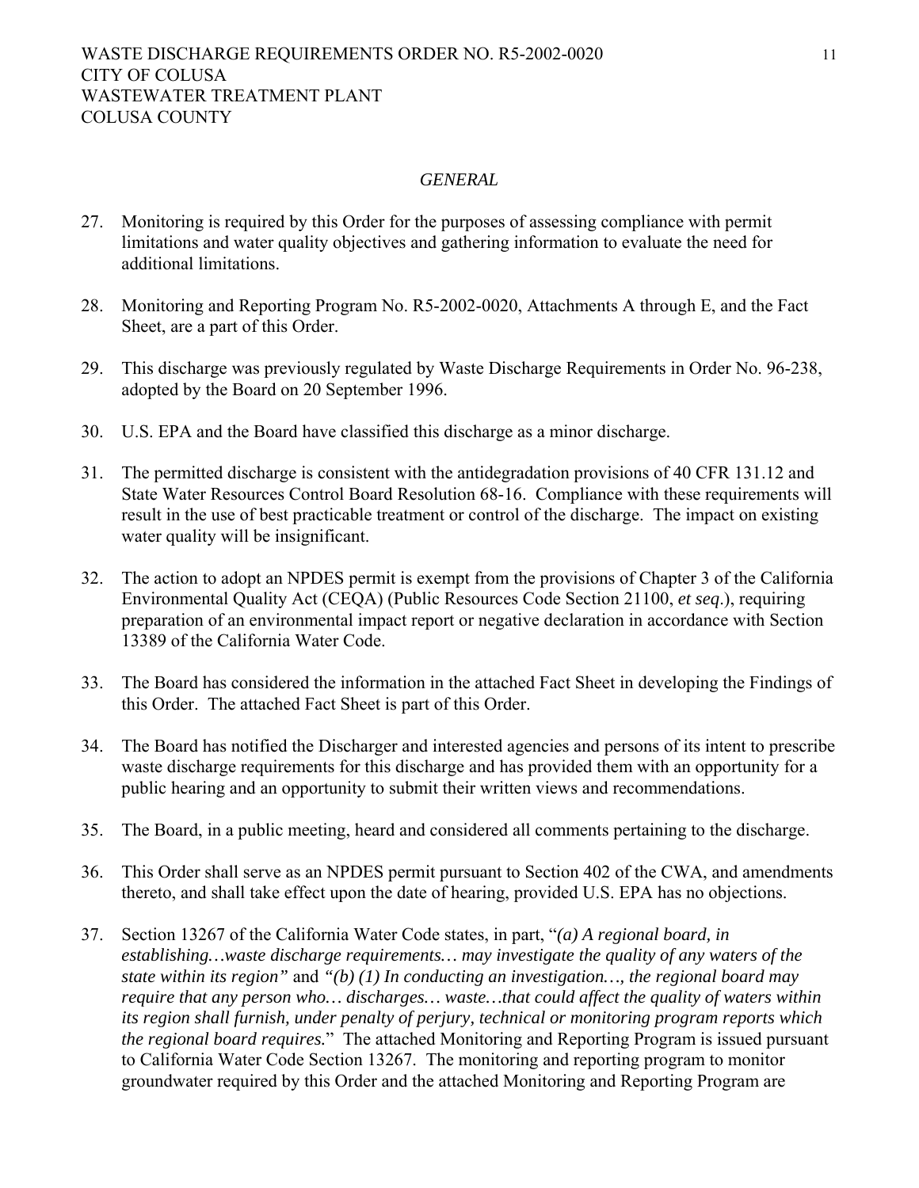*GENERAL*

27. Monitoring is required by this Order for the purposes of assessing compliance with permit limitations and water quality objectives and gathering information to evaluate the need for additional limitations.

28. Monitoring and Reporting Program No. R5-2002-0020, Attachments A through E, and the Fact Sheet, are a part of this Order.

29. This discharge was previously regulated by Waste Discharge Requirements in Order No. 96-238, adopted by the Board on 20 September 1996.

30. U.S. EPA and the Board have classified this discharge as a minor discharge.

31. The permitted discharge is consistent with the antidegradation provisions of 40 CFR 131.12 and State Water Resources Control Board Resolution 68-16. Compliance with these requirements will result in the use of best practicable treatment or control of the discharge. The impact on existing water quality will be insignificant.

32. The action to adopt an NPDES permit is exempt from the provisions of Chapter 3 of the California Environmental Quality Act (CEQA) (Public Resources Code Section 21100, *et seq*.), requiring preparation of an environmental impact report or negative declaration in accordance with Section 13389 of the California Water Code.

33. The Board has considered the information in the attached Fact Sheet in developing the Findings of this Order. The attached Fact Sheet is part of this Order.

34. The Board has notified the Discharger and interested agencies and persons of its intent to prescribe waste discharge requirements for this discharge and has provided them with an opportunity for a public hearing and an opportunity to submit their written views and recommendations.

35. The Board, in a public meeting, heard and considered all comments pertaining to the discharge.

36. This Order shall serve as an NPDES permit pursuant to Section 402 of the CWA, and amendments thereto, and shall take effect upon the date of hearing, provided U.S. EPA has no objections.

37. Section 13267 of the California Water Code states, in part, "*(a) A regional board, in establishing…waste discharge requirements… may investigate the quality of any waters of the state within its region"* and *"(b) (1) In conducting an investigation…, the regional board may require that any person who… discharges… waste…that could affect the quality of waters within its region shall furnish, under penalty of perjury, technical or monitoring program reports which the regional board requires.*" The attached Monitoring and Reporting Program is issued pursuant to California Water Code Section 13267. The monitoring and reporting program to monitor groundwater required by this Order and the attached Monitoring and Reporting Program are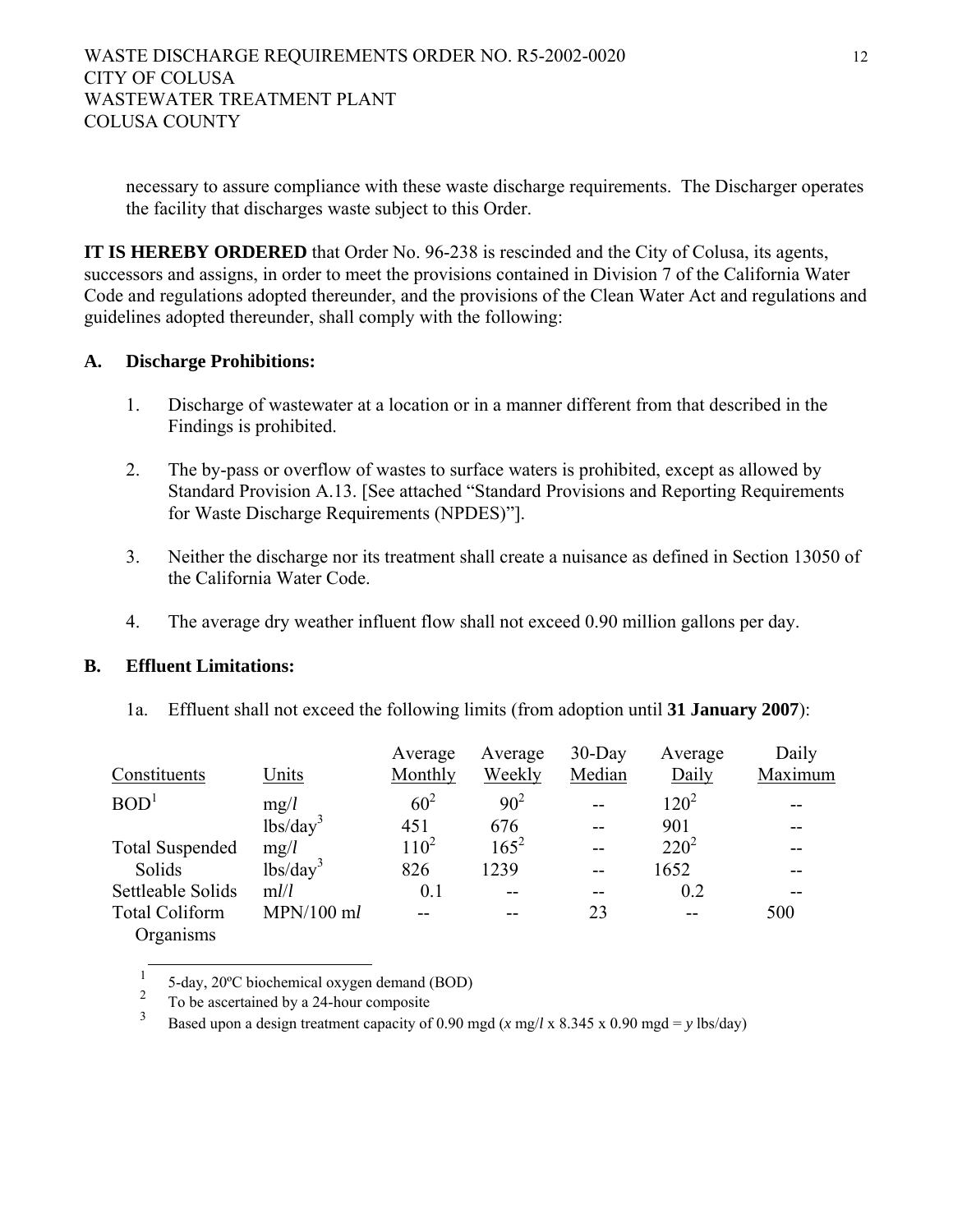necessary to assure compliance with these waste discharge requirements. The Discharger operates the facility that discharges waste subject to this Order.

**IT IS HEREBY ORDERED** that Order No. 96-238 is rescinded and the City of Colusa, its agents, successors and assigns, in order to meet the provisions contained in Division 7 of the California Water Code and regulations adopted thereunder, and the provisions of the Clean Water Act and regulations and guidelines adopted thereunder, shall comply with the following:

## A. Discharge Prohibitions:

1. Discharge of wastewater at a location or in a manner different from that described in the Findings is prohibited.

2. The by-pass or overflow of wastes to surface waters is prohibited, except as allowed by Standard Provision A.13. [See attached "Standard Provisions and Reporting Requirements for Waste Discharge Requirements (NPDES)"].

3. Neither the discharge nor its treatment shall create a nuisance as defined in Section 13050 of the California Water Code.

4. The average dry weather influent flow shall not exceed 0.90 million gallons per day.

## B. Effluent Limitations:

1a. Effluent shall not exceed the following limits (from adoption until **31 January 2007**):

| Constituents | Units | Average Monthly | Average Weekly | 30-Day Median | Average Daily | Daily Maximum |
|---|---|---|---|---|---|---|
| BOD[1] | mg/*l* | 60[2] | 90[2] | -- | 120[2] | -- |
| | lbs/day[3] | 451 | 676 | -- | 901 | -- |
| Total Suspended Solids | mg/*l* | 110[2] | 165[2] | -- | 220[2] | -- |
| | lbs/day[3] | 826 | 1239 | -- | 1652 | -- |
| Settleable Solids | m*l*/*l* | 0.1 | -- | -- | 0.2 | -- |
| Total Coliform Organisms | MPN/100 m*l* | -- | -- | 23 | -- | 500 |

[1] 5-day, 20ºC biochemical oxygen demand (BOD)

[2] To be ascertained by a 24-hour composite

[3] Based upon a design treatment capacity of 0.90 mgd (*x* mg/*l* x 8.345 x 0.90 mgd = *y* lbs/day)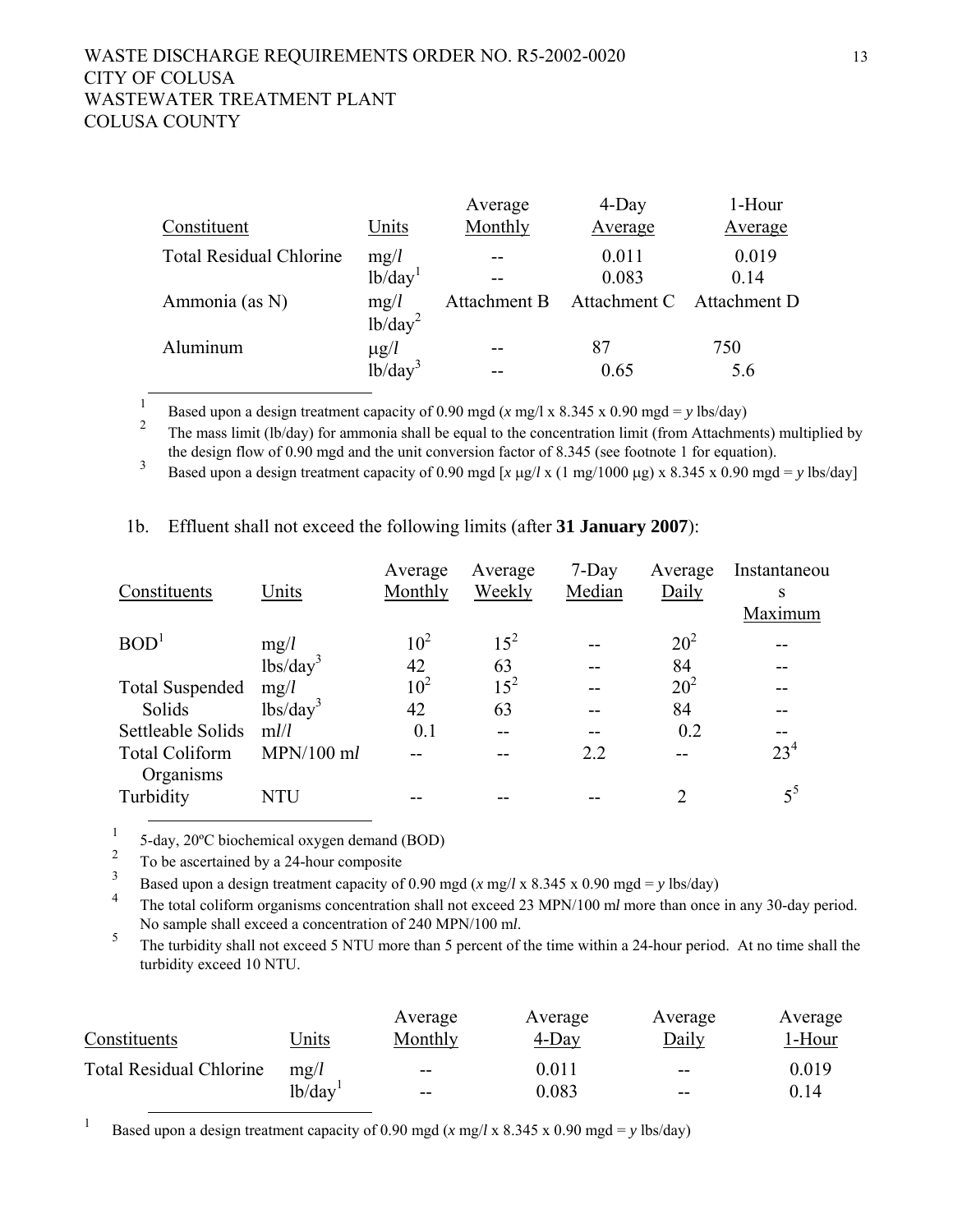| Constituent | Units | Average Monthly | 4-Day Average | 1-Hour Average |
|---|---|---|---|---|
| Total Residual Chlorine | mg/*l* | -- | 0.011 | 0.019 |
| | lb/day[1] | -- | 0.083 | 0.14 |
| Ammonia (as N) | mg/*l* | Attachment B | Attachment C | Attachment D |
| | lb/day[2] | | | |
| Aluminum | μg/*l* | -- | 87 | 750 |
| | lb/day[3] | -- | 0.65 | 5.6 |

[1] Based upon a design treatment capacity of 0.90 mgd (*x* mg/l x 8.345 x 0.90 mgd = *y* lbs/day)

[2] The mass limit (lb/day) for ammonia shall be equal to the concentration limit (from Attachments) multiplied by the design flow of 0.90 mgd and the unit conversion factor of 8.345 (see footnote 1 for equation).

[3] Based upon a design treatment capacity of 0.90 mgd [*x* μg/*l* x (1 mg/1000 μg) x 8.345 x 0.90 mgd = *y* lbs/day]

1b. Effluent shall not exceed the following limits (after **31 January 2007**):

| Constituents | Units | Average Monthly | Average Weekly | 7-Day Median | Average Daily | Instantaneous Maximum |
|---|---|---|---|---|---|---|
| BOD[1] | mg/*l* | 10[2] | 15[2] | -- | 20[2] | -- |
| | lbs/day[3] | 42 | 63 | -- | 84 | -- |
| Total Suspended Solids | mg/*l* | 10[2] | 15[2] | -- | 20[2] | -- |
| | lbs/day[3] | 42 | 63 | -- | 84 | -- |
| Settleable Solids | m*l*/*l* | 0.1 | -- | -- | 0.2 | -- |
| Total Coliform Organisms | MPN/100 m*l* | -- | -- | 2.2 | -- | 23[4] |
| Turbidity | NTU | -- | -- | -- | 2 | 5[5] |

[1] 5-day, 20ºC biochemical oxygen demand (BOD)

[2] To be ascertained by a 24-hour composite

[3] Based upon a design treatment capacity of 0.90 mgd (*x* mg/*l* x 8.345 x 0.90 mgd = *y* lbs/day)

[4] The total coliform organisms concentration shall not exceed 23 MPN/100 m*l* more than once in any 30-day period. No sample shall exceed a concentration of 240 MPN/100 m*l*.

[5] The turbidity shall not exceed 5 NTU more than 5 percent of the time within a 24-hour period. At no time shall the turbidity exceed 10 NTU.

| Constituents | Units | Average Monthly | Average 4-Day | Average Daily | Average 1-Hour |
|---|---|---|---|---|---|
| Total Residual Chlorine | mg/*l* | -- | 0.011 | -- | 0.019 |
| | lb/day[1] | -- | 0.083 | -- | 0.14 |

[1] Based upon a design treatment capacity of 0.90 mgd (*x* mg/*l* x 8.345 x 0.90 mgd = *y* lbs/day)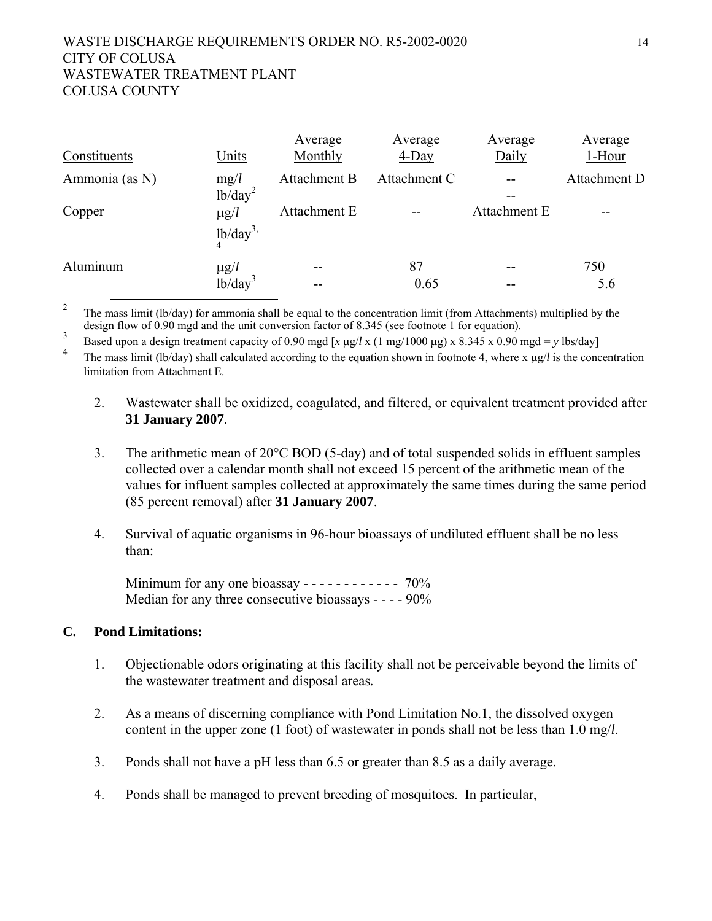| Constituents | Units | Average Monthly | Average 4-Day | Average Daily | Average 1-Hour |
|---|---|---|---|---|---|
| Ammonia (as N) | mg/*l* | Attachment B | Attachment C | -- | Attachment D |
| | lb/day[2] | | | -- | |
| Copper | μg/*l* | Attachment E | -- | Attachment E | -- |
| | lb/day[3, 4] | | | | |
| Aluminum | μg/*l* | -- | 87 | -- | 750 |
| | lb/day[3] | -- | 0.65 | -- | 5.6 |

[2] The mass limit (lb/day) for ammonia shall be equal to the concentration limit (from Attachments) multiplied by the design flow of 0.90 mgd and the unit conversion factor of 8.345 (see footnote 1 for equation).

[3] Based upon a design treatment capacity of 0.90 mgd [$x$ μg/*l* x (1 mg/1000 μg) x 8.345 x 0.90 mgd = $y$ lbs/day]

[4] The mass limit (lb/day) shall calculated according to the equation shown in footnote 4, where x μg/*l* is the concentration limitation from Attachment E.

2. Wastewater shall be oxidized, coagulated, and filtered, or equivalent treatment provided after **31 January 2007**.

3. The arithmetic mean of 20°C BOD (5-day) and of total suspended solids in effluent samples collected over a calendar month shall not exceed 15 percent of the arithmetic mean of the values for influent samples collected at approximately the same times during the same period (85 percent removal) after **31 January 2007**.

4. Survival of aquatic organisms in 96-hour bioassays of undiluted effluent shall be no less than:

   Minimum for any one bioassay - - - - - - - - - - - - 70%
   Median for any three consecutive bioassays - - - - 90%

**C. Pond Limitations:**

1. Objectionable odors originating at this facility shall not be perceivable beyond the limits of the wastewater treatment and disposal areas.

2. As a means of discerning compliance with Pond Limitation No.1, the dissolved oxygen content in the upper zone (1 foot) of wastewater in ponds shall not be less than 1.0 mg/*l*.

3. Ponds shall not have a pH less than 6.5 or greater than 8.5 as a daily average.

4. Ponds shall be managed to prevent breeding of mosquitoes. In particular,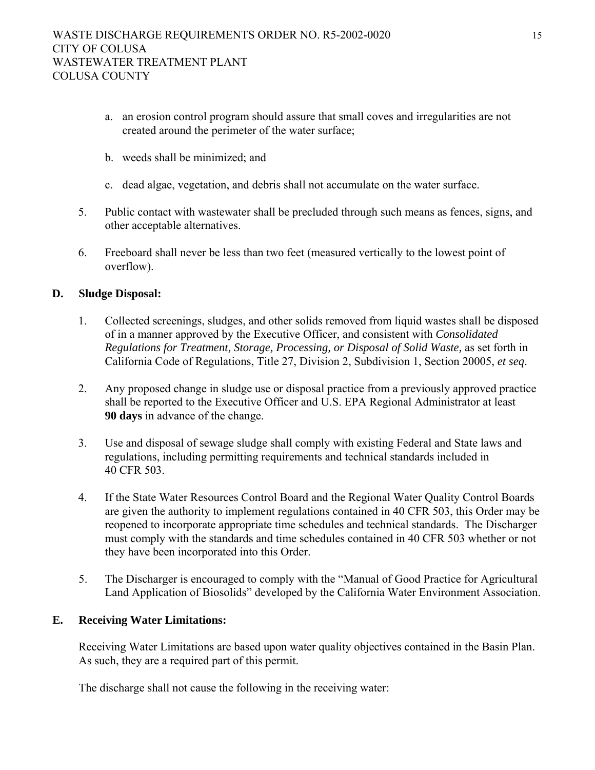a. an erosion control program should assure that small coves and irregularities are not created around the perimeter of the water surface;

b. weeds shall be minimized; and

c. dead algae, vegetation, and debris shall not accumulate on the water surface.

5. Public contact with wastewater shall be precluded through such means as fences, signs, and other acceptable alternatives.

6. Freeboard shall never be less than two feet (measured vertically to the lowest point of overflow).

**D. Sludge Disposal:**

1. Collected screenings, sludges, and other solids removed from liquid wastes shall be disposed of in a manner approved by the Executive Officer, and consistent with *Consolidated Regulations for Treatment, Storage, Processing, or Disposal of Solid Waste,* as set forth in California Code of Regulations, Title 27, Division 2, Subdivision 1, Section 20005, *et seq*.

2. Any proposed change in sludge use or disposal practice from a previously approved practice shall be reported to the Executive Officer and U.S. EPA Regional Administrator at least **90 days** in advance of the change.

3. Use and disposal of sewage sludge shall comply with existing Federal and State laws and regulations, including permitting requirements and technical standards included in 40 CFR 503.

4. If the State Water Resources Control Board and the Regional Water Quality Control Boards are given the authority to implement regulations contained in 40 CFR 503, this Order may be reopened to incorporate appropriate time schedules and technical standards. The Discharger must comply with the standards and time schedules contained in 40 CFR 503 whether or not they have been incorporated into this Order.

5. The Discharger is encouraged to comply with the "Manual of Good Practice for Agricultural Land Application of Biosolids" developed by the California Water Environment Association.

**E. Receiving Water Limitations:**

Receiving Water Limitations are based upon water quality objectives contained in the Basin Plan. As such, they are a required part of this permit.

The discharge shall not cause the following in the receiving water: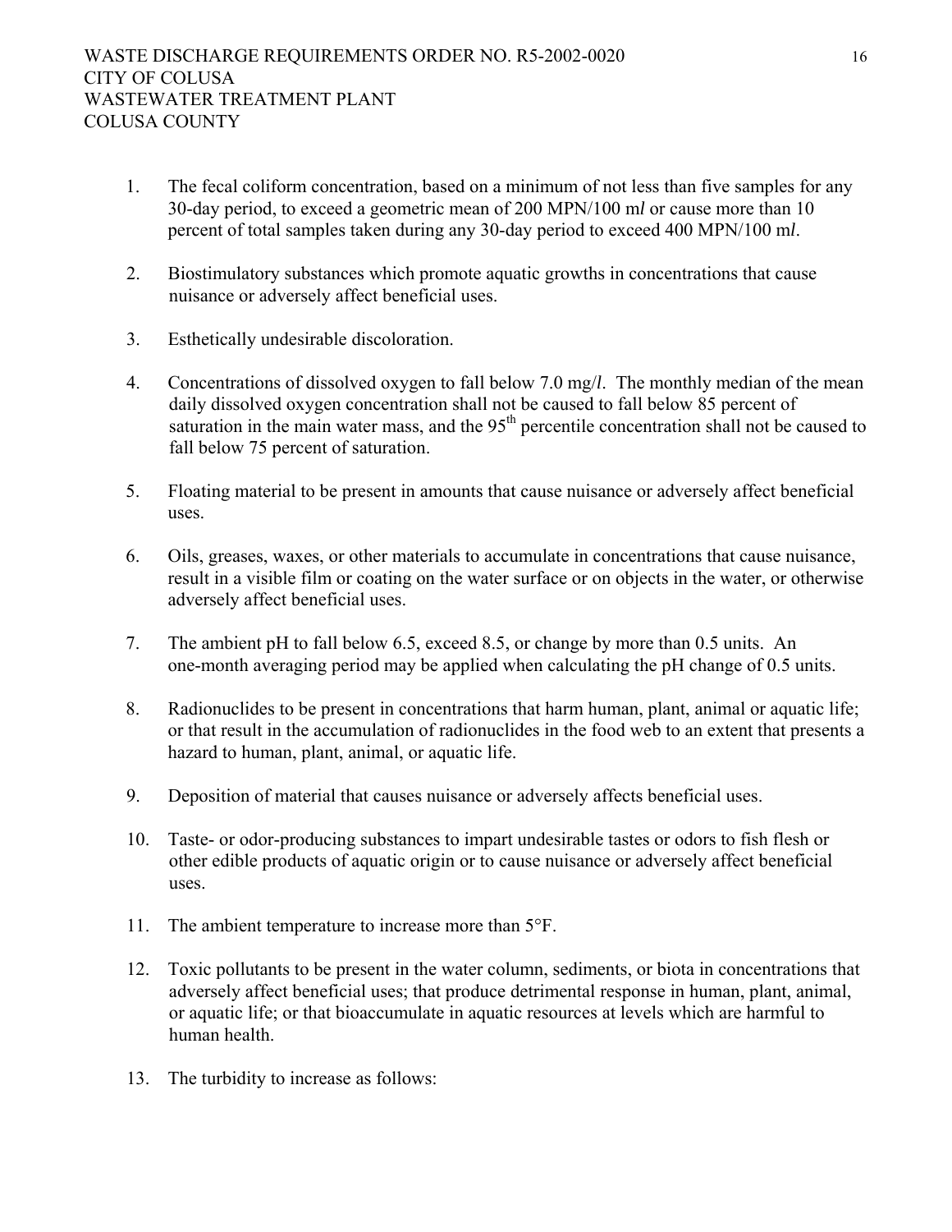1. The fecal coliform concentration, based on a minimum of not less than five samples for any 30-day period, to exceed a geometric mean of 200 MPN/100 m*l* or cause more than 10 percent of total samples taken during any 30-day period to exceed 400 MPN/100 m*l*.

2. Biostimulatory substances which promote aquatic growths in concentrations that cause nuisance or adversely affect beneficial uses.

3. Esthetically undesirable discoloration.

4. Concentrations of dissolved oxygen to fall below 7.0 mg/*l*. The monthly median of the mean daily dissolved oxygen concentration shall not be caused to fall below 85 percent of saturation in the main water mass, and the 95$^{th}$ percentile concentration shall not be caused to fall below 75 percent of saturation.

5. Floating material to be present in amounts that cause nuisance or adversely affect beneficial uses.

6. Oils, greases, waxes, or other materials to accumulate in concentrations that cause nuisance, result in a visible film or coating on the water surface or on objects in the water, or otherwise adversely affect beneficial uses.

7. The ambient pH to fall below 6.5, exceed 8.5, or change by more than 0.5 units. An one-month averaging period may be applied when calculating the pH change of 0.5 units.

8. Radionuclides to be present in concentrations that harm human, plant, animal or aquatic life; or that result in the accumulation of radionuclides in the food web to an extent that presents a hazard to human, plant, animal, or aquatic life.

9. Deposition of material that causes nuisance or adversely affects beneficial uses.

10. Taste- or odor-producing substances to impart undesirable tastes or odors to fish flesh or other edible products of aquatic origin or to cause nuisance or adversely affect beneficial uses.

11. The ambient temperature to increase more than 5°F.

12. Toxic pollutants to be present in the water column, sediments, or biota in concentrations that adversely affect beneficial uses; that produce detrimental response in human, plant, animal, or aquatic life; or that bioaccumulate in aquatic resources at levels which are harmful to human health.

13. The turbidity to increase as follows: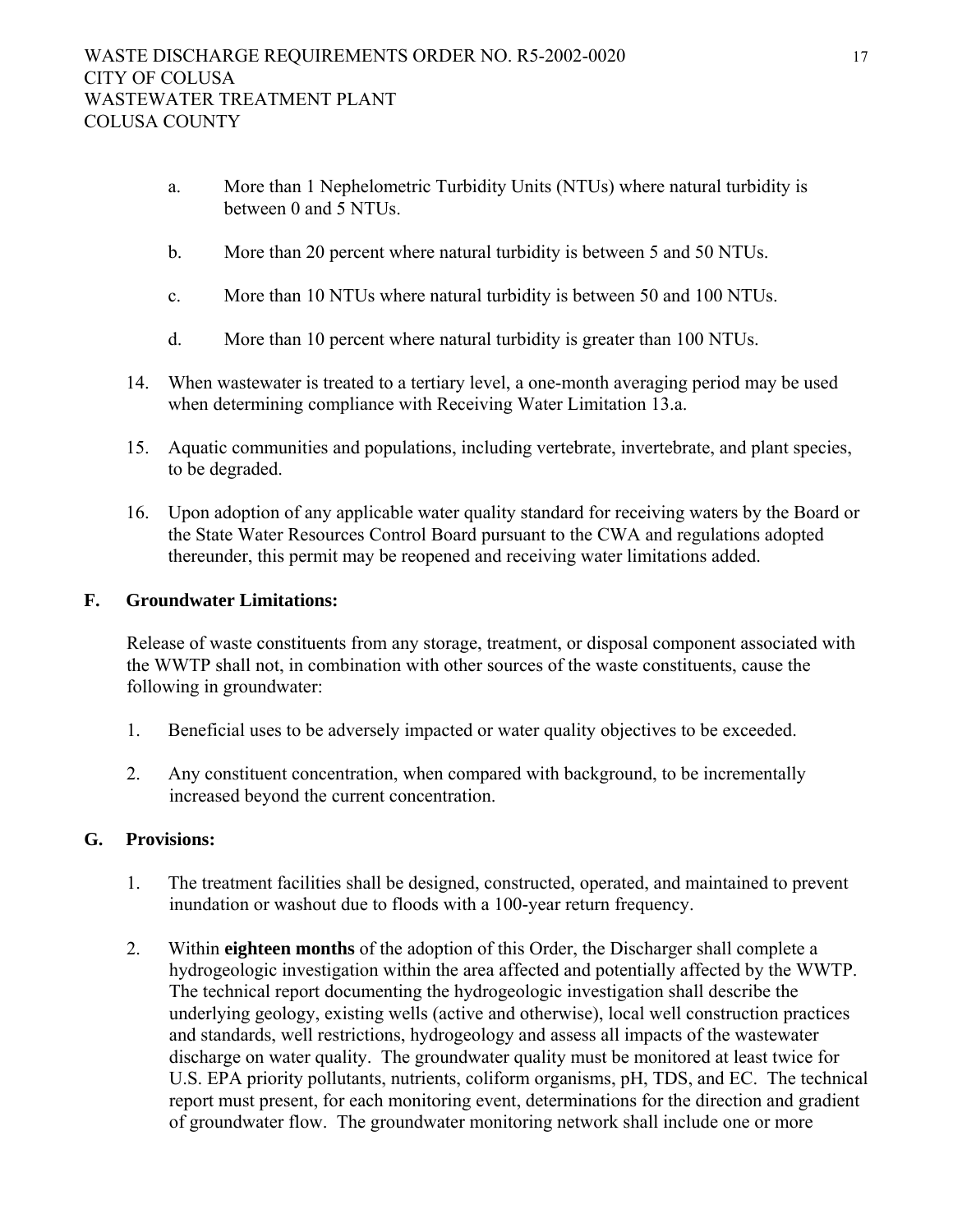a. More than 1 Nephelometric Turbidity Units (NTUs) where natural turbidity is between 0 and 5 NTUs.

b. More than 20 percent where natural turbidity is between 5 and 50 NTUs.

c. More than 10 NTUs where natural turbidity is between 50 and 100 NTUs.

d. More than 10 percent where natural turbidity is greater than 100 NTUs.

14. When wastewater is treated to a tertiary level, a one-month averaging period may be used when determining compliance with Receiving Water Limitation 13.a.

15. Aquatic communities and populations, including vertebrate, invertebrate, and plant species, to be degraded.

16. Upon adoption of any applicable water quality standard for receiving waters by the Board or the State Water Resources Control Board pursuant to the CWA and regulations adopted thereunder, this permit may be reopened and receiving water limitations added.

## F. Groundwater Limitations:

Release of waste constituents from any storage, treatment, or disposal component associated with the WWTP shall not, in combination with other sources of the waste constituents, cause the following in groundwater:

1. Beneficial uses to be adversely impacted or water quality objectives to be exceeded.

2. Any constituent concentration, when compared with background, to be incrementally increased beyond the current concentration.

## G. Provisions:

1. The treatment facilities shall be designed, constructed, operated, and maintained to prevent inundation or washout due to floods with a 100-year return frequency.

2. Within **eighteen months** of the adoption of this Order, the Discharger shall complete a hydrogeologic investigation within the area affected and potentially affected by the WWTP. The technical report documenting the hydrogeologic investigation shall describe the underlying geology, existing wells (active and otherwise), local well construction practices and standards, well restrictions, hydrogeology and assess all impacts of the wastewater discharge on water quality. The groundwater quality must be monitored at least twice for U.S. EPA priority pollutants, nutrients, coliform organisms, pH, TDS, and EC. The technical report must present, for each monitoring event, determinations for the direction and gradient of groundwater flow. The groundwater monitoring network shall include one or more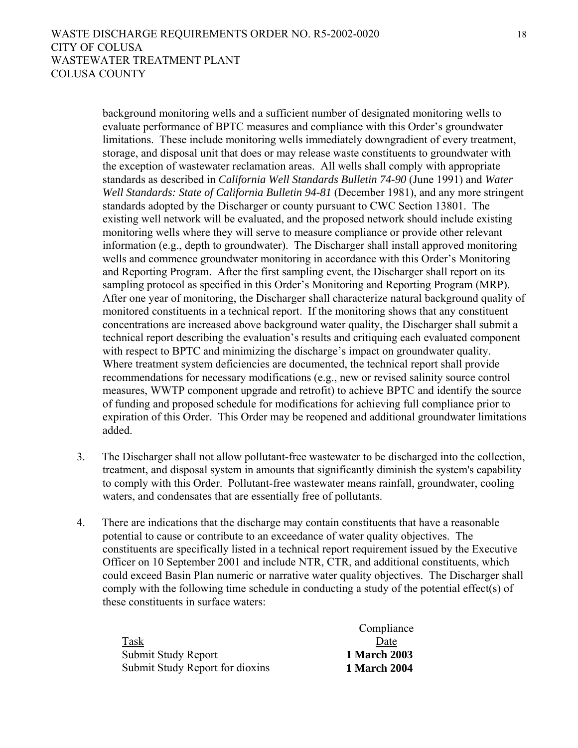background monitoring wells and a sufficient number of designated monitoring wells to evaluate performance of BPTC measures and compliance with this Order's groundwater limitations. These include monitoring wells immediately downgradient of every treatment, storage, and disposal unit that does or may release waste constituents to groundwater with the exception of wastewater reclamation areas. All wells shall comply with appropriate standards as described in *California Well Standards Bulletin 74-90* (June 1991) and *Water Well Standards: State of California Bulletin 94-81* (December 1981), and any more stringent standards adopted by the Discharger or county pursuant to CWC Section 13801. The existing well network will be evaluated, and the proposed network should include existing monitoring wells where they will serve to measure compliance or provide other relevant information (e.g., depth to groundwater). The Discharger shall install approved monitoring wells and commence groundwater monitoring in accordance with this Order's Monitoring and Reporting Program. After the first sampling event, the Discharger shall report on its sampling protocol as specified in this Order's Monitoring and Reporting Program (MRP). After one year of monitoring, the Discharger shall characterize natural background quality of monitored constituents in a technical report. If the monitoring shows that any constituent concentrations are increased above background water quality, the Discharger shall submit a technical report describing the evaluation's results and critiquing each evaluated component with respect to BPTC and minimizing the discharge's impact on groundwater quality. Where treatment system deficiencies are documented, the technical report shall provide recommendations for necessary modifications (e.g., new or revised salinity source control measures, WWTP component upgrade and retrofit) to achieve BPTC and identify the source of funding and proposed schedule for modifications for achieving full compliance prior to expiration of this Order. This Order may be reopened and additional groundwater limitations added.

3. The Discharger shall not allow pollutant-free wastewater to be discharged into the collection, treatment, and disposal system in amounts that significantly diminish the system's capability to comply with this Order. Pollutant-free wastewater means rainfall, groundwater, cooling waters, and condensates that are essentially free of pollutants.

4. There are indications that the discharge may contain constituents that have a reasonable potential to cause or contribute to an exceedance of water quality objectives. The constituents are specifically listed in a technical report requirement issued by the Executive Officer on 10 September 2001 and include NTR, CTR, and additional constituents, which could exceed Basin Plan numeric or narrative water quality objectives. The Discharger shall comply with the following time schedule in conducting a study of the potential effect(s) of these constituents in surface waters:

| Task | Compliance Date |
|---|---|
| Submit Study Report | **1 March 2003** |
| Submit Study Report for dioxins | **1 March 2004** |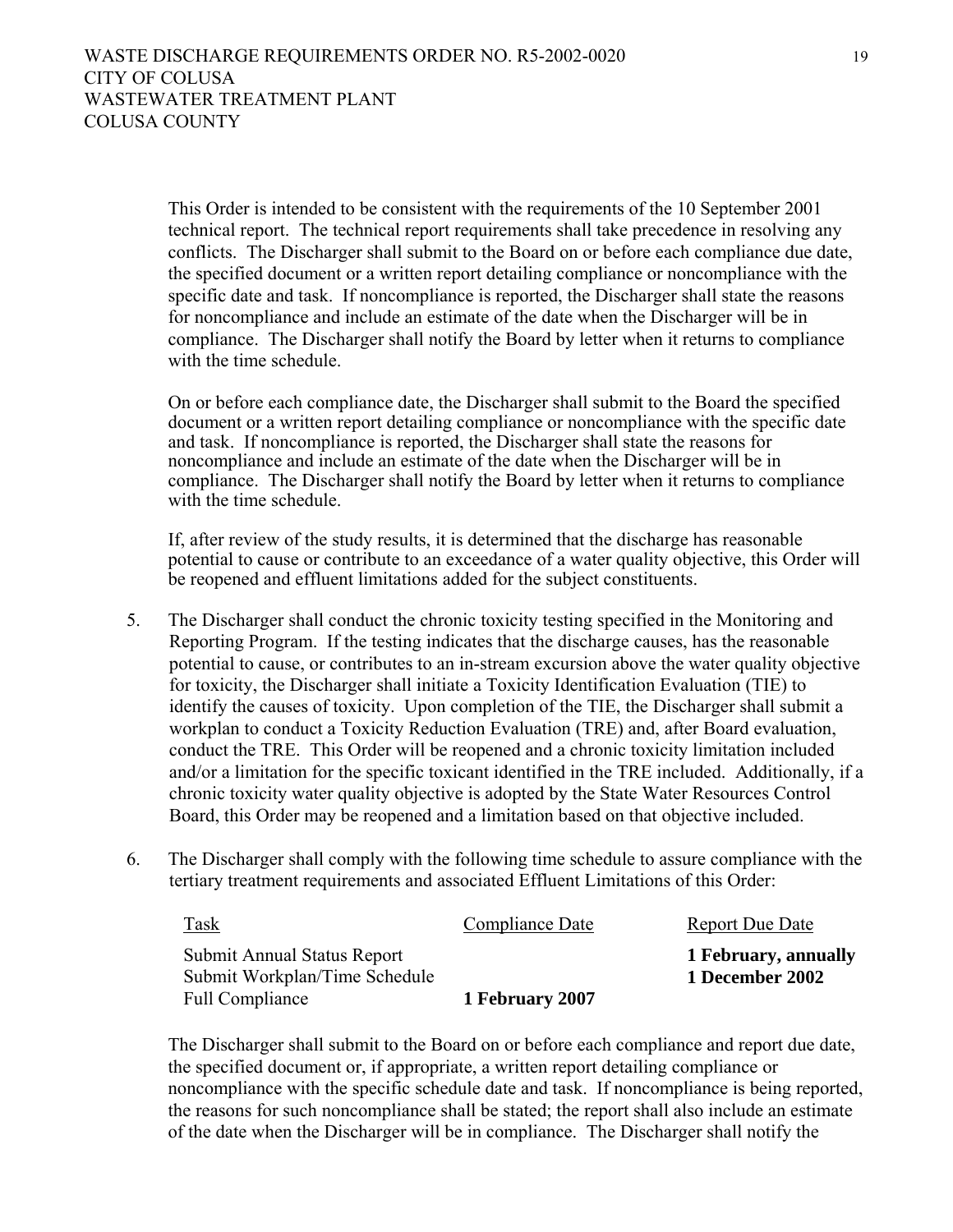This Order is intended to be consistent with the requirements of the 10 September 2001 technical report. The technical report requirements shall take precedence in resolving any conflicts. The Discharger shall submit to the Board on or before each compliance due date, the specified document or a written report detailing compliance or noncompliance with the specific date and task. If noncompliance is reported, the Discharger shall state the reasons for noncompliance and include an estimate of the date when the Discharger will be in compliance. The Discharger shall notify the Board by letter when it returns to compliance with the time schedule.

On or before each compliance date, the Discharger shall submit to the Board the specified document or a written report detailing compliance or noncompliance with the specific date and task. If noncompliance is reported, the Discharger shall state the reasons for noncompliance and include an estimate of the date when the Discharger will be in compliance. The Discharger shall notify the Board by letter when it returns to compliance with the time schedule.

If, after review of the study results, it is determined that the discharge has reasonable potential to cause or contribute to an exceedance of a water quality objective, this Order will be reopened and effluent limitations added for the subject constituents.

5. The Discharger shall conduct the chronic toxicity testing specified in the Monitoring and Reporting Program. If the testing indicates that the discharge causes, has the reasonable potential to cause, or contributes to an in-stream excursion above the water quality objective for toxicity, the Discharger shall initiate a Toxicity Identification Evaluation (TIE) to identify the causes of toxicity. Upon completion of the TIE, the Discharger shall submit a workplan to conduct a Toxicity Reduction Evaluation (TRE) and, after Board evaluation, conduct the TRE. This Order will be reopened and a chronic toxicity limitation included and/or a limitation for the specific toxicant identified in the TRE included. Additionally, if a chronic toxicity water quality objective is adopted by the State Water Resources Control Board, this Order may be reopened and a limitation based on that objective included.

6. The Discharger shall comply with the following time schedule to assure compliance with the tertiary treatment requirements and associated Effluent Limitations of this Order:

| Task | Compliance Date | Report Due Date |
|---|---|---|
| Submit Annual Status Report | | **1 February, annually** |
| Submit Workplan/Time Schedule | | **1 December 2002** |
| Full Compliance | **1 February 2007** | |

The Discharger shall submit to the Board on or before each compliance and report due date, the specified document or, if appropriate, a written report detailing compliance or noncompliance with the specific schedule date and task. If noncompliance is being reported, the reasons for such noncompliance shall be stated; the report shall also include an estimate of the date when the Discharger will be in compliance. The Discharger shall notify the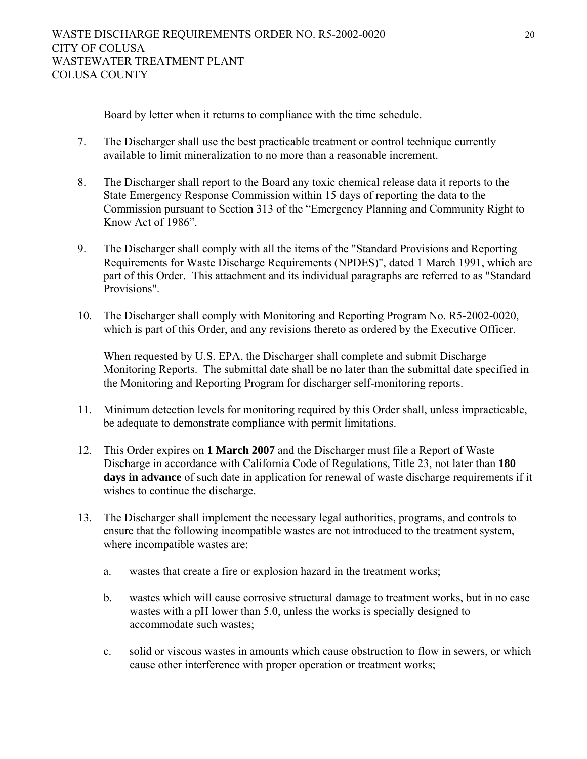Board by letter when it returns to compliance with the time schedule.

7. The Discharger shall use the best practicable treatment or control technique currently available to limit mineralization to no more than a reasonable increment.

8. The Discharger shall report to the Board any toxic chemical release data it reports to the State Emergency Response Commission within 15 days of reporting the data to the Commission pursuant to Section 313 of the "Emergency Planning and Community Right to Know Act of 1986".

9. The Discharger shall comply with all the items of the "Standard Provisions and Reporting Requirements for Waste Discharge Requirements (NPDES)", dated 1 March 1991, which are part of this Order. This attachment and its individual paragraphs are referred to as "Standard Provisions".

10. The Discharger shall comply with Monitoring and Reporting Program No. R5-2002-0020, which is part of this Order, and any revisions thereto as ordered by the Executive Officer.

    When requested by U.S. EPA, the Discharger shall complete and submit Discharge Monitoring Reports. The submittal date shall be no later than the submittal date specified in the Monitoring and Reporting Program for discharger self-monitoring reports.

11. Minimum detection levels for monitoring required by this Order shall, unless impracticable, be adequate to demonstrate compliance with permit limitations.

12. This Order expires on **1 March 2007** and the Discharger must file a Report of Waste Discharge in accordance with California Code of Regulations, Title 23, not later than **180 days in advance** of such date in application for renewal of waste discharge requirements if it wishes to continue the discharge.

13. The Discharger shall implement the necessary legal authorities, programs, and controls to ensure that the following incompatible wastes are not introduced to the treatment system, where incompatible wastes are:

    a. wastes that create a fire or explosion hazard in the treatment works;

    b. wastes which will cause corrosive structural damage to treatment works, but in no case wastes with a pH lower than 5.0, unless the works is specially designed to accommodate such wastes;

    c. solid or viscous wastes in amounts which cause obstruction to flow in sewers, or which cause other interference with proper operation or treatment works;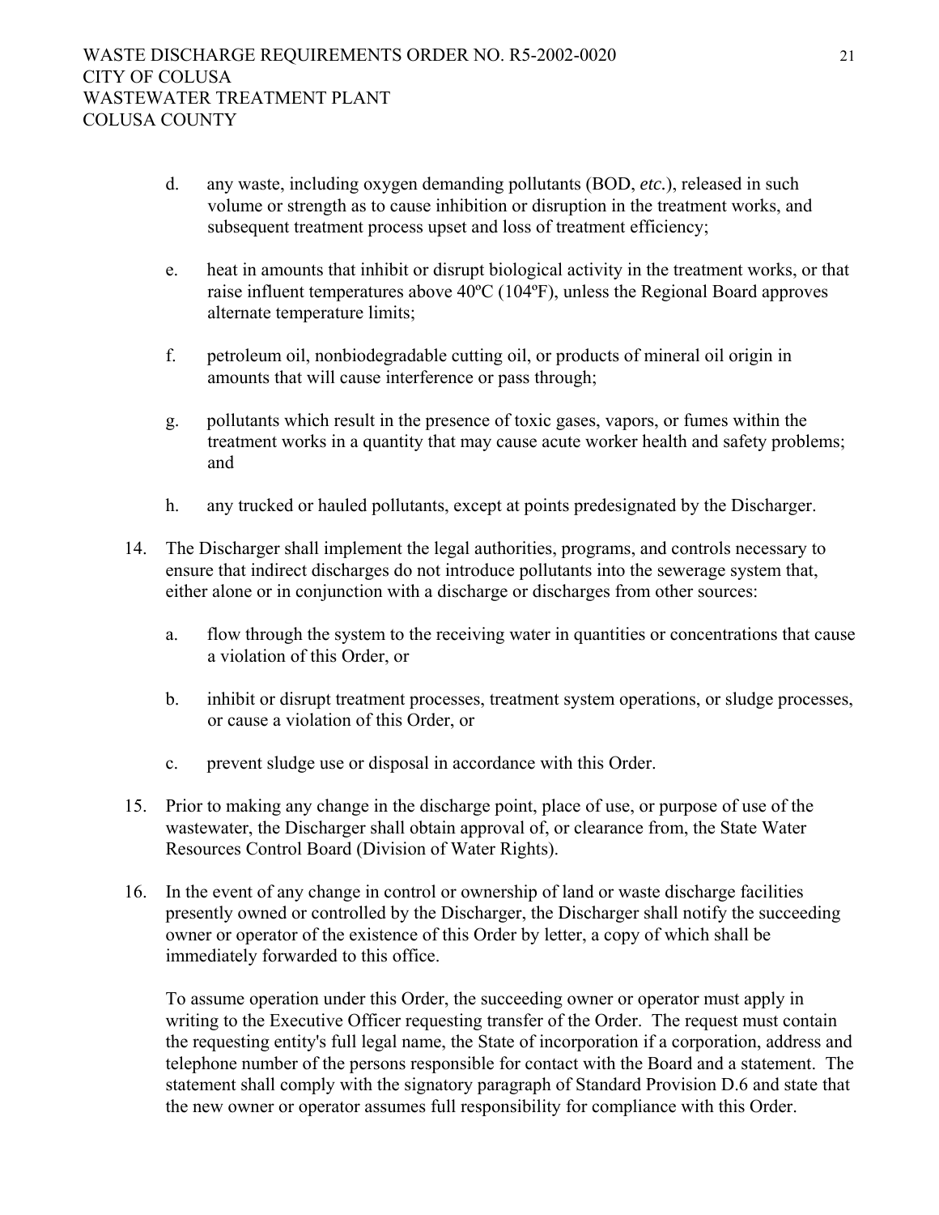d. any waste, including oxygen demanding pollutants (BOD, *etc.*), released in such volume or strength as to cause inhibition or disruption in the treatment works, and subsequent treatment process upset and loss of treatment efficiency;

e. heat in amounts that inhibit or disrupt biological activity in the treatment works, or that raise influent temperatures above 40ºC (104ºF), unless the Regional Board approves alternate temperature limits;

f. petroleum oil, nonbiodegradable cutting oil, or products of mineral oil origin in amounts that will cause interference or pass through;

g. pollutants which result in the presence of toxic gases, vapors, or fumes within the treatment works in a quantity that may cause acute worker health and safety problems; and

h. any trucked or hauled pollutants, except at points predesignated by the Discharger.

14. The Discharger shall implement the legal authorities, programs, and controls necessary to ensure that indirect discharges do not introduce pollutants into the sewerage system that, either alone or in conjunction with a discharge or discharges from other sources:

    a. flow through the system to the receiving water in quantities or concentrations that cause a violation of this Order, or

    b. inhibit or disrupt treatment processes, treatment system operations, or sludge processes, or cause a violation of this Order, or

    c. prevent sludge use or disposal in accordance with this Order.

15. Prior to making any change in the discharge point, place of use, or purpose of use of the wastewater, the Discharger shall obtain approval of, or clearance from, the State Water Resources Control Board (Division of Water Rights).

16. In the event of any change in control or ownership of land or waste discharge facilities presently owned or controlled by the Discharger, the Discharger shall notify the succeeding owner or operator of the existence of this Order by letter, a copy of which shall be immediately forwarded to this office.

    To assume operation under this Order, the succeeding owner or operator must apply in writing to the Executive Officer requesting transfer of the Order. The request must contain the requesting entity's full legal name, the State of incorporation if a corporation, address and telephone number of the persons responsible for contact with the Board and a statement. The statement shall comply with the signatory paragraph of Standard Provision D.6 and state that the new owner or operator assumes full responsibility for compliance with this Order.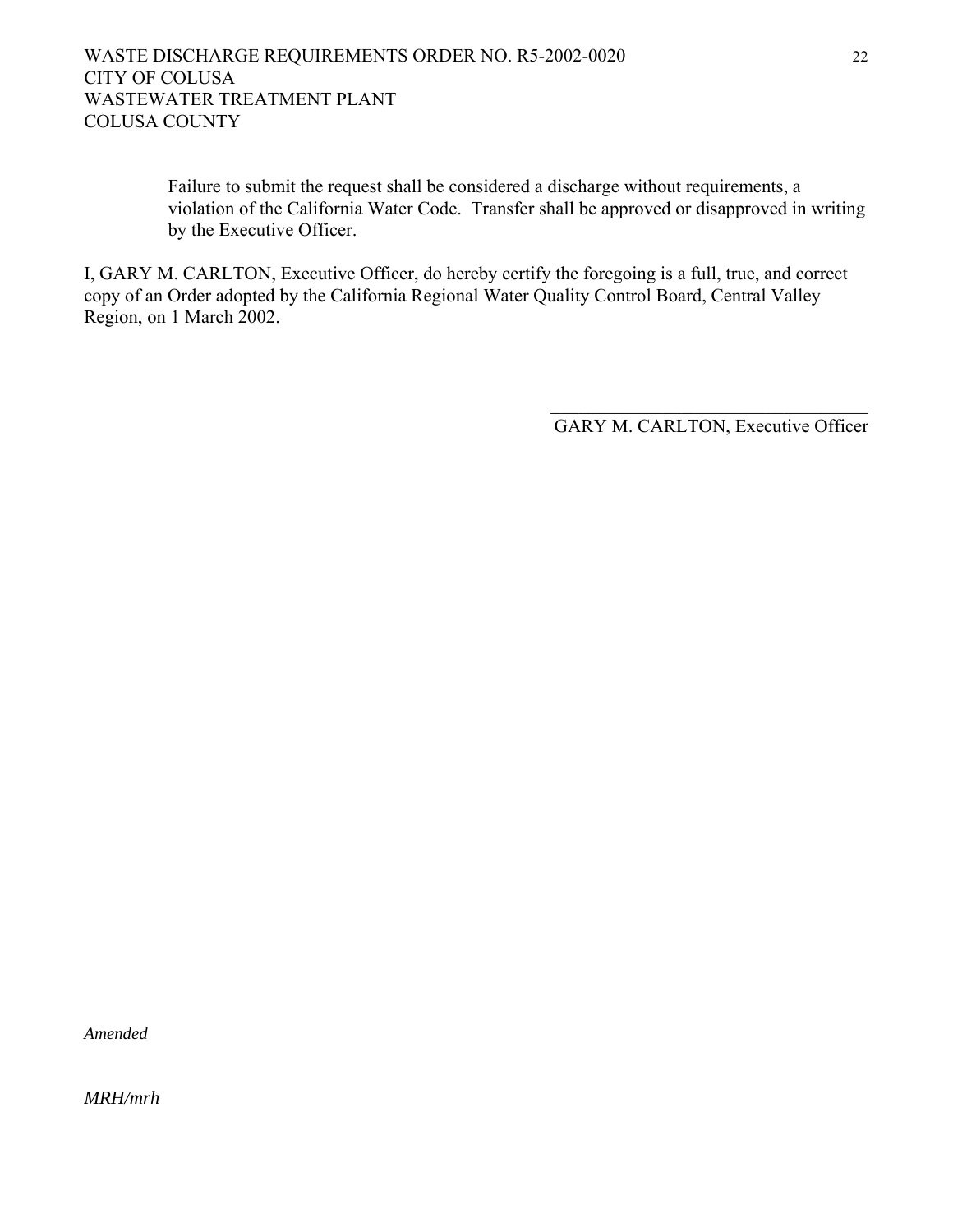Failure to submit the request shall be considered a discharge without requirements, a violation of the California Water Code. Transfer shall be approved or disapproved in writing by the Executive Officer.

I, GARY M. CARLTON, Executive Officer, do hereby certify the foregoing is a full, true, and correct copy of an Order adopted by the California Regional Water Quality Control Board, Central Valley Region, on 1 March 2002.

\_\_\_\_\_\_\_\_\_\_\_\_\_\_\_\_\_\_\_\_\_\_\_\_\_\_\_\_\_\_\_\_\_\_\_\_

GARY M. CARLTON, Executive Officer

*Amended*

*MRH/mrh*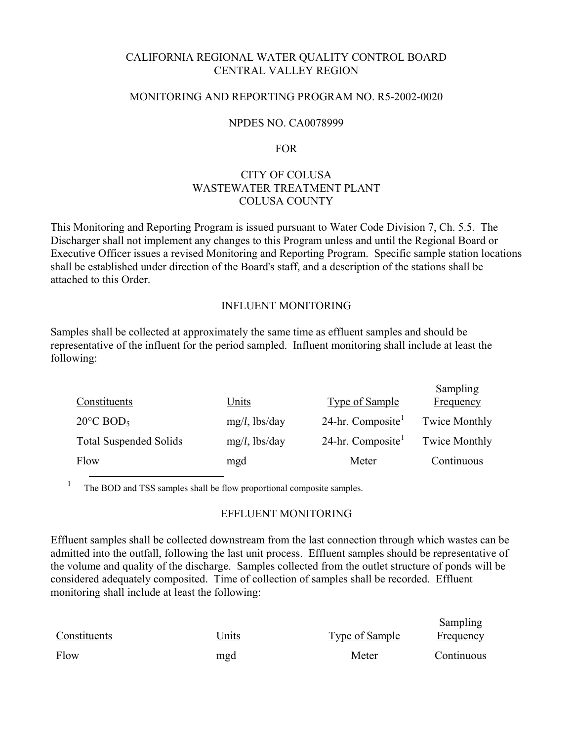CALIFORNIA REGIONAL WATER QUALITY CONTROL BOARD
CENTRAL VALLEY REGION

MONITORING AND REPORTING PROGRAM NO. R5-2002-0020

NPDES NO. CA0078999

FOR

CITY OF COLUSA
WASTEWATER TREATMENT PLANT
COLUSA COUNTY

This Monitoring and Reporting Program is issued pursuant to Water Code Division 7, Ch. 5.5. The Discharger shall not implement any changes to this Program unless and until the Regional Board or Executive Officer issues a revised Monitoring and Reporting Program. Specific sample station locations shall be established under direction of the Board's staff, and a description of the stations shall be attached to this Order.

## INFLUENT MONITORING

Samples shall be collected at approximately the same time as effluent samples and should be representative of the influent for the period sampled. Influent monitoring shall include at least the following:

| Constituents | Units | Type of Sample | Sampling Frequency |
|---|---|---|---|
| 20°C $BOD_5$ | mg/l, lbs/day | 24-hr. Composite[1] | Twice Monthly |
| Total Suspended Solids | mg/l, lbs/day | 24-hr. Composite[1] | Twice Monthly |
| Flow | mgd | Meter | Continuous |

[1] The BOD and TSS samples shall be flow proportional composite samples.

## EFFLUENT MONITORING

Effluent samples shall be collected downstream from the last connection through which wastes can be admitted into the outfall, following the last unit process. Effluent samples should be representative of the volume and quality of the discharge. Samples collected from the outlet structure of ponds will be considered adequately composited. Time of collection of samples shall be recorded. Effluent monitoring shall include at least the following:

| Constituents | Units | Type of Sample | Sampling Frequency |
|---|---|---|---|
| Flow | mgd | Meter | Continuous |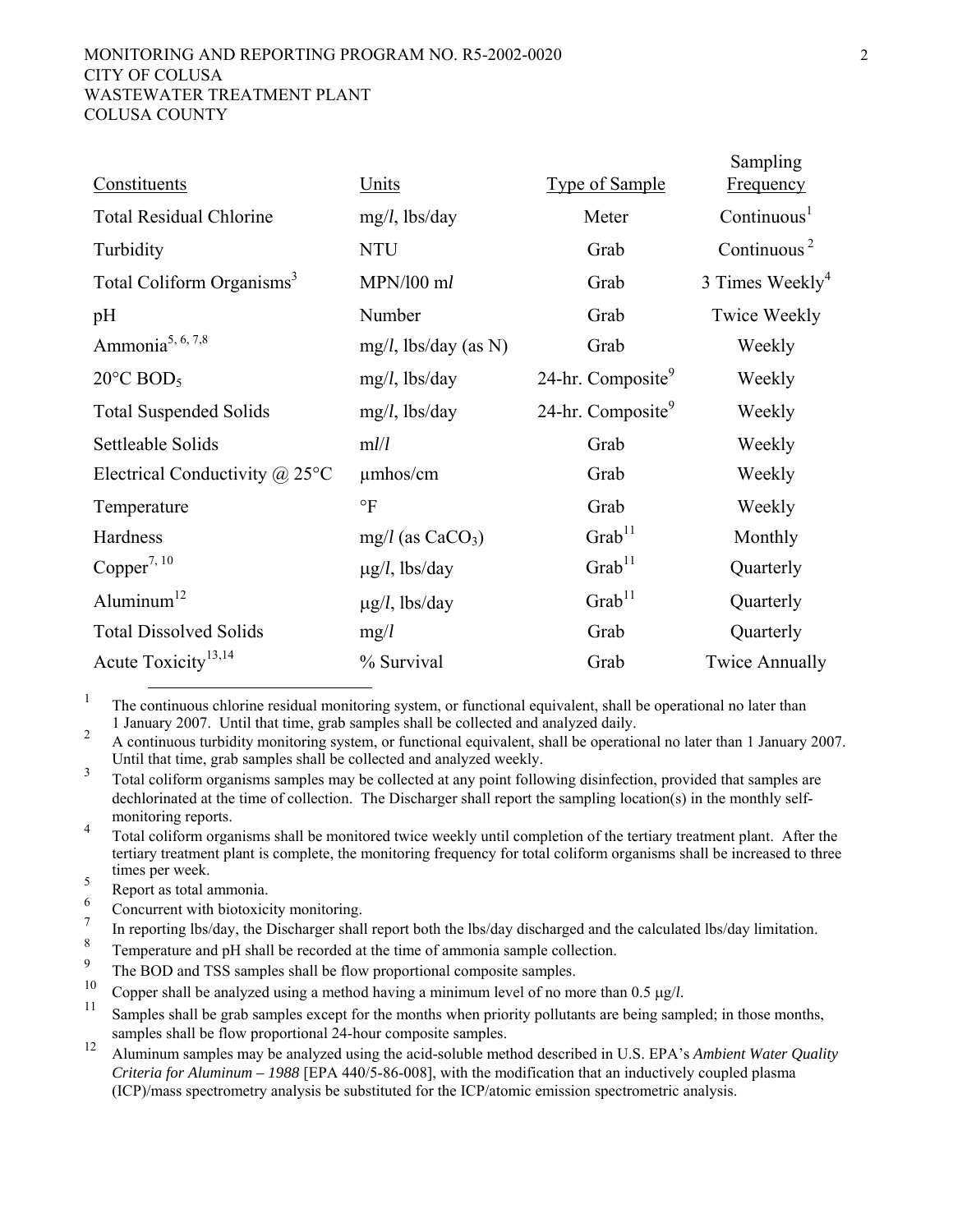| Constituents | Units | Type of Sample | Sampling Frequency |
|---|---|---|---|
| Total Residual Chlorine | mg/*l*, lbs/day | Meter | Continuous[1] |
| Turbidity | NTU | Grab | Continuous [2] |
| Total Coliform Organisms[3] | MPN/l00 m*l* | Grab | 3 Times Weekly[4] |
| pH | Number | Grab | Twice Weekly |
| Ammonia[5, 6, 7,8] | mg/*l*, lbs/day (as N) | Grab | Weekly |
| 20°C $BOD_5$ | mg/*l*, lbs/day | 24-hr. Composite[9] | Weekly |
| Total Suspended Solids | mg/*l*, lbs/day | 24-hr. Composite[9] | Weekly |
| Settleable Solids | m*l*/*l* | Grab | Weekly |
| Electrical Conductivity @ 25°C | µmhos/cm | Grab | Weekly |
| Temperature | °F | Grab | Weekly |
| Hardness | mg/*l* (as $CaCO_3$) | Grab[11] | Monthly |
| Copper[7, 10] | µg/*l*, lbs/day | Grab[11] | Quarterly |
| Aluminum[12] | µg/*l*, lbs/day | Grab[11] | Quarterly |
| Total Dissolved Solids | mg/*l* | Grab | Quarterly |
| Acute Toxicity[13,14] | % Survival | Grab | Twice Annually |

[1] The continuous chlorine residual monitoring system, or functional equivalent, shall be operational no later than 1 January 2007. Until that time, grab samples shall be collected and analyzed daily.

[2] A continuous turbidity monitoring system, or functional equivalent, shall be operational no later than 1 January 2007. Until that time, grab samples shall be collected and analyzed weekly.

[3] Total coliform organisms samples may be collected at any point following disinfection, provided that samples are dechlorinated at the time of collection. The Discharger shall report the sampling location(s) in the monthly self-monitoring reports.

[4] Total coliform organisms shall be monitored twice weekly until completion of the tertiary treatment plant. After the tertiary treatment plant is complete, the monitoring frequency for total coliform organisms shall be increased to three times per week.

[5] Report as total ammonia.

[6] Concurrent with biotoxicity monitoring.

[7] In reporting lbs/day, the Discharger shall report both the lbs/day discharged and the calculated lbs/day limitation.

[8] Temperature and pH shall be recorded at the time of ammonia sample collection.

[9] The BOD and TSS samples shall be flow proportional composite samples.

[10] Copper shall be analyzed using a method having a minimum level of no more than 0.5 µg/*l*.

[11] Samples shall be grab samples except for the months when priority pollutants are being sampled; in those months, samples shall be flow proportional 24-hour composite samples.

[12] Aluminum samples may be analyzed using the acid-soluble method described in U.S. EPA's *Ambient Water Quality Criteria for Aluminum – 1988* [EPA 440/5-86-008], with the modification that an inductively coupled plasma (ICP)/mass spectrometry analysis be substituted for the ICP/atomic emission spectrometric analysis.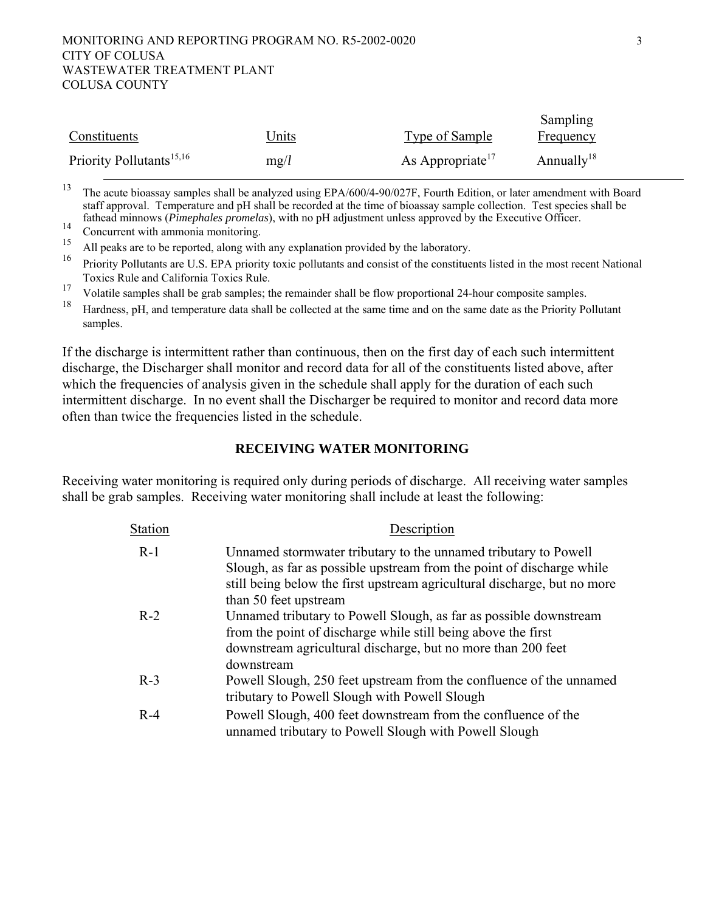| Constituents | Units | Type of Sample | Sampling Frequency |
|---|---|---|---|
| Priority Pollutants[15,16] | mg/*l* | As Appropriate[17] | Annually[18] |

[13] The acute bioassay samples shall be analyzed using EPA/600/4-90/027F, Fourth Edition, or later amendment with Board staff approval. Temperature and pH shall be recorded at the time of bioassay sample collection. Test species shall be fathead minnows (*Pimephales promelas*), with no pH adjustment unless approved by the Executive Officer.

[14] Concurrent with ammonia monitoring.

[15] All peaks are to be reported, along with any explanation provided by the laboratory.

[16] Priority Pollutants are U.S. EPA priority toxic pollutants and consist of the constituents listed in the most recent National Toxics Rule and California Toxics Rule.

[17] Volatile samples shall be grab samples; the remainder shall be flow proportional 24-hour composite samples.

[18] Hardness, pH, and temperature data shall be collected at the same time and on the same date as the Priority Pollutant samples.

If the discharge is intermittent rather than continuous, then on the first day of each such intermittent discharge, the Discharger shall monitor and record data for all of the constituents listed above, after which the frequencies of analysis given in the schedule shall apply for the duration of each such intermittent discharge. In no event shall the Discharger be required to monitor and record data more often than twice the frequencies listed in the schedule.

## RECEIVING WATER MONITORING

Receiving water monitoring is required only during periods of discharge. All receiving water samples shall be grab samples. Receiving water monitoring shall include at least the following:

| Station | Description |
|---|---|
| R-1 | Unnamed stormwater tributary to the unnamed tributary to Powell Slough, as far as possible upstream from the point of discharge while still being below the first upstream agricultural discharge, but no more than 50 feet upstream |
| R-2 | Unnamed tributary to Powell Slough, as far as possible downstream from the point of discharge while still being above the first downstream agricultural discharge, but no more than 200 feet downstream |
| R-3 | Powell Slough, 250 feet upstream from the confluence of the unnamed tributary to Powell Slough with Powell Slough |
| R-4 | Powell Slough, 400 feet downstream from the confluence of the unnamed tributary to Powell Slough with Powell Slough |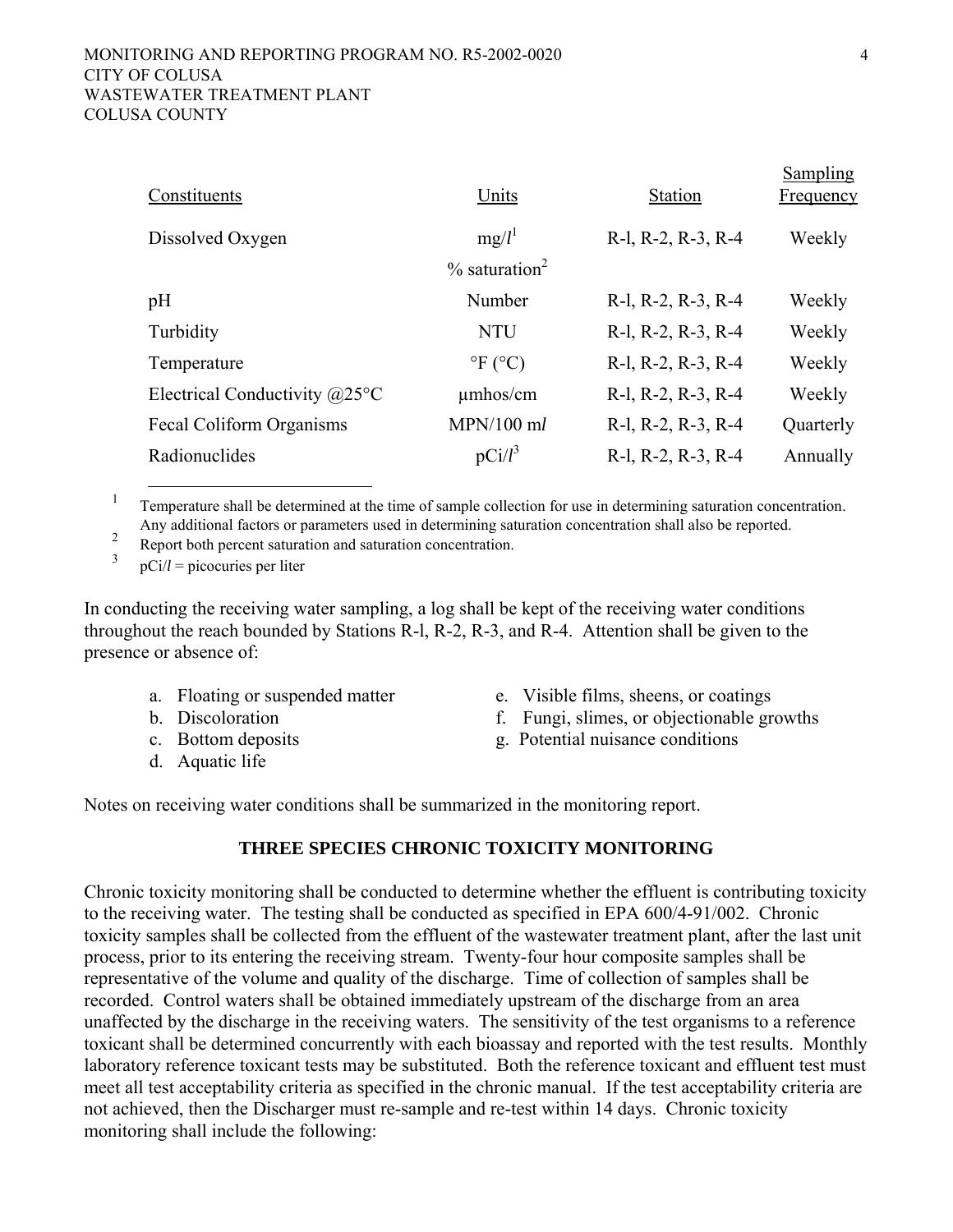| Constituents | Units | Station | Sampling Frequency |
|---|---|---|---|
| Dissolved Oxygen | mg/*l*[1] | R-l, R-2, R-3, R-4 | Weekly |
| | % saturation[2] | | |
| pH | Number | R-l, R-2, R-3, R-4 | Weekly |
| Turbidity | NTU | R-l, R-2, R-3, R-4 | Weekly |
| Temperature | °F (°C) | R-l, R-2, R-3, R-4 | Weekly |
| Electrical Conductivity @25°C | µmhos/cm | R-l, R-2, R-3, R-4 | Weekly |
| Fecal Coliform Organisms | MPN/100 m*l* | R-l, R-2, R-3, R-4 | Quarterly |
| Radionuclides | pCi/*l*[3] | R-l, R-2, R-3, R-4 | Annually |

[1] Temperature shall be determined at the time of sample collection for use in determining saturation concentration. Any additional factors or parameters used in determining saturation concentration shall also be reported.

[2] Report both percent saturation and saturation concentration.

[3] pCi/*l* = picocuries per liter

In conducting the receiving water sampling, a log shall be kept of the receiving water conditions throughout the reach bounded by Stations R-l, R-2, R-3, and R-4. Attention shall be given to the presence or absence of:

a. Floating or suspended matter
b. Discoloration
c. Bottom deposits
d. Aquatic life
e. Visible films, sheens, or coatings
f. Fungi, slimes, or objectionable growths
g. Potential nuisance conditions

Notes on receiving water conditions shall be summarized in the monitoring report.

## THREE SPECIES CHRONIC TOXICITY MONITORING

Chronic toxicity monitoring shall be conducted to determine whether the effluent is contributing toxicity to the receiving water. The testing shall be conducted as specified in EPA 600/4-91/002. Chronic toxicity samples shall be collected from the effluent of the wastewater treatment plant, after the last unit process, prior to its entering the receiving stream. Twenty-four hour composite samples shall be representative of the volume and quality of the discharge. Time of collection of samples shall be recorded. Control waters shall be obtained immediately upstream of the discharge from an area unaffected by the discharge in the receiving waters. The sensitivity of the test organisms to a reference toxicant shall be determined concurrently with each bioassay and reported with the test results. Monthly laboratory reference toxicant tests may be substituted. Both the reference toxicant and effluent test must meet all test acceptability criteria as specified in the chronic manual. If the test acceptability criteria are not achieved, then the Discharger must re-sample and re-test within 14 days. Chronic toxicity monitoring shall include the following: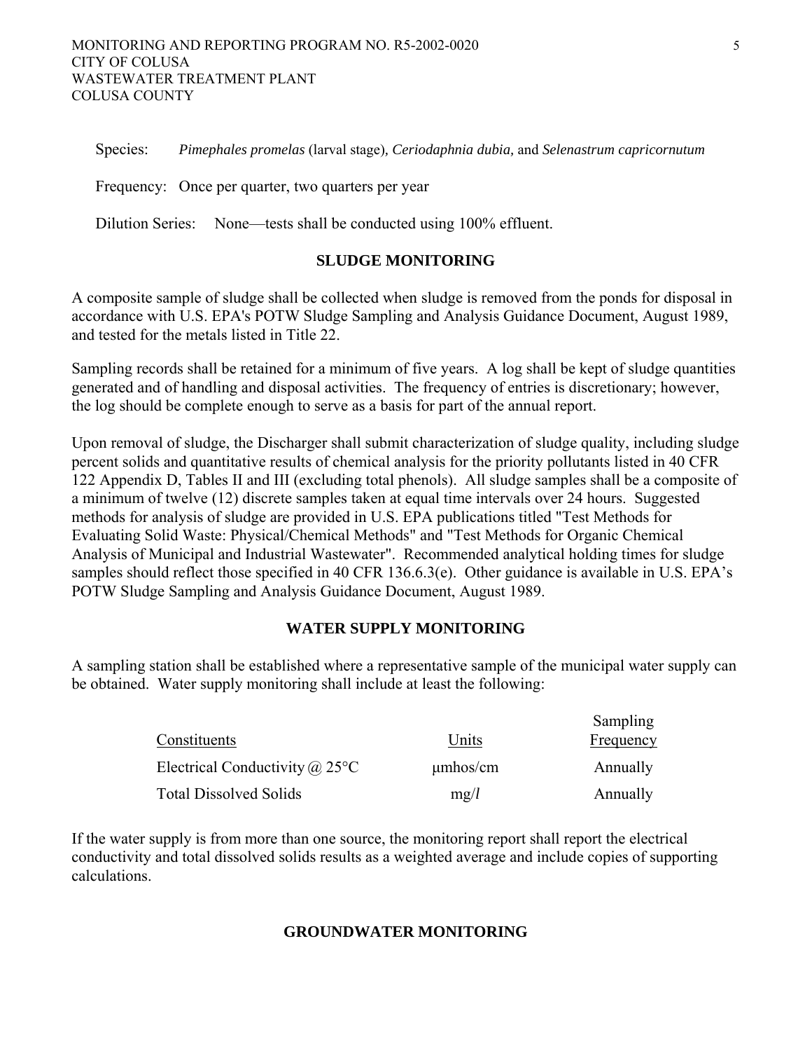Species: *Pimephales promelas* (larval stage), *Ceriodaphnia dubia,* and *Selenastrum capricornutum*

Frequency: Once per quarter, two quarters per year

Dilution Series: None—tests shall be conducted using 100% effluent.

## SLUDGE MONITORING

A composite sample of sludge shall be collected when sludge is removed from the ponds for disposal in accordance with U.S. EPA's POTW Sludge Sampling and Analysis Guidance Document, August 1989, and tested for the metals listed in Title 22.

Sampling records shall be retained for a minimum of five years. A log shall be kept of sludge quantities generated and of handling and disposal activities. The frequency of entries is discretionary; however, the log should be complete enough to serve as a basis for part of the annual report.

Upon removal of sludge, the Discharger shall submit characterization of sludge quality, including sludge percent solids and quantitative results of chemical analysis for the priority pollutants listed in 40 CFR 122 Appendix D, Tables II and III (excluding total phenols). All sludge samples shall be a composite of a minimum of twelve (12) discrete samples taken at equal time intervals over 24 hours. Suggested methods for analysis of sludge are provided in U.S. EPA publications titled "Test Methods for Evaluating Solid Waste: Physical/Chemical Methods" and "Test Methods for Organic Chemical Analysis of Municipal and Industrial Wastewater". Recommended analytical holding times for sludge samples should reflect those specified in 40 CFR 136.6.3(e). Other guidance is available in U.S. EPA's POTW Sludge Sampling and Analysis Guidance Document, August 1989.

## WATER SUPPLY MONITORING

A sampling station shall be established where a representative sample of the municipal water supply can be obtained. Water supply monitoring shall include at least the following:

| Constituents | Units | Sampling Frequency |
|---|---|---|
| Electrical Conductivity @ 25°C | μmhos/cm | Annually |
| Total Dissolved Solids | mg/*l* | Annually |

If the water supply is from more than one source, the monitoring report shall report the electrical conductivity and total dissolved solids results as a weighted average and include copies of supporting calculations.

## GROUNDWATER MONITORING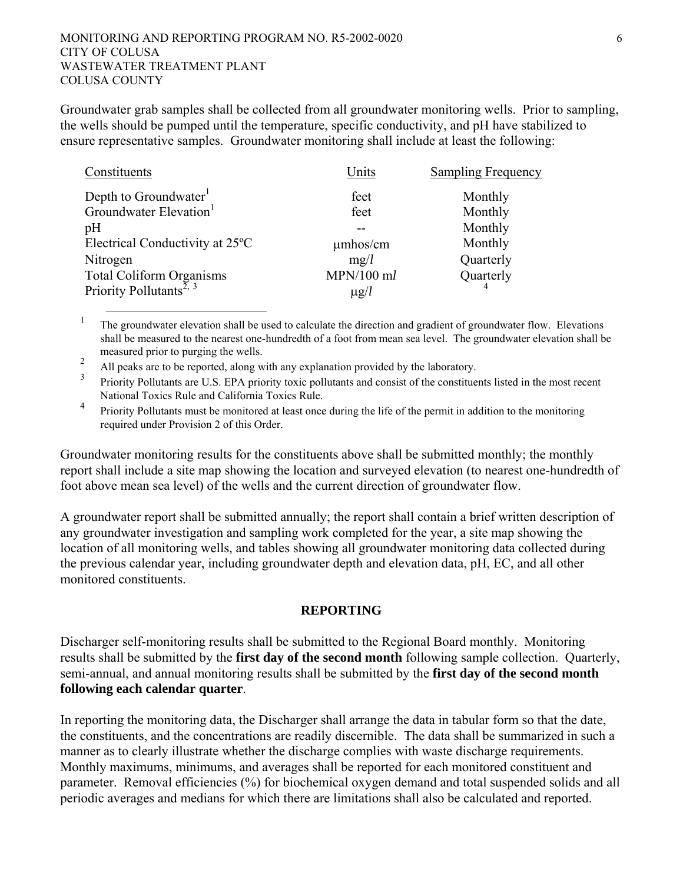Groundwater grab samples shall be collected from all groundwater monitoring wells. Prior to sampling, the wells should be pumped until the temperature, specific conductivity, and pH have stabilized to ensure representative samples. Groundwater monitoring shall include at least the following:

| Constituents | Units | Sampling Frequency |
|---|---|---|
| Depth to Groundwater[1] | feet | Monthly |
| Groundwater Elevation[1] | feet | Monthly |
| pH | -- | Monthly |
| Electrical Conductivity at 25ºC | μmhos/cm | Monthly |
| Nitrogen | mg/*l* | Quarterly |
| Total Coliform Organisms | MPN/100 m*l* | Quarterly |
| Priority Pollutants[2, 3] | μg/*l* | [4] |

[1] The groundwater elevation shall be used to calculate the direction and gradient of groundwater flow. Elevations shall be measured to the nearest one-hundredth of a foot from mean sea level. The groundwater elevation shall be measured prior to purging the wells.

[2] All peaks are to be reported, along with any explanation provided by the laboratory.

[3] Priority Pollutants are U.S. EPA priority toxic pollutants and consist of the constituents listed in the most recent National Toxics Rule and California Toxics Rule.

[4] Priority Pollutants must be monitored at least once during the life of the permit in addition to the monitoring required under Provision 2 of this Order.

Groundwater monitoring results for the constituents above shall be submitted monthly; the monthly report shall include a site map showing the location and surveyed elevation (to nearest one-hundredth of foot above mean sea level) of the wells and the current direction of groundwater flow.

A groundwater report shall be submitted annually; the report shall contain a brief written description of any groundwater investigation and sampling work completed for the year, a site map showing the location of all monitoring wells, and tables showing all groundwater monitoring data collected during the previous calendar year, including groundwater depth and elevation data, pH, EC, and all other monitored constituents.

## REPORTING

Discharger self-monitoring results shall be submitted to the Regional Board monthly. Monitoring results shall be submitted by the **first day of the second month** following sample collection. Quarterly, semi-annual, and annual monitoring results shall be submitted by the **first day of the second month following each calendar quarter**.

In reporting the monitoring data, the Discharger shall arrange the data in tabular form so that the date, the constituents, and the concentrations are readily discernible. The data shall be summarized in such a manner as to clearly illustrate whether the discharge complies with waste discharge requirements. Monthly maximums, minimums, and averages shall be reported for each monitored constituent and parameter. Removal efficiencies (%) for biochemical oxygen demand and total suspended solids and all periodic averages and medians for which there are limitations shall also be calculated and reported.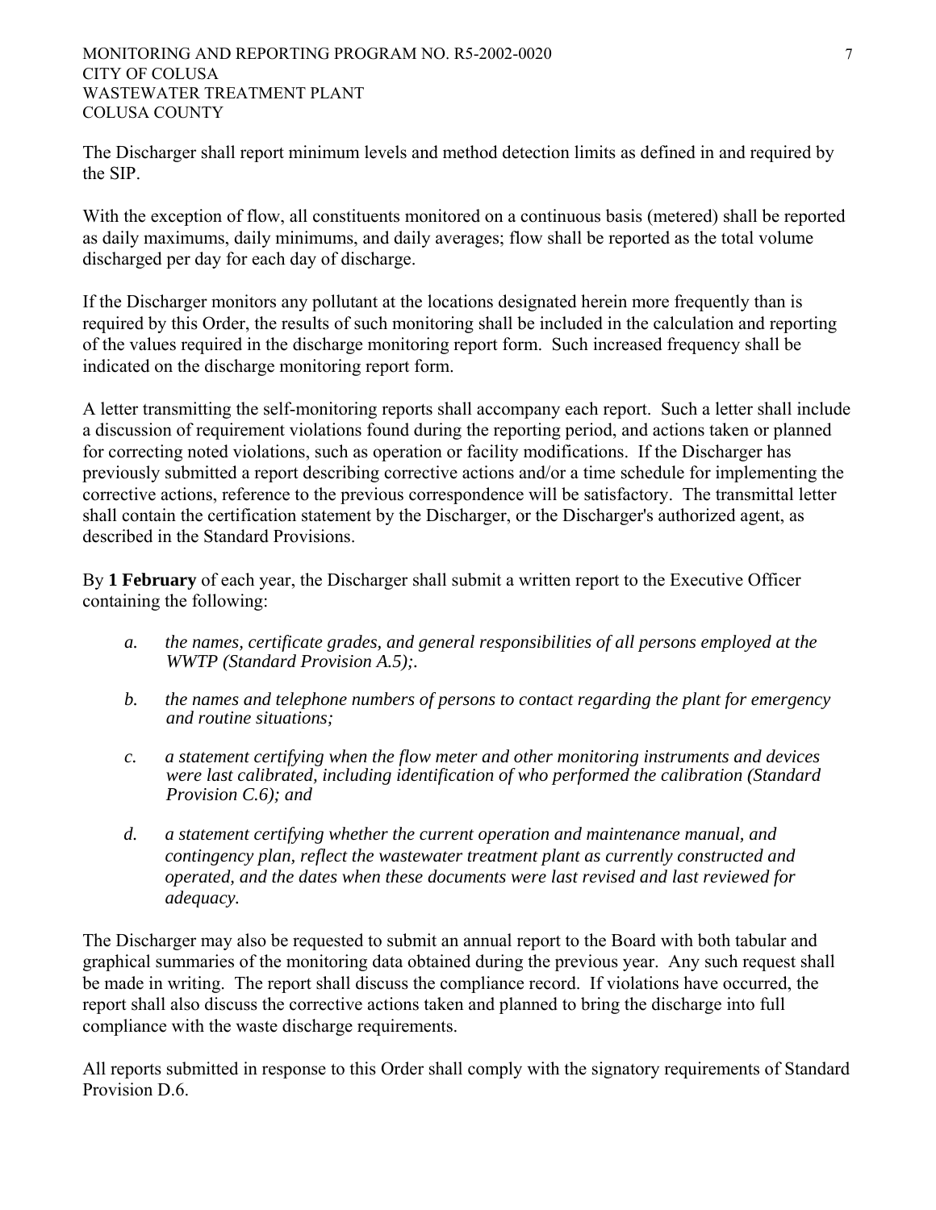The Discharger shall report minimum levels and method detection limits as defined in and required by the SIP.

With the exception of flow, all constituents monitored on a continuous basis (metered) shall be reported as daily maximums, daily minimums, and daily averages; flow shall be reported as the total volume discharged per day for each day of discharge.

If the Discharger monitors any pollutant at the locations designated herein more frequently than is required by this Order, the results of such monitoring shall be included in the calculation and reporting of the values required in the discharge monitoring report form. Such increased frequency shall be indicated on the discharge monitoring report form.

A letter transmitting the self-monitoring reports shall accompany each report. Such a letter shall include a discussion of requirement violations found during the reporting period, and actions taken or planned for correcting noted violations, such as operation or facility modifications. If the Discharger has previously submitted a report describing corrective actions and/or a time schedule for implementing the corrective actions, reference to the previous correspondence will be satisfactory. The transmittal letter shall contain the certification statement by the Discharger, or the Discharger's authorized agent, as described in the Standard Provisions.

By **1 February** of each year, the Discharger shall submit a written report to the Executive Officer containing the following:

a. *the names, certificate grades, and general responsibilities of all persons employed at the WWTP (Standard Provision A.5);.*

b. *the names and telephone numbers of persons to contact regarding the plant for emergency and routine situations;*

c. *a statement certifying when the flow meter and other monitoring instruments and devices were last calibrated, including identification of who performed the calibration (Standard Provision C.6); and*

d. *a statement certifying whether the current operation and maintenance manual, and contingency plan, reflect the wastewater treatment plant as currently constructed and operated, and the dates when these documents were last revised and last reviewed for adequacy.*

The Discharger may also be requested to submit an annual report to the Board with both tabular and graphical summaries of the monitoring data obtained during the previous year. Any such request shall be made in writing. The report shall discuss the compliance record. If violations have occurred, the report shall also discuss the corrective actions taken and planned to bring the discharge into full compliance with the waste discharge requirements.

All reports submitted in response to this Order shall comply with the signatory requirements of Standard Provision D.6.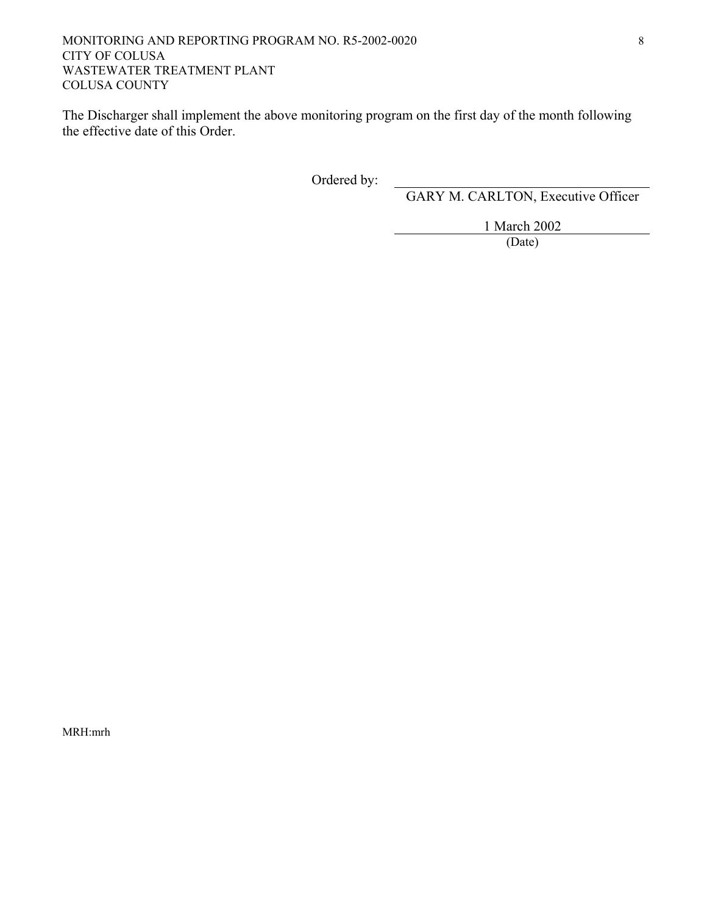The Discharger shall implement the above monitoring program on the first day of the month following the effective date of this Order.

Ordered by: ______________________________
GARY M. CARLTON, Executive Officer

1 March 2002
(Date)

MRH:mrh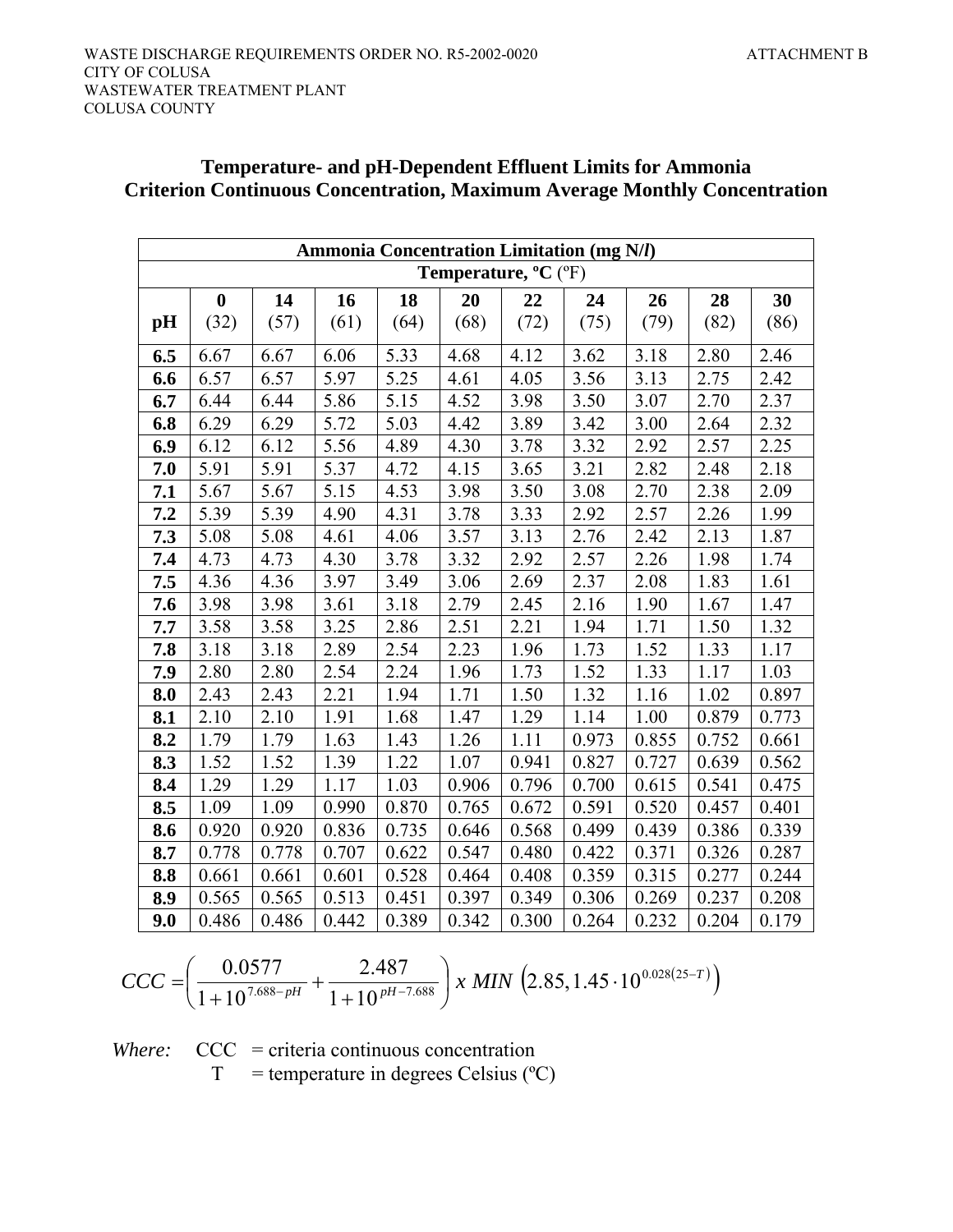## Temperature- and pH-Dependent Effluent Limits for Ammonia Criterion Continuous Concentration, Maximum Average Monthly Concentration

| Ammonia Concentration Limitation (mg N/*l*) | | | | | | | | | | |
|---|---|---|---|---|---|---|---|---|---|---|
| | Temperature, ºC (ºF) | | | | | | | | | |
| **pH** | **0** (32) | **14** (57) | **16** (61) | **18** (64) | **20** (68) | **22** (72) | **24** (75) | **26** (79) | **28** (82) | **30** (86) |
| **6.5** | 6.67 | 6.67 | 6.06 | 5.33 | 4.68 | 4.12 | 3.62 | 3.18 | 2.80 | 2.46 |
| **6.6** | 6.57 | 6.57 | 5.97 | 5.25 | 4.61 | 4.05 | 3.56 | 3.13 | 2.75 | 2.42 |
| **6.7** | 6.44 | 6.44 | 5.86 | 5.15 | 4.52 | 3.98 | 3.50 | 3.07 | 2.70 | 2.37 |
| **6.8** | 6.29 | 6.29 | 5.72 | 5.03 | 4.42 | 3.89 | 3.42 | 3.00 | 2.64 | 2.32 |
| **6.9** | 6.12 | 6.12 | 5.56 | 4.89 | 4.30 | 3.78 | 3.32 | 2.92 | 2.57 | 2.25 |
| **7.0** | 5.91 | 5.91 | 5.37 | 4.72 | 4.15 | 3.65 | 3.21 | 2.82 | 2.48 | 2.18 |
| **7.1** | 5.67 | 5.67 | 5.15 | 4.53 | 3.98 | 3.50 | 3.08 | 2.70 | 2.38 | 2.09 |
| **7.2** | 5.39 | 5.39 | 4.90 | 4.31 | 3.78 | 3.33 | 2.92 | 2.57 | 2.26 | 1.99 |
| **7.3** | 5.08 | 5.08 | 4.61 | 4.06 | 3.57 | 3.13 | 2.76 | 2.42 | 2.13 | 1.87 |
| **7.4** | 4.73 | 4.73 | 4.30 | 3.78 | 3.32 | 2.92 | 2.57 | 2.26 | 1.98 | 1.74 |
| **7.5** | 4.36 | 4.36 | 3.97 | 3.49 | 3.06 | 2.69 | 2.37 | 2.08 | 1.83 | 1.61 |
| **7.6** | 3.98 | 3.98 | 3.61 | 3.18 | 2.79 | 2.45 | 2.16 | 1.90 | 1.67 | 1.47 |
| **7.7** | 3.58 | 3.58 | 3.25 | 2.86 | 2.51 | 2.21 | 1.94 | 1.71 | 1.50 | 1.32 |
| **7.8** | 3.18 | 3.18 | 2.89 | 2.54 | 2.23 | 1.96 | 1.73 | 1.52 | 1.33 | 1.17 |
| **7.9** | 2.80 | 2.80 | 2.54 | 2.24 | 1.96 | 1.73 | 1.52 | 1.33 | 1.17 | 1.03 |
| **8.0** | 2.43 | 2.43 | 2.21 | 1.94 | 1.71 | 1.50 | 1.32 | 1.16 | 1.02 | 0.897 |
| **8.1** | 2.10 | 2.10 | 1.91 | 1.68 | 1.47 | 1.29 | 1.14 | 1.00 | 0.879 | 0.773 |
| **8.2** | 1.79 | 1.79 | 1.63 | 1.43 | 1.26 | 1.11 | 0.973 | 0.855 | 0.752 | 0.661 |
| **8.3** | 1.52 | 1.52 | 1.39 | 1.22 | 1.07 | 0.941 | 0.827 | 0.727 | 0.639 | 0.562 |
| **8.4** | 1.29 | 1.29 | 1.17 | 1.03 | 0.906 | 0.796 | 0.700 | 0.615 | 0.541 | 0.475 |
| **8.5** | 1.09 | 1.09 | 0.990 | 0.870 | 0.765 | 0.672 | 0.591 | 0.520 | 0.457 | 0.401 |
| **8.6** | 0.920 | 0.920 | 0.836 | 0.735 | 0.646 | 0.568 | 0.499 | 0.439 | 0.386 | 0.339 |
| **8.7** | 0.778 | 0.778 | 0.707 | 0.622 | 0.547 | 0.480 | 0.422 | 0.371 | 0.326 | 0.287 |
| **8.8** | 0.661 | 0.661 | 0.601 | 0.528 | 0.464 | 0.408 | 0.359 | 0.315 | 0.277 | 0.244 |
| **8.9** | 0.565 | 0.565 | 0.513 | 0.451 | 0.397 | 0.349 | 0.306 | 0.269 | 0.237 | 0.208 |
| **9.0** | 0.486 | 0.486 | 0.442 | 0.389 | 0.342 | 0.300 | 0.264 | 0.232 | 0.204 | 0.179 |

$$CCC = \left( \frac{0.0577}{1 + 10^{7.688 - pH}} + \frac{2.487}{1 + 10^{pH - 7.688}} \right) x \; MIN \; \left( 2.85, 1.45 \cdot 10^{0.028(25 - T)} \right)$$

*Where:* CCC = criteria continuous concentration
T = temperature in degrees Celsius (ºC)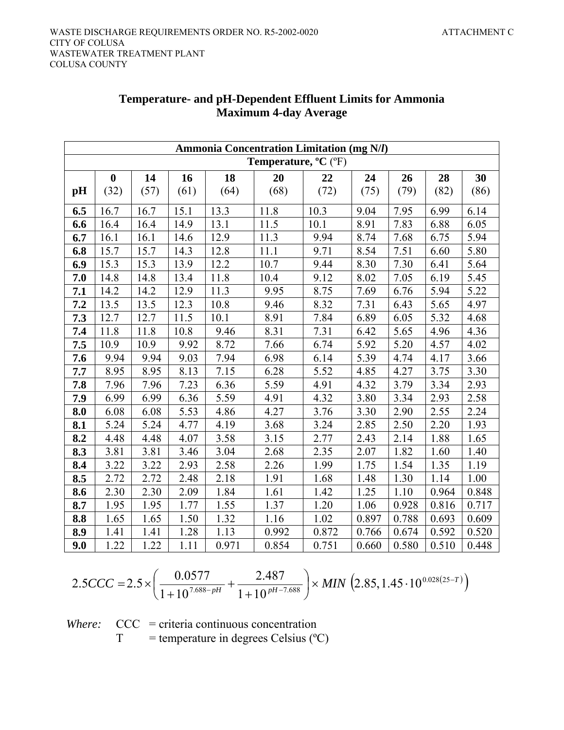WASTE DISCHARGE REQUIREMENTS ORDER NO. R5-2002-0020 ATTACHMENT C
CITY OF COLUSA
WASTEWATER TREATMENT PLANT
COLUSA COUNTY

## Temperature- and pH-Dependent Effluent Limits for Ammonia
## Maximum 4-day Average

| **Ammonia Concentration Limitation (mg N/*l*)** | | | | | | | | | | |
|---|---|---|---|---|---|---|---|---|---|---|
| | **Temperature, ºC** (ºF) | | | | | | | | | |
| **pH** | **0** (32) | **14** (57) | **16** (61) | **18** (64) | **20** (68) | **22** (72) | **24** (75) | **26** (79) | **28** (82) | **30** (86) |
| **6.5** | 16.7 | 16.7 | 15.1 | 13.3 | 11.8 | 10.3 | 9.04 | 7.95 | 6.99 | 6.14 |
| **6.6** | 16.4 | 16.4 | 14.9 | 13.1 | 11.5 | 10.1 | 8.91 | 7.83 | 6.88 | 6.05 |
| **6.7** | 16.1 | 16.1 | 14.6 | 12.9 | 11.3 | 9.94 | 8.74 | 7.68 | 6.75 | 5.94 |
| **6.8** | 15.7 | 15.7 | 14.3 | 12.8 | 11.1 | 9.71 | 8.54 | 7.51 | 6.60 | 5.80 |
| **6.9** | 15.3 | 15.3 | 13.9 | 12.2 | 10.7 | 9.44 | 8.30 | 7.30 | 6.41 | 5.64 |
| **7.0** | 14.8 | 14.8 | 13.4 | 11.8 | 10.4 | 9.12 | 8.02 | 7.05 | 6.19 | 5.45 |
| **7.1** | 14.2 | 14.2 | 12.9 | 11.3 | 9.95 | 8.75 | 7.69 | 6.76 | 5.94 | 5.22 |
| **7.2** | 13.5 | 13.5 | 12.3 | 10.8 | 9.46 | 8.32 | 7.31 | 6.43 | 5.65 | 4.97 |
| **7.3** | 12.7 | 12.7 | 11.5 | 10.1 | 8.91 | 7.84 | 6.89 | 6.05 | 5.32 | 4.68 |
| **7.4** | 11.8 | 11.8 | 10.8 | 9.46 | 8.31 | 7.31 | 6.42 | 5.65 | 4.96 | 4.36 |
| **7.5** | 10.9 | 10.9 | 9.92 | 8.72 | 7.66 | 6.74 | 5.92 | 5.20 | 4.57 | 4.02 |
| **7.6** | 9.94 | 9.94 | 9.03 | 7.94 | 6.98 | 6.14 | 5.39 | 4.74 | 4.17 | 3.66 |
| **7.7** | 8.95 | 8.95 | 8.13 | 7.15 | 6.28 | 5.52 | 4.85 | 4.27 | 3.75 | 3.30 |
| **7.8** | 7.96 | 7.96 | 7.23 | 6.36 | 5.59 | 4.91 | 4.32 | 3.79 | 3.34 | 2.93 |
| **7.9** | 6.99 | 6.99 | 6.36 | 5.59 | 4.91 | 4.32 | 3.80 | 3.34 | 2.93 | 2.58 |
| **8.0** | 6.08 | 6.08 | 5.53 | 4.86 | 4.27 | 3.76 | 3.30 | 2.90 | 2.55 | 2.24 |
| **8.1** | 5.24 | 5.24 | 4.77 | 4.19 | 3.68 | 3.24 | 2.85 | 2.50 | 2.20 | 1.93 |
| **8.2** | 4.48 | 4.48 | 4.07 | 3.58 | 3.15 | 2.77 | 2.43 | 2.14 | 1.88 | 1.65 |
| **8.3** | 3.81 | 3.81 | 3.46 | 3.04 | 2.68 | 2.35 | 2.07 | 1.82 | 1.60 | 1.40 |
| **8.4** | 3.22 | 3.22 | 2.93 | 2.58 | 2.26 | 1.99 | 1.75 | 1.54 | 1.35 | 1.19 |
| **8.5** | 2.72 | 2.72 | 2.48 | 2.18 | 1.91 | 1.68 | 1.48 | 1.30 | 1.14 | 1.00 |
| **8.6** | 2.30 | 2.30 | 2.09 | 1.84 | 1.61 | 1.42 | 1.25 | 1.10 | 0.964 | 0.848 |
| **8.7** | 1.95 | 1.95 | 1.77 | 1.55 | 1.37 | 1.20 | 1.06 | 0.928 | 0.816 | 0.717 |
| **8.8** | 1.65 | 1.65 | 1.50 | 1.32 | 1.16 | 1.02 | 0.897 | 0.788 | 0.693 | 0.609 |
| **8.9** | 1.41 | 1.41 | 1.28 | 1.13 | 0.992 | 0.872 | 0.766 | 0.674 | 0.592 | 0.520 |
| **9.0** | 1.22 | 1.22 | 1.11 | 0.971 | 0.854 | 0.751 | 0.660 | 0.580 | 0.510 | 0.448 |

$$2.5CCC = 2.5 \times \left( \frac{0.0577}{1+10^{7.688-pH}} + \frac{2.487}{1+10^{pH-7.688}} \right) \times MIN \left( 2.85, 1.45 \cdot 10^{0.028(25-T)} \right)$$

*Where:* CCC = criteria continuous concentration
T = temperature in degrees Celsius (ºC)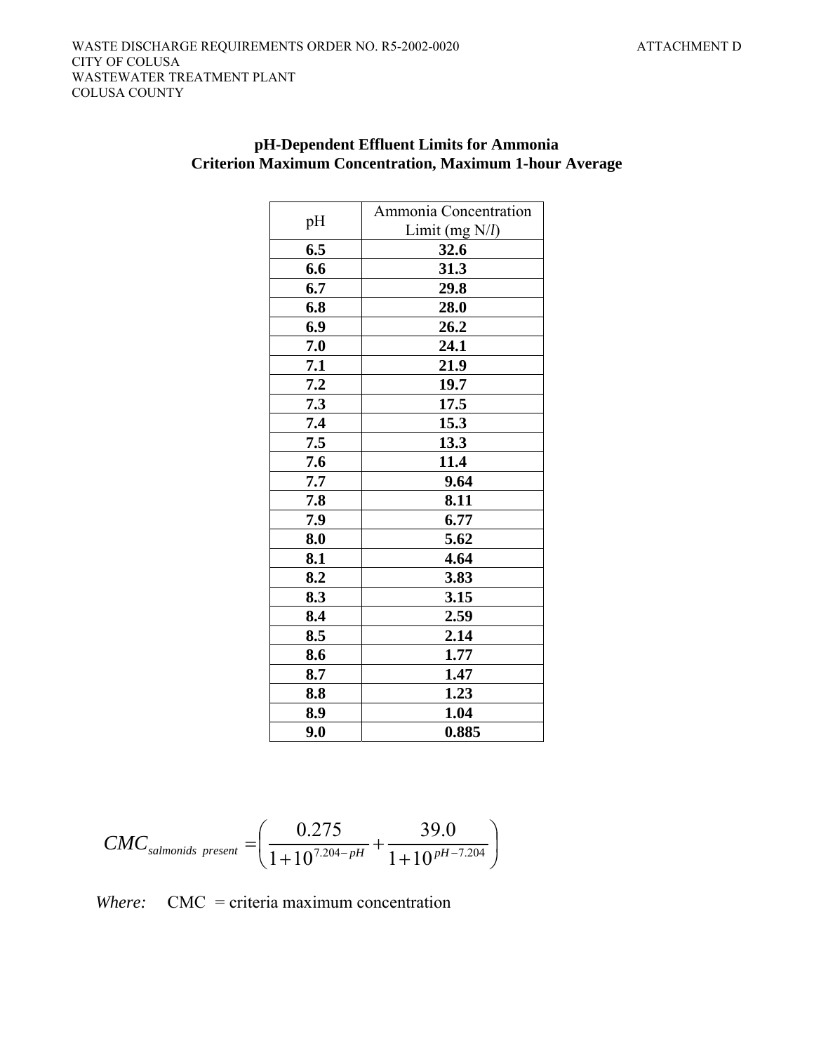**pH-Dependent Effluent Limits for Ammonia**
**Criterion Maximum Concentration, Maximum 1-hour Average**

| pH | Ammonia Concentration Limit (mg N/*l*) |
|---|---|
| **6.5** | **32.6** |
| **6.6** | **31.3** |
| **6.7** | **29.8** |
| **6.8** | **28.0** |
| **6.9** | **26.2** |
| **7.0** | **24.1** |
| **7.1** | **21.9** |
| **7.2** | **19.7** |
| **7.3** | **17.5** |
| **7.4** | **15.3** |
| **7.5** | **13.3** |
| **7.6** | **11.4** |
| **7.7** | **9.64** |
| **7.8** | **8.11** |
| **7.9** | **6.77** |
| **8.0** | **5.62** |
| **8.1** | **4.64** |
| **8.2** | **3.83** |
| **8.3** | **3.15** |
| **8.4** | **2.59** |
| **8.5** | **2.14** |
| **8.6** | **1.77** |
| **8.7** | **1.47** |
| **8.8** | **1.23** |
| **8.9** | **1.04** |
| **9.0** | **0.885** |

$$CMC_{salmonids\ present} = \left( \frac{0.275}{1+10^{7.204-pH}} + \frac{39.0}{1+10^{pH-7.204}} \right)$$

*Where:* CMC = criteria maximum concentration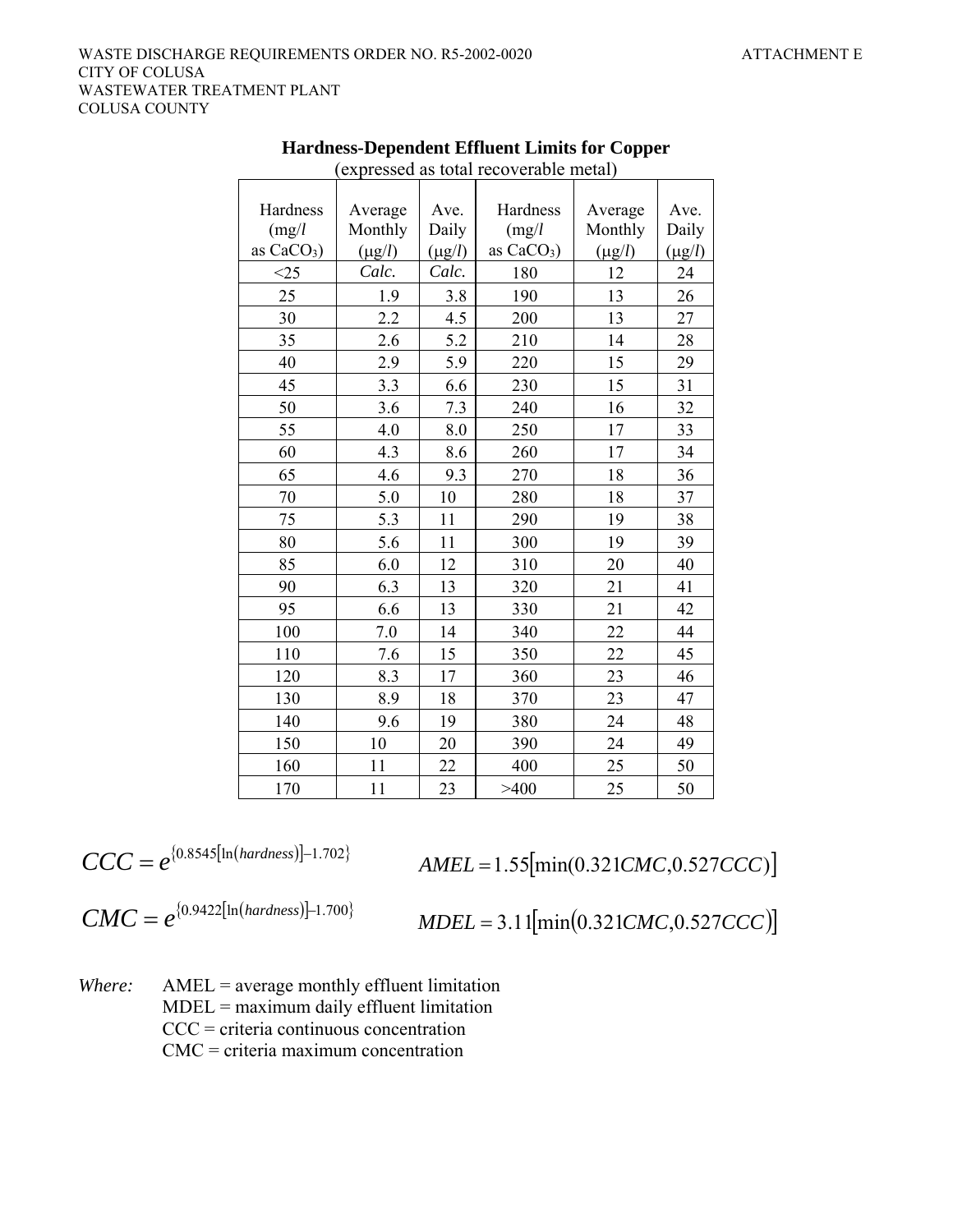WASTE DISCHARGE REQUIREMENTS ORDER NO. R5-2002-0020 ATTACHMENT E
CITY OF COLUSA
WASTEWATER TREATMENT PLANT
COLUSA COUNTY

**Hardness-Dependent Effluent Limits for Copper**
(expressed as total recoverable metal)

| Hardness (mg/*l* as $CaCO_3$) | Average Monthly (μg/*l*) | Ave. Daily (μg/*l*) | Hardness (mg/*l* as $CaCO_3$) | Average Monthly (μg/*l*) | Ave. Daily (μg/*l*) |
|---|---|---|---|---|---|
| <25 | *Calc.* | *Calc.* | 180 | 12 | 24 |
| 25 | 1.9 | 3.8 | 190 | 13 | 26 |
| 30 | 2.2 | 4.5 | 200 | 13 | 27 |
| 35 | 2.6 | 5.2 | 210 | 14 | 28 |
| 40 | 2.9 | 5.9 | 220 | 15 | 29 |
| 45 | 3.3 | 6.6 | 230 | 15 | 31 |
| 50 | 3.6 | 7.3 | 240 | 16 | 32 |
| 55 | 4.0 | 8.0 | 250 | 17 | 33 |
| 60 | 4.3 | 8.6 | 260 | 17 | 34 |
| 65 | 4.6 | 9.3 | 270 | 18 | 36 |
| 70 | 5.0 | 10 | 280 | 18 | 37 |
| 75 | 5.3 | 11 | 290 | 19 | 38 |
| 80 | 5.6 | 11 | 300 | 19 | 39 |
| 85 | 6.0 | 12 | 310 | 20 | 40 |
| 90 | 6.3 | 13 | 320 | 21 | 41 |
| 95 | 6.6 | 13 | 330 | 21 | 42 |
| 100 | 7.0 | 14 | 340 | 22 | 44 |
| 110 | 7.6 | 15 | 350 | 22 | 45 |
| 120 | 8.3 | 17 | 360 | 23 | 46 |
| 130 | 8.9 | 18 | 370 | 23 | 47 |
| 140 | 9.6 | 19 | 380 | 24 | 48 |
| 150 | 10 | 20 | 390 | 24 | 49 |
| 160 | 11 | 22 | 400 | 25 | 50 |
| 170 | 11 | 23 | >400 | 25 | 50 |

$$CCC = e^{\{0.8545[\ln(hardness)]-1.702\}}$$

$$AMEL = 1.55[\min(0.321CMC, 0.527CCC)]$$

$$CMC = e^{\{0.9422[\ln(hardness)]-1.700\}}$$

$$MDEL = 3.11[\min(0.321CMC, 0.527CCC)]$$

*Where:* AMEL = average monthly effluent limitation
MDEL = maximum daily effluent limitation
CCC = criteria continuous concentration
CMC = criteria maximum concentration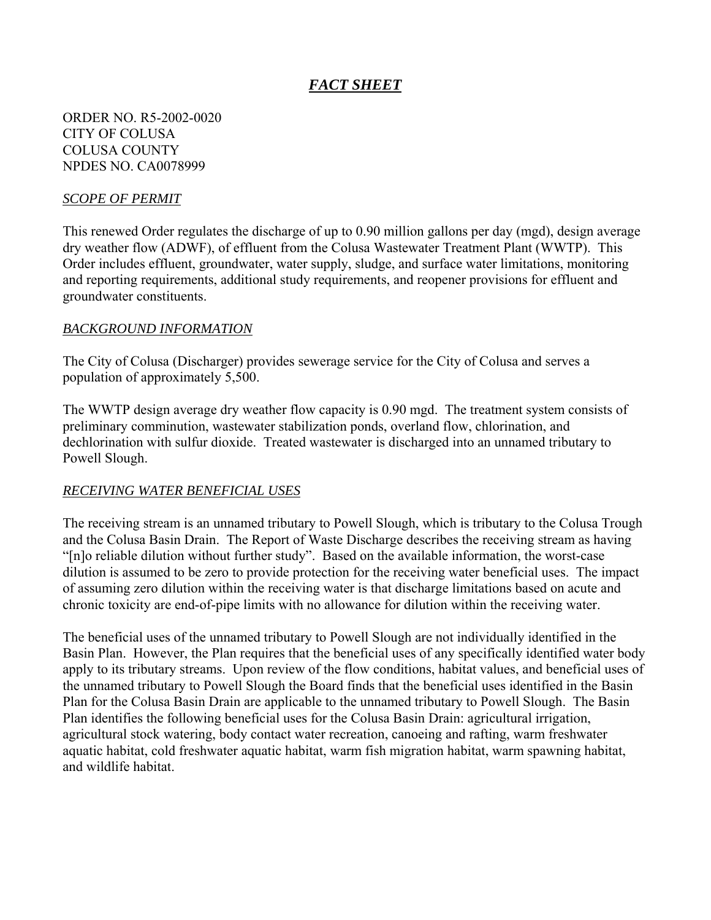# *FACT SHEET*

ORDER NO. R5-2002-0020
CITY OF COLUSA
COLUSA COUNTY
NPDES NO. CA0078999

## *SCOPE OF PERMIT*

This renewed Order regulates the discharge of up to 0.90 million gallons per day (mgd), design average dry weather flow (ADWF), of effluent from the Colusa Wastewater Treatment Plant (WWTP). This Order includes effluent, groundwater, water supply, sludge, and surface water limitations, monitoring and reporting requirements, additional study requirements, and reopener provisions for effluent and groundwater constituents.

## *BACKGROUND INFORMATION*

The City of Colusa (Discharger) provides sewerage service for the City of Colusa and serves a population of approximately 5,500.

The WWTP design average dry weather flow capacity is 0.90 mgd. The treatment system consists of preliminary comminution, wastewater stabilization ponds, overland flow, chlorination, and dechlorination with sulfur dioxide. Treated wastewater is discharged into an unnamed tributary to Powell Slough.

## *RECEIVING WATER BENEFICIAL USES*

The receiving stream is an unnamed tributary to Powell Slough, which is tributary to the Colusa Trough and the Colusa Basin Drain. The Report of Waste Discharge describes the receiving stream as having "[n]o reliable dilution without further study". Based on the available information, the worst-case dilution is assumed to be zero to provide protection for the receiving water beneficial uses. The impact of assuming zero dilution within the receiving water is that discharge limitations based on acute and chronic toxicity are end-of-pipe limits with no allowance for dilution within the receiving water.

The beneficial uses of the unnamed tributary to Powell Slough are not individually identified in the Basin Plan. However, the Plan requires that the beneficial uses of any specifically identified water body apply to its tributary streams. Upon review of the flow conditions, habitat values, and beneficial uses of the unnamed tributary to Powell Slough the Board finds that the beneficial uses identified in the Basin Plan for the Colusa Basin Drain are applicable to the unnamed tributary to Powell Slough. The Basin Plan identifies the following beneficial uses for the Colusa Basin Drain: agricultural irrigation, agricultural stock watering, body contact water recreation, canoeing and rafting, warm freshwater aquatic habitat, cold freshwater aquatic habitat, warm fish migration habitat, warm spawning habitat, and wildlife habitat.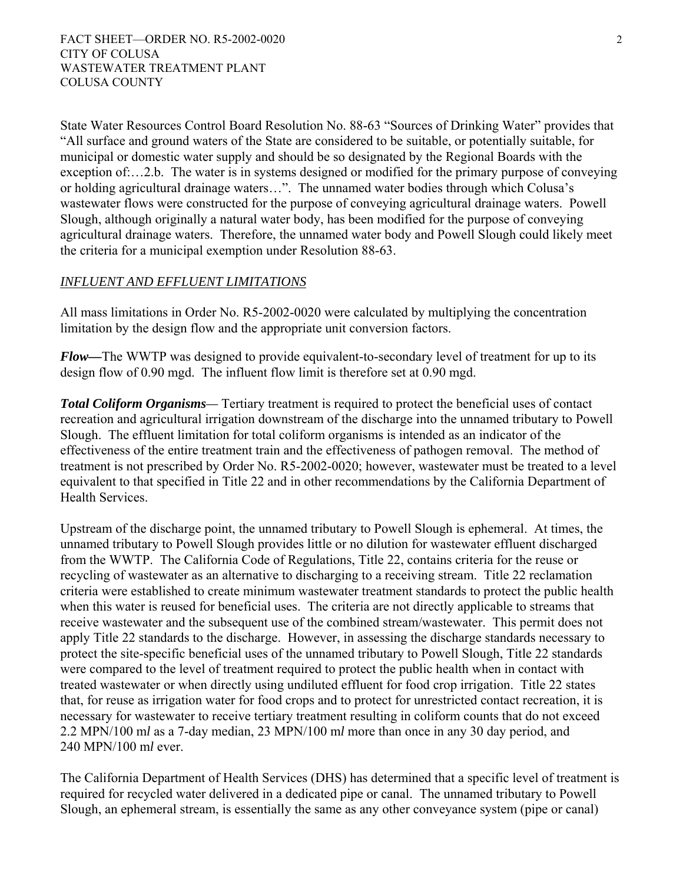State Water Resources Control Board Resolution No. 88-63 "Sources of Drinking Water" provides that "All surface and ground waters of the State are considered to be suitable, or potentially suitable, for municipal or domestic water supply and should be so designated by the Regional Boards with the exception of:…2.b. The water is in systems designed or modified for the primary purpose of conveying or holding agricultural drainage waters…". The unnamed water bodies through which Colusa's wastewater flows were constructed for the purpose of conveying agricultural drainage waters. Powell Slough, although originally a natural water body, has been modified for the purpose of conveying agricultural drainage waters. Therefore, the unnamed water body and Powell Slough could likely meet the criteria for a municipal exemption under Resolution 88-63.

*INFLUENT AND EFFLUENT LIMITATIONS*

All mass limitations in Order No. R5-2002-0020 were calculated by multiplying the concentration limitation by the design flow and the appropriate unit conversion factors.

***Flow—***The WWTP was designed to provide equivalent-to-secondary level of treatment for up to its design flow of 0.90 mgd. The influent flow limit is therefore set at 0.90 mgd.

***Total Coliform Organisms***— Tertiary treatment is required to protect the beneficial uses of contact recreation and agricultural irrigation downstream of the discharge into the unnamed tributary to Powell Slough. The effluent limitation for total coliform organisms is intended as an indicator of the effectiveness of the entire treatment train and the effectiveness of pathogen removal. The method of treatment is not prescribed by Order No. R5-2002-0020; however, wastewater must be treated to a level equivalent to that specified in Title 22 and in other recommendations by the California Department of Health Services.

Upstream of the discharge point, the unnamed tributary to Powell Slough is ephemeral. At times, the unnamed tributary to Powell Slough provides little or no dilution for wastewater effluent discharged from the WWTP. The California Code of Regulations, Title 22, contains criteria for the reuse or recycling of wastewater as an alternative to discharging to a receiving stream. Title 22 reclamation criteria were established to create minimum wastewater treatment standards to protect the public health when this water is reused for beneficial uses. The criteria are not directly applicable to streams that receive wastewater and the subsequent use of the combined stream/wastewater. This permit does not apply Title 22 standards to the discharge. However, in assessing the discharge standards necessary to protect the site-specific beneficial uses of the unnamed tributary to Powell Slough, Title 22 standards were compared to the level of treatment required to protect the public health when in contact with treated wastewater or when directly using undiluted effluent for food crop irrigation. Title 22 states that, for reuse as irrigation water for food crops and to protect for unrestricted contact recreation, it is necessary for wastewater to receive tertiary treatment resulting in coliform counts that do not exceed 2.2 MPN/100 m*l* as a 7-day median, 23 MPN/100 m*l* more than once in any 30 day period, and 240 MPN/100 m*l* ever.

The California Department of Health Services (DHS) has determined that a specific level of treatment is required for recycled water delivered in a dedicated pipe or canal. The unnamed tributary to Powell Slough, an ephemeral stream, is essentially the same as any other conveyance system (pipe or canal)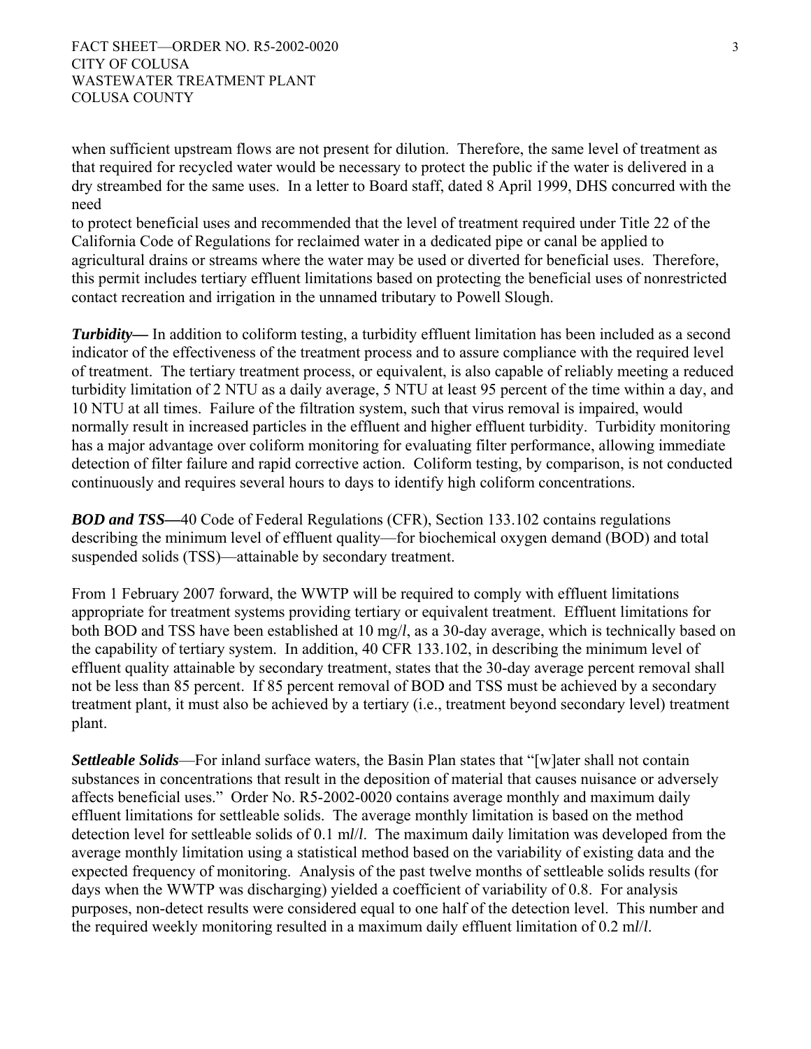when sufficient upstream flows are not present for dilution. Therefore, the same level of treatment as that required for recycled water would be necessary to protect the public if the water is delivered in a dry streambed for the same uses. In a letter to Board staff, dated 8 April 1999, DHS concurred with the need to protect beneficial uses and recommended that the level of treatment required under Title 22 of the California Code of Regulations for reclaimed water in a dedicated pipe or canal be applied to agricultural drains or streams where the water may be used or diverted for beneficial uses. Therefore, this permit includes tertiary effluent limitations based on protecting the beneficial uses of nonrestricted contact recreation and irrigation in the unnamed tributary to Powell Slough.

***Turbidity—*** In addition to coliform testing, a turbidity effluent limitation has been included as a second indicator of the effectiveness of the treatment process and to assure compliance with the required level of treatment. The tertiary treatment process, or equivalent, is also capable of reliably meeting a reduced turbidity limitation of 2 NTU as a daily average, 5 NTU at least 95 percent of the time within a day, and 10 NTU at all times. Failure of the filtration system, such that virus removal is impaired, would normally result in increased particles in the effluent and higher effluent turbidity. Turbidity monitoring has a major advantage over coliform monitoring for evaluating filter performance, allowing immediate detection of filter failure and rapid corrective action. Coliform testing, by comparison, is not conducted continuously and requires several hours to days to identify high coliform concentrations.

***BOD and TSS—***40 Code of Federal Regulations (CFR), Section 133.102 contains regulations describing the minimum level of effluent quality—for biochemical oxygen demand (BOD) and total suspended solids (TSS)—attainable by secondary treatment.

From 1 February 2007 forward, the WWTP will be required to comply with effluent limitations appropriate for treatment systems providing tertiary or equivalent treatment. Effluent limitations for both BOD and TSS have been established at 10 mg/*l*, as a 30-day average, which is technically based on the capability of tertiary system. In addition, 40 CFR 133.102, in describing the minimum level of effluent quality attainable by secondary treatment, states that the 30-day average percent removal shall not be less than 85 percent. If 85 percent removal of BOD and TSS must be achieved by a secondary treatment plant, it must also be achieved by a tertiary (i.e., treatment beyond secondary level) treatment plant.

***Settleable Solids***—For inland surface waters, the Basin Plan states that "[w]ater shall not contain substances in concentrations that result in the deposition of material that causes nuisance or adversely affects beneficial uses." Order No. R5-2002-0020 contains average monthly and maximum daily effluent limitations for settleable solids. The average monthly limitation is based on the method detection level for settleable solids of 0.1 m*l*/*l*. The maximum daily limitation was developed from the average monthly limitation using a statistical method based on the variability of existing data and the expected frequency of monitoring. Analysis of the past twelve months of settleable solids results (for days when the WWTP was discharging) yielded a coefficient of variability of 0.8. For analysis purposes, non-detect results were considered equal to one half of the detection level. This number and the required weekly monitoring resulted in a maximum daily effluent limitation of 0.2 m*l*/*l*.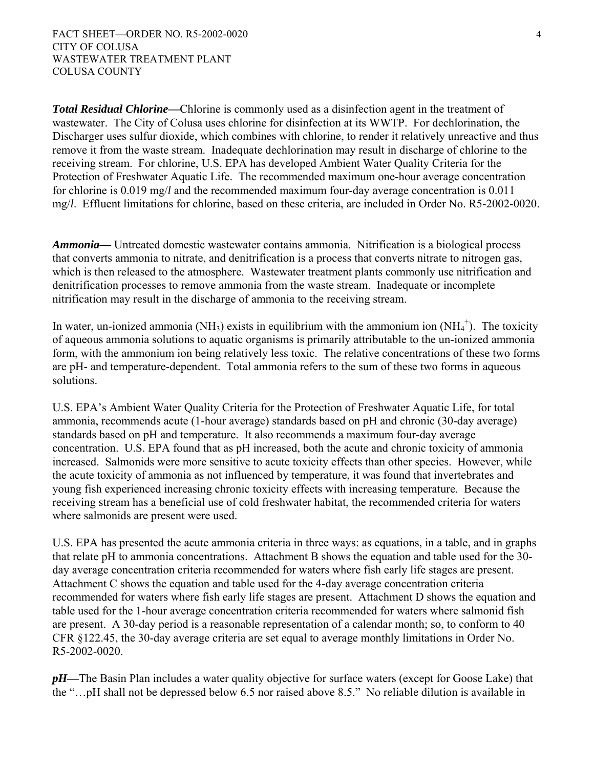***Total Residual Chlorine—***Chlorine is commonly used as a disinfection agent in the treatment of wastewater. The City of Colusa uses chlorine for disinfection at its WWTP. For dechlorination, the Discharger uses sulfur dioxide, which combines with chlorine, to render it relatively unreactive and thus remove it from the waste stream. Inadequate dechlorination may result in discharge of chlorine to the receiving stream. For chlorine, U.S. EPA has developed Ambient Water Quality Criteria for the Protection of Freshwater Aquatic Life. The recommended maximum one-hour average concentration for chlorine is 0.019 mg/*l* and the recommended maximum four-day average concentration is 0.011 mg/*l*. Effluent limitations for chlorine, based on these criteria, are included in Order No. R5-2002-0020.

***Ammonia—*** Untreated domestic wastewater contains ammonia. Nitrification is a biological process that converts ammonia to nitrate, and denitrification is a process that converts nitrate to nitrogen gas, which is then released to the atmosphere. Wastewater treatment plants commonly use nitrification and denitrification processes to remove ammonia from the waste stream. Inadequate or incomplete nitrification may result in the discharge of ammonia to the receiving stream.

In water, un-ionized ammonia ($NH_3$) exists in equilibrium with the ammonium ion ($NH_4^+$). The toxicity of aqueous ammonia solutions to aquatic organisms is primarily attributable to the un-ionized ammonia form, with the ammonium ion being relatively less toxic. The relative concentrations of these two forms are pH- and temperature-dependent. Total ammonia refers to the sum of these two forms in aqueous solutions.

U.S. EPA's Ambient Water Quality Criteria for the Protection of Freshwater Aquatic Life, for total ammonia, recommends acute (1-hour average) standards based on pH and chronic (30-day average) standards based on pH and temperature. It also recommends a maximum four-day average concentration. U.S. EPA found that as pH increased, both the acute and chronic toxicity of ammonia increased. Salmonids were more sensitive to acute toxicity effects than other species. However, while the acute toxicity of ammonia as not influenced by temperature, it was found that invertebrates and young fish experienced increasing chronic toxicity effects with increasing temperature. Because the receiving stream has a beneficial use of cold freshwater habitat, the recommended criteria for waters where salmonids are present were used.

U.S. EPA has presented the acute ammonia criteria in three ways: as equations, in a table, and in graphs that relate pH to ammonia concentrations. Attachment B shows the equation and table used for the 30-day average concentration criteria recommended for waters where fish early life stages are present. Attachment C shows the equation and table used for the 4-day average concentration criteria recommended for waters where fish early life stages are present. Attachment D shows the equation and table used for the 1-hour average concentration criteria recommended for waters where salmonid fish are present. A 30-day period is a reasonable representation of a calendar month; so, to conform to 40 CFR §122.45, the 30-day average criteria are set equal to average monthly limitations in Order No. R5-2002-0020.

***pH—***The Basin Plan includes a water quality objective for surface waters (except for Goose Lake) that the "…pH shall not be depressed below 6.5 nor raised above 8.5." No reliable dilution is available in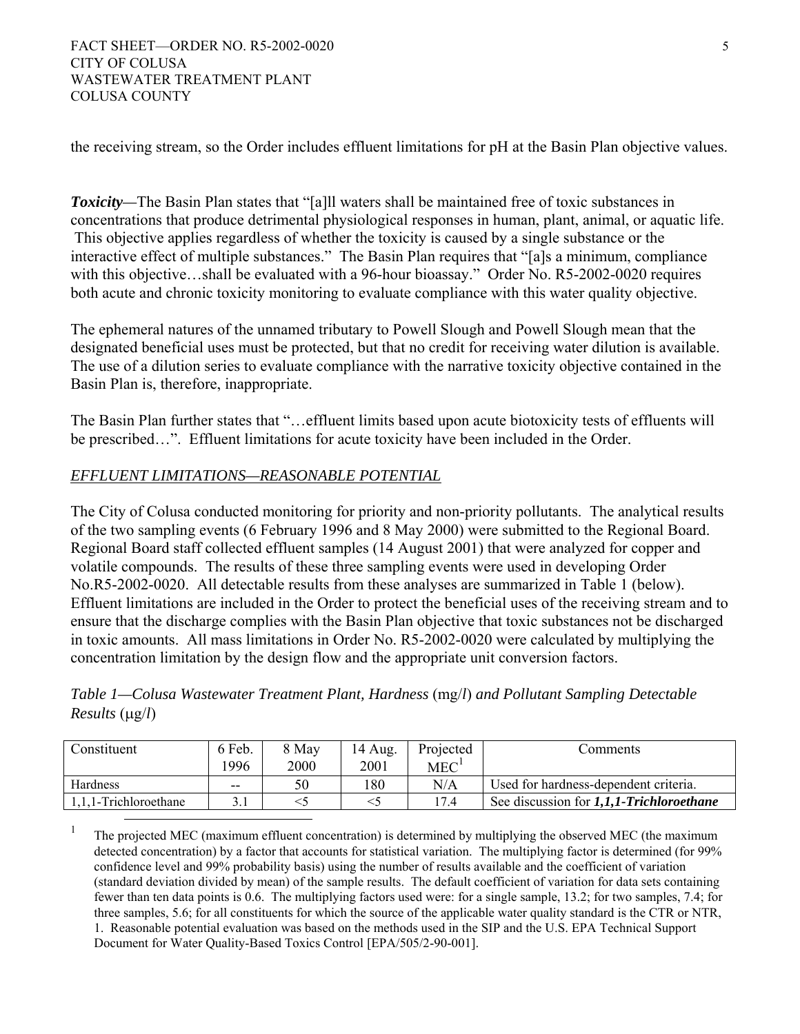the receiving stream, so the Order includes effluent limitations for pH at the Basin Plan objective values.

***Toxicity***—The Basin Plan states that "[a]ll waters shall be maintained free of toxic substances in concentrations that produce detrimental physiological responses in human, plant, animal, or aquatic life. This objective applies regardless of whether the toxicity is caused by a single substance or the interactive effect of multiple substances." The Basin Plan requires that "[a]s a minimum, compliance with this objective…shall be evaluated with a 96-hour bioassay." Order No. R5-2002-0020 requires both acute and chronic toxicity monitoring to evaluate compliance with this water quality objective.

The ephemeral natures of the unnamed tributary to Powell Slough and Powell Slough mean that the designated beneficial uses must be protected, but that no credit for receiving water dilution is available. The use of a dilution series to evaluate compliance with the narrative toxicity objective contained in the Basin Plan is, therefore, inappropriate.

The Basin Plan further states that "…effluent limits based upon acute biotoxicity tests of effluents will be prescribed…". Effluent limitations for acute toxicity have been included in the Order.

*EFFLUENT LIMITATIONS—REASONABLE POTENTIAL*

The City of Colusa conducted monitoring for priority and non-priority pollutants. The analytical results of the two sampling events (6 February 1996 and 8 May 2000) were submitted to the Regional Board. Regional Board staff collected effluent samples (14 August 2001) that were analyzed for copper and volatile compounds. The results of these three sampling events were used in developing Order No.R5-2002-0020. All detectable results from these analyses are summarized in Table 1 (below). Effluent limitations are included in the Order to protect the beneficial uses of the receiving stream and to ensure that the discharge complies with the Basin Plan objective that toxic substances not be discharged in toxic amounts. All mass limitations in Order No. R5-2002-0020 were calculated by multiplying the concentration limitation by the design flow and the appropriate unit conversion factors.

*Table 1—Colusa Wastewater Treatment Plant, Hardness* (mg/*l*) *and Pollutant Sampling Detectable Results* (μg/*l*)

| Constituent | 6 Feb. 1996 | 8 May 2000 | 14 Aug. 2001 | Projected MEC[1] | Comments |
|---|---|---|---|---|---|
| Hardness | -- | 50 | 180 | N/A | Used for hardness-dependent criteria. |
| 1,1,1-Trichloroethane | 3.1 | <5 | <5 | 17.4 | See discussion for ***1,1,1-Trichloroethane*** |

[1] The projected MEC (maximum effluent concentration) is determined by multiplying the observed MEC (the maximum detected concentration) by a factor that accounts for statistical variation. The multiplying factor is determined (for 99% confidence level and 99% probability basis) using the number of results available and the coefficient of variation (standard deviation divided by mean) of the sample results. The default coefficient of variation for data sets containing fewer than ten data points is 0.6. The multiplying factors used were: for a single sample, 13.2; for two samples, 7.4; for three samples, 5.6; for all constituents for which the source of the applicable water quality standard is the CTR or NTR, 1. Reasonable potential evaluation was based on the methods used in the SIP and the U.S. EPA Technical Support Document for Water Quality-Based Toxics Control [EPA/505/2-90-001].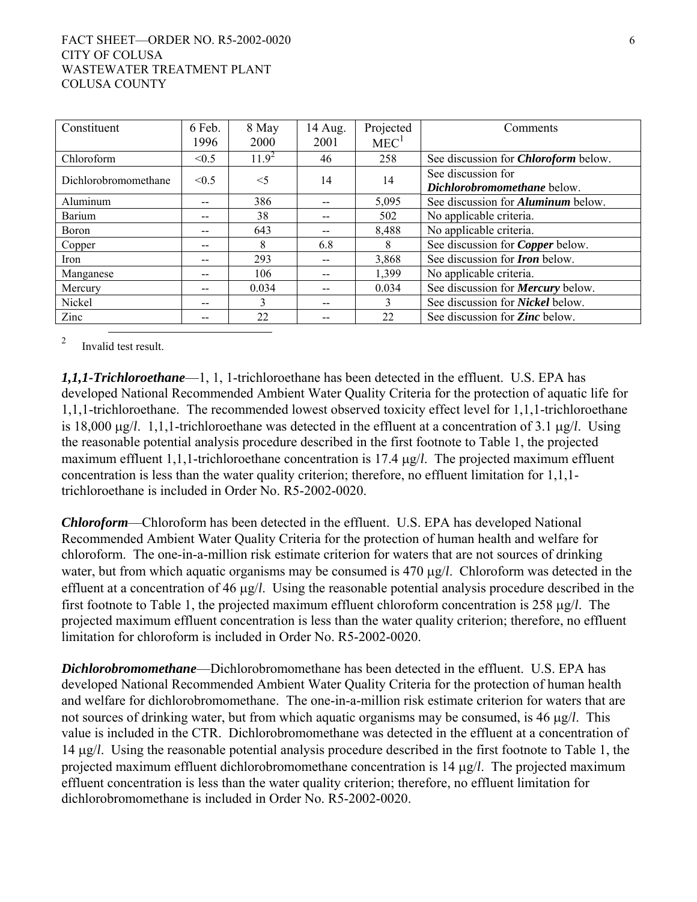| Constituent | 6 Feb. 1996 | 8 May 2000 | 14 Aug. 2001 | Projected MEC[1] | Comments |
|---|---|---|---|---|---|
| Chloroform | <0.5 | 11.9[2] | 46 | 258 | See discussion for ***Chloroform*** below. |
| Dichlorobromomethane | <0.5 | <5 | 14 | 14 | See discussion for ***Dichlorobromomethane*** below. |
| Aluminum | -- | 386 | -- | 5,095 | See discussion for ***Aluminum*** below. |
| Barium | -- | 38 | -- | 502 | No applicable criteria. |
| Boron | -- | 643 | -- | 8,488 | No applicable criteria. |
| Copper | -- | 8 | 6.8 | 8 | See discussion for ***Copper*** below. |
| Iron | -- | 293 | -- | 3,868 | See discussion for ***Iron*** below. |
| Manganese | -- | 106 | -- | 1,399 | No applicable criteria. |
| Mercury | -- | 0.034 | -- | 0.034 | See discussion for ***Mercury*** below. |
| Nickel | -- | 3 | -- | 3 | See discussion for ***Nickel*** below. |
| Zinc | -- | 22 | -- | 22 | See discussion for ***Zinc*** below. |

[2] Invalid test result.

***1,1,1-Trichloroethane***—1, 1, 1-trichloroethane has been detected in the effluent. U.S. EPA has developed National Recommended Ambient Water Quality Criteria for the protection of aquatic life for 1,1,1-trichloroethane. The recommended lowest observed toxicity effect level for 1,1,1-trichloroethane is 18,000 μg/*l*. 1,1,1-trichloroethane was detected in the effluent at a concentration of 3.1 μg/*l*. Using the reasonable potential analysis procedure described in the first footnote to Table 1, the projected maximum effluent 1,1,1-trichloroethane concentration is 17.4 μg/*l*. The projected maximum effluent concentration is less than the water quality criterion; therefore, no effluent limitation for 1,1,1-trichloroethane is included in Order No. R5-2002-0020.

***Chloroform***—Chloroform has been detected in the effluent. U.S. EPA has developed National Recommended Ambient Water Quality Criteria for the protection of human health and welfare for chloroform. The one-in-a-million risk estimate criterion for waters that are not sources of drinking water, but from which aquatic organisms may be consumed is 470 μg/*l*. Chloroform was detected in the effluent at a concentration of 46 μg/*l*. Using the reasonable potential analysis procedure described in the first footnote to Table 1, the projected maximum effluent chloroform concentration is 258 μg/*l*. The projected maximum effluent concentration is less than the water quality criterion; therefore, no effluent limitation for chloroform is included in Order No. R5-2002-0020.

***Dichlorobromomethane***—Dichlorobromomethane has been detected in the effluent. U.S. EPA has developed National Recommended Ambient Water Quality Criteria for the protection of human health and welfare for dichlorobromomethane. The one-in-a-million risk estimate criterion for waters that are not sources of drinking water, but from which aquatic organisms may be consumed, is 46 μg/*l*. This value is included in the CTR. Dichlorobromomethane was detected in the effluent at a concentration of 14 μg/*l*. Using the reasonable potential analysis procedure described in the first footnote to Table 1, the projected maximum effluent dichlorobromomethane concentration is 14 μg/*l*. The projected maximum effluent concentration is less than the water quality criterion; therefore, no effluent limitation for dichlorobromomethane is included in Order No. R5-2002-0020.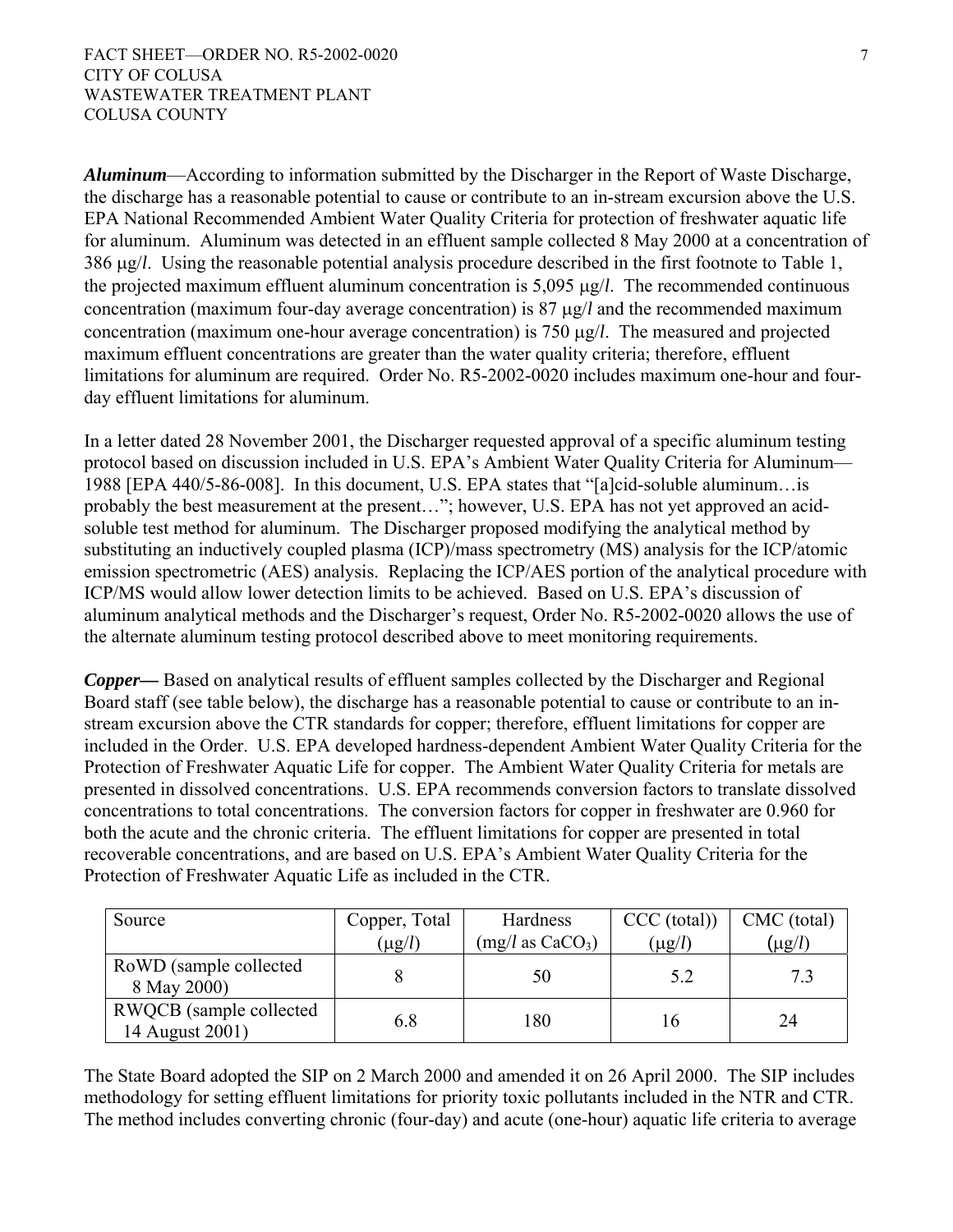***Aluminum***—According to information submitted by the Discharger in the Report of Waste Discharge, the discharge has a reasonable potential to cause or contribute to an in-stream excursion above the U.S. EPA National Recommended Ambient Water Quality Criteria for protection of freshwater aquatic life for aluminum. Aluminum was detected in an effluent sample collected 8 May 2000 at a concentration of 386 μg/*l*. Using the reasonable potential analysis procedure described in the first footnote to Table 1, the projected maximum effluent aluminum concentration is 5,095 μg/*l*. The recommended continuous concentration (maximum four-day average concentration) is 87 μg/*l* and the recommended maximum concentration (maximum one-hour average concentration) is 750 μg/*l*. The measured and projected maximum effluent concentrations are greater than the water quality criteria; therefore, effluent limitations for aluminum are required. Order No. R5-2002-0020 includes maximum one-hour and four-day effluent limitations for aluminum.

In a letter dated 28 November 2001, the Discharger requested approval of a specific aluminum testing protocol based on discussion included in U.S. EPA's Ambient Water Quality Criteria for Aluminum—1988 [EPA 440/5-86-008]. In this document, U.S. EPA states that "[a]cid-soluble aluminum…is probably the best measurement at the present…"; however, U.S. EPA has not yet approved an acid-soluble test method for aluminum. The Discharger proposed modifying the analytical method by substituting an inductively coupled plasma (ICP)/mass spectrometry (MS) analysis for the ICP/atomic emission spectrometric (AES) analysis. Replacing the ICP/AES portion of the analytical procedure with ICP/MS would allow lower detection limits to be achieved. Based on U.S. EPA's discussion of aluminum analytical methods and the Discharger's request, Order No. R5-2002-0020 allows the use of the alternate aluminum testing protocol described above to meet monitoring requirements.

***Copper—*** Based on analytical results of effluent samples collected by the Discharger and Regional Board staff (see table below), the discharge has a reasonable potential to cause or contribute to an in-stream excursion above the CTR standards for copper; therefore, effluent limitations for copper are included in the Order. U.S. EPA developed hardness-dependent Ambient Water Quality Criteria for the Protection of Freshwater Aquatic Life for copper. The Ambient Water Quality Criteria for metals are presented in dissolved concentrations. U.S. EPA recommends conversion factors to translate dissolved concentrations to total concentrations. The conversion factors for copper in freshwater are 0.960 for both the acute and the chronic criteria. The effluent limitations for copper are presented in total recoverable concentrations, and are based on U.S. EPA's Ambient Water Quality Criteria for the Protection of Freshwater Aquatic Life as included in the CTR.

| Source | Copper, Total (μg/*l*) | Hardness (mg/*l* as $CaCO_3$) | CCC (total)) (μg/*l*) | CMC (total) (μg/*l*) |
|---|---|---|---|---|
| RoWD (sample collected 8 May 2000) | 8 | 50 | 5.2 | 7.3 |
| RWQCB (sample collected 14 August 2001) | 6.8 | 180 | 16 | 24 |

The State Board adopted the SIP on 2 March 2000 and amended it on 26 April 2000. The SIP includes methodology for setting effluent limitations for priority toxic pollutants included in the NTR and CTR. The method includes converting chronic (four-day) and acute (one-hour) aquatic life criteria to average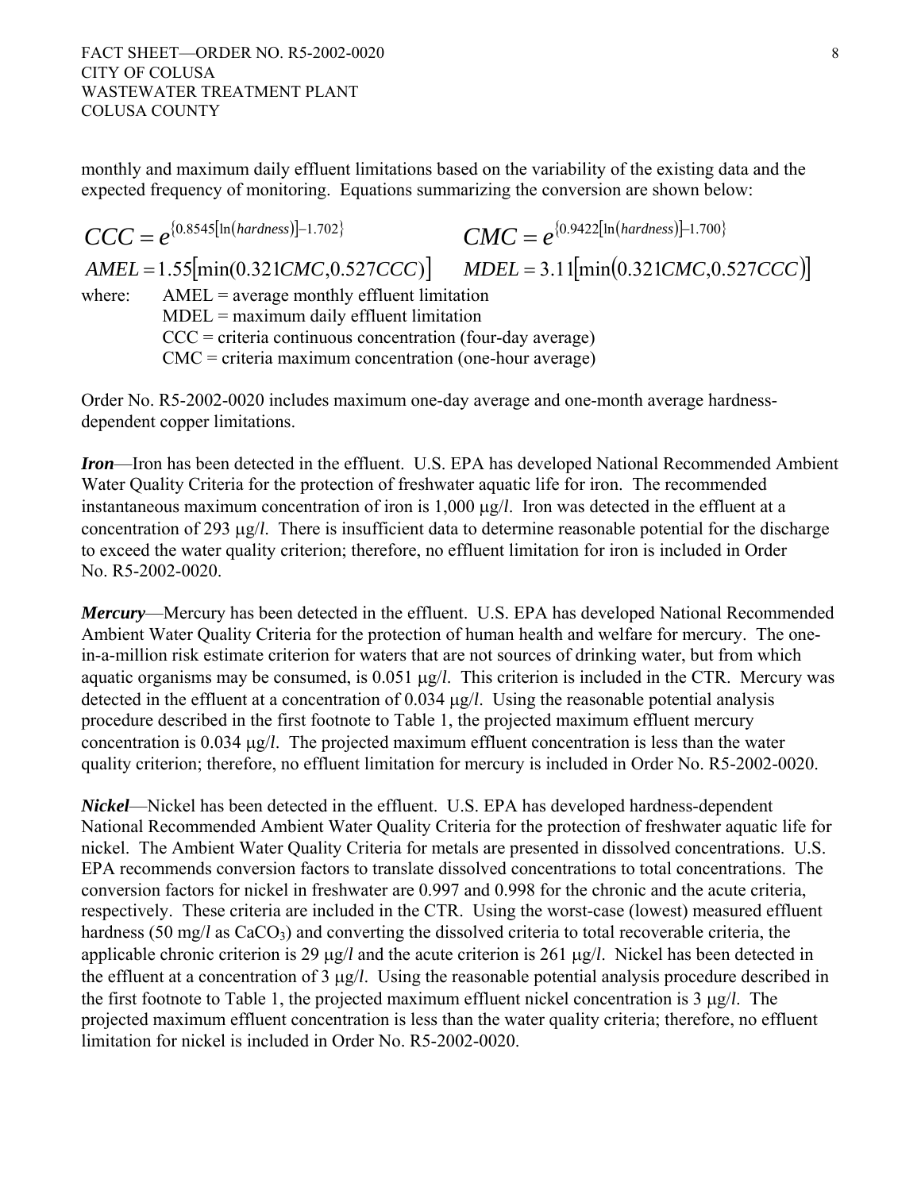monthly and maximum daily effluent limitations based on the variability of the existing data and the expected frequency of monitoring. Equations summarizing the conversion are shown below:

$$CCC = e^{\{0.8545[\ln(hardness)]-1.702\}} \qquad CMC = e^{\{0.9422[\ln(hardness)]-1.700\}}$$

$$AMEL = 1.55[\min(0.321CMC, 0.527CCC)] \qquad MDEL = 3.11[\min(0.321CMC, 0.527CCC)]$$

where: AMEL = average monthly effluent limitation
MDEL = maximum daily effluent limitation
CCC = criteria continuous concentration (four-day average)
CMC = criteria maximum concentration (one-hour average)

Order No. R5-2002-0020 includes maximum one-day average and one-month average hardness-dependent copper limitations.

***Iron***—Iron has been detected in the effluent. U.S. EPA has developed National Recommended Ambient Water Quality Criteria for the protection of freshwater aquatic life for iron. The recommended instantaneous maximum concentration of iron is 1,000 μg/*l*. Iron was detected in the effluent at a concentration of 293 μg/*l*. There is insufficient data to determine reasonable potential for the discharge to exceed the water quality criterion; therefore, no effluent limitation for iron is included in Order No. R5-2002-0020.

***Mercury***—Mercury has been detected in the effluent. U.S. EPA has developed National Recommended Ambient Water Quality Criteria for the protection of human health and welfare for mercury. The one-in-a-million risk estimate criterion for waters that are not sources of drinking water, but from which aquatic organisms may be consumed, is 0.051 μg/*l*. This criterion is included in the CTR. Mercury was detected in the effluent at a concentration of 0.034 μg/*l*. Using the reasonable potential analysis procedure described in the first footnote to Table 1, the projected maximum effluent mercury concentration is 0.034 μg/*l*. The projected maximum effluent concentration is less than the water quality criterion; therefore, no effluent limitation for mercury is included in Order No. R5-2002-0020.

***Nickel***—Nickel has been detected in the effluent. U.S. EPA has developed hardness-dependent National Recommended Ambient Water Quality Criteria for the protection of freshwater aquatic life for nickel. The Ambient Water Quality Criteria for metals are presented in dissolved concentrations. U.S. EPA recommends conversion factors to translate dissolved concentrations to total concentrations. The conversion factors for nickel in freshwater are 0.997 and 0.998 for the chronic and the acute criteria, respectively. These criteria are included in the CTR. Using the worst-case (lowest) measured effluent hardness (50 mg/*l* as $CaCO_3$) and converting the dissolved criteria to total recoverable criteria, the applicable chronic criterion is 29 μg/*l* and the acute criterion is 261 μg/*l*. Nickel has been detected in the effluent at a concentration of 3 μg/*l*. Using the reasonable potential analysis procedure described in the first footnote to Table 1, the projected maximum effluent nickel concentration is 3 μg/*l*. The projected maximum effluent concentration is less than the water quality criteria; therefore, no effluent limitation for nickel is included in Order No. R5-2002-0020.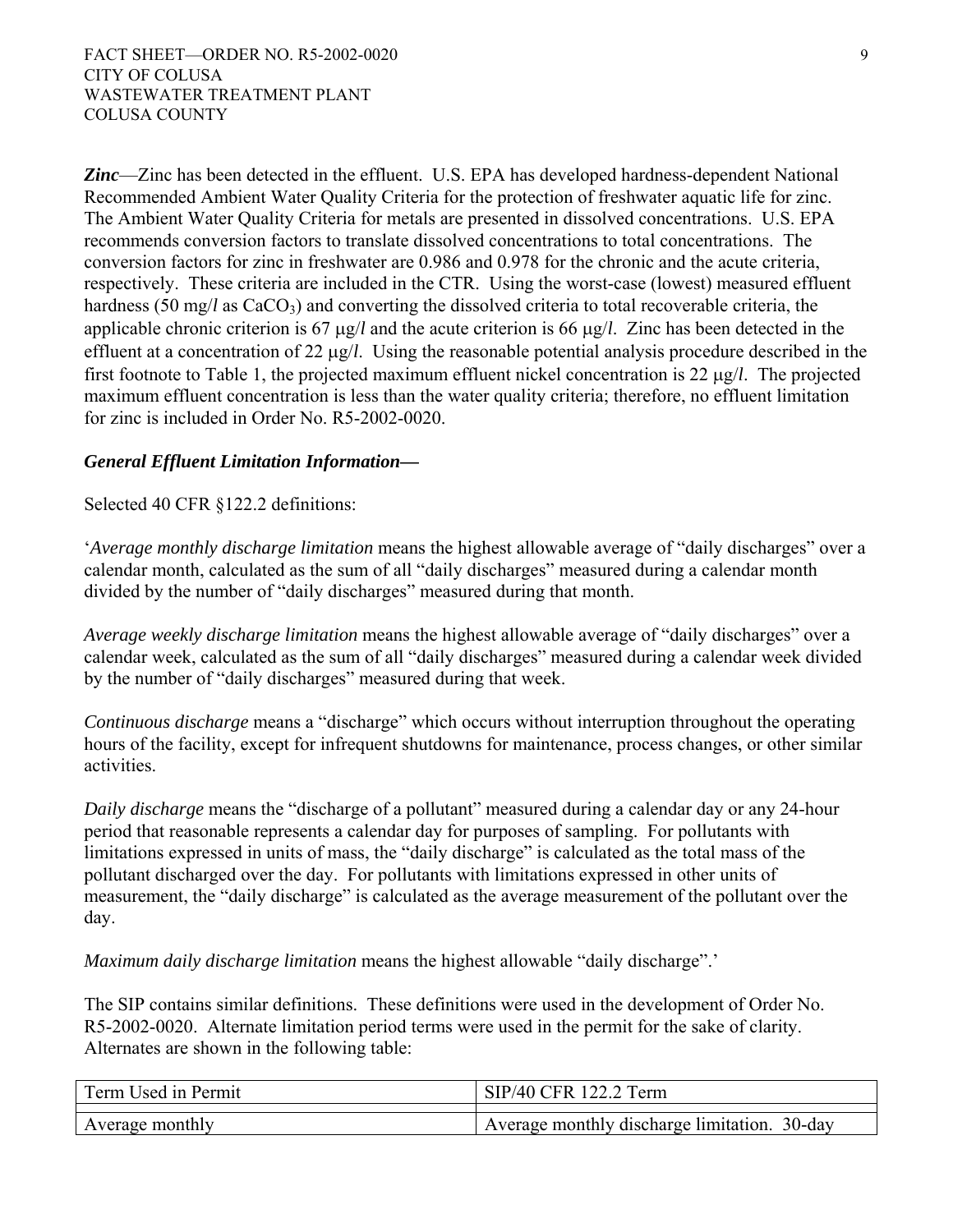***Zinc***—Zinc has been detected in the effluent. U.S. EPA has developed hardness-dependent National Recommended Ambient Water Quality Criteria for the protection of freshwater aquatic life for zinc. The Ambient Water Quality Criteria for metals are presented in dissolved concentrations. U.S. EPA recommends conversion factors to translate dissolved concentrations to total concentrations. The conversion factors for zinc in freshwater are 0.986 and 0.978 for the chronic and the acute criteria, respectively. These criteria are included in the CTR. Using the worst-case (lowest) measured effluent hardness (50 mg/*l* as $CaCO_3$) and converting the dissolved criteria to total recoverable criteria, the applicable chronic criterion is 67 μg/*l* and the acute criterion is 66 μg/*l*. Zinc has been detected in the effluent at a concentration of 22 μg/*l*. Using the reasonable potential analysis procedure described in the first footnote to Table 1, the projected maximum effluent nickel concentration is 22 μg/*l*. The projected maximum effluent concentration is less than the water quality criteria; therefore, no effluent limitation for zinc is included in Order No. R5-2002-0020.

***General Effluent Limitation Information—***

Selected 40 CFR §122.2 definitions:

'*Average monthly discharge limitation* means the highest allowable average of "daily discharges" over a calendar month, calculated as the sum of all "daily discharges" measured during a calendar month divided by the number of "daily discharges" measured during that month.

*Average weekly discharge limitation* means the highest allowable average of "daily discharges" over a calendar week, calculated as the sum of all "daily discharges" measured during a calendar week divided by the number of "daily discharges" measured during that week.

*Continuous discharge* means a "discharge" which occurs without interruption throughout the operating hours of the facility, except for infrequent shutdowns for maintenance, process changes, or other similar activities.

*Daily discharge* means the "discharge of a pollutant" measured during a calendar day or any 24-hour period that reasonable represents a calendar day for purposes of sampling. For pollutants with limitations expressed in units of mass, the "daily discharge" is calculated as the total mass of the pollutant discharged over the day. For pollutants with limitations expressed in other units of measurement, the "daily discharge" is calculated as the average measurement of the pollutant over the day.

*Maximum daily discharge limitation* means the highest allowable "daily discharge".'

The SIP contains similar definitions. These definitions were used in the development of Order No. R5-2002-0020. Alternate limitation period terms were used in the permit for the sake of clarity. Alternates are shown in the following table:

| Term Used in Permit | SIP/40 CFR 122.2 Term |
|---|---|
| Average monthly | Average monthly discharge limitation. 30-day |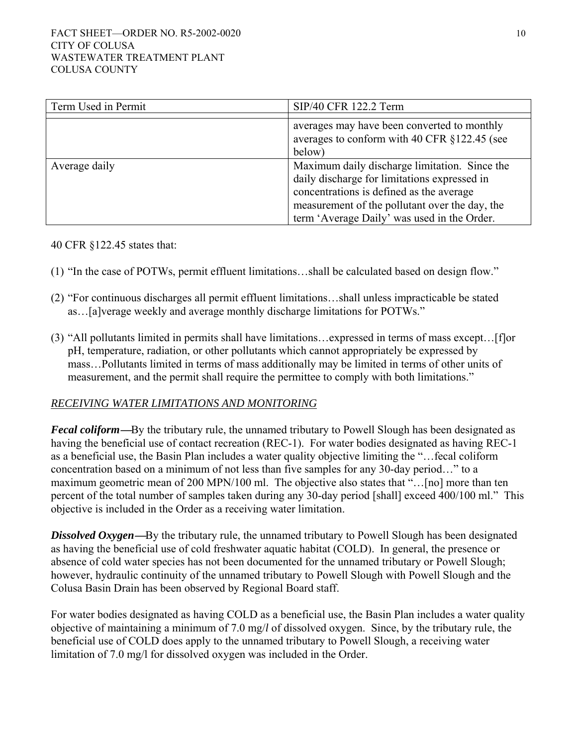| Term Used in Permit | SIP/40 CFR 122.2 Term |
|---|---|
| | |
| | averages may have been converted to monthly averages to conform with 40 CFR §122.45 (see below) |
| Average daily | Maximum daily discharge limitation. Since the daily discharge for limitations expressed in concentrations is defined as the average measurement of the pollutant over the day, the term 'Average Daily' was used in the Order. |

40 CFR §122.45 states that:

(1) "In the case of POTWs, permit effluent limitations…shall be calculated based on design flow."

(2) "For continuous discharges all permit effluent limitations…shall unless impracticable be stated as…[a]verage weekly and average monthly discharge limitations for POTWs."

(3) "All pollutants limited in permits shall have limitations…expressed in terms of mass except…[f]or pH, temperature, radiation, or other pollutants which cannot appropriately be expressed by mass…Pollutants limited in terms of mass additionally may be limited in terms of other units of measurement, and the permit shall require the permittee to comply with both limitations."

*RECEIVING WATER LIMITATIONS AND MONITORING*

***Fecal coliform—***By the tributary rule, the unnamed tributary to Powell Slough has been designated as having the beneficial use of contact recreation (REC-1). For water bodies designated as having REC-1 as a beneficial use, the Basin Plan includes a water quality objective limiting the "…fecal coliform concentration based on a minimum of not less than five samples for any 30-day period…" to a maximum geometric mean of 200 MPN/100 ml. The objective also states that "…[no] more than ten percent of the total number of samples taken during any 30-day period [shall] exceed 400/100 ml." This objective is included in the Order as a receiving water limitation.

***Dissolved Oxygen—***By the tributary rule, the unnamed tributary to Powell Slough has been designated as having the beneficial use of cold freshwater aquatic habitat (COLD). In general, the presence or absence of cold water species has not been documented for the unnamed tributary or Powell Slough; however, hydraulic continuity of the unnamed tributary to Powell Slough with Powell Slough and the Colusa Basin Drain has been observed by Regional Board staff.

For water bodies designated as having COLD as a beneficial use, the Basin Plan includes a water quality objective of maintaining a minimum of 7.0 mg/*l* of dissolved oxygen. Since, by the tributary rule, the beneficial use of COLD does apply to the unnamed tributary to Powell Slough, a receiving water limitation of 7.0 mg/l for dissolved oxygen was included in the Order.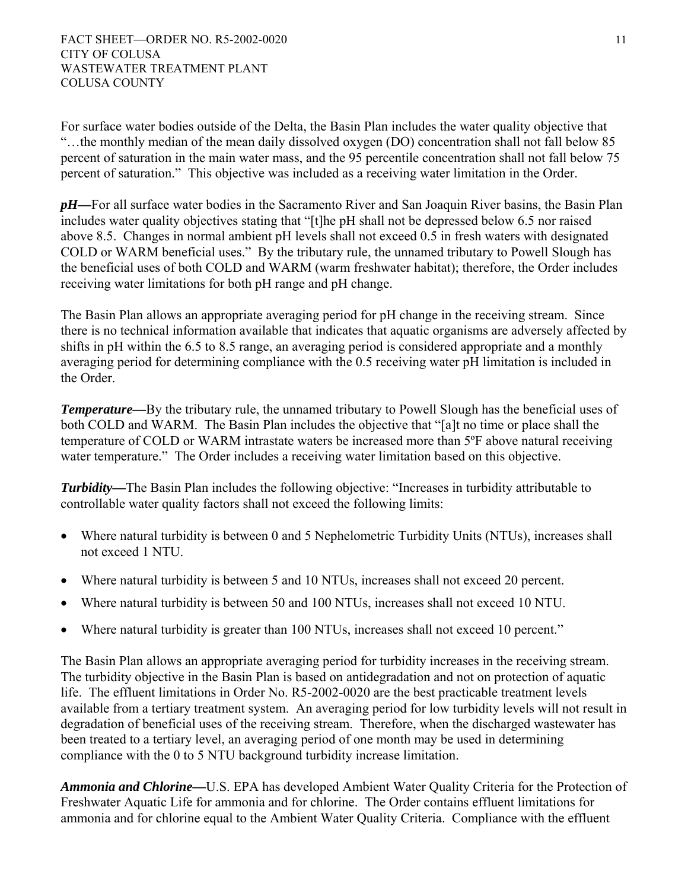For surface water bodies outside of the Delta, the Basin Plan includes the water quality objective that "…the monthly median of the mean daily dissolved oxygen (DO) concentration shall not fall below 85 percent of saturation in the main water mass, and the 95 percentile concentration shall not fall below 75 percent of saturation." This objective was included as a receiving water limitation in the Order.

***pH—***For all surface water bodies in the Sacramento River and San Joaquin River basins, the Basin Plan includes water quality objectives stating that "[t]he pH shall not be depressed below 6.5 nor raised above 8.5. Changes in normal ambient pH levels shall not exceed 0.5 in fresh waters with designated COLD or WARM beneficial uses." By the tributary rule, the unnamed tributary to Powell Slough has the beneficial uses of both COLD and WARM (warm freshwater habitat); therefore, the Order includes receiving water limitations for both pH range and pH change.

The Basin Plan allows an appropriate averaging period for pH change in the receiving stream. Since there is no technical information available that indicates that aquatic organisms are adversely affected by shifts in pH within the 6.5 to 8.5 range, an averaging period is considered appropriate and a monthly averaging period for determining compliance with the 0.5 receiving water pH limitation is included in the Order.

***Temperature—***By the tributary rule, the unnamed tributary to Powell Slough has the beneficial uses of both COLD and WARM. The Basin Plan includes the objective that "[a]t no time or place shall the temperature of COLD or WARM intrastate waters be increased more than 5ºF above natural receiving water temperature." The Order includes a receiving water limitation based on this objective.

***Turbidity—***The Basin Plan includes the following objective: "Increases in turbidity attributable to controllable water quality factors shall not exceed the following limits:

- Where natural turbidity is between 0 and 5 Nephelometric Turbidity Units (NTUs), increases shall not exceed 1 NTU.
- Where natural turbidity is between 5 and 10 NTUs, increases shall not exceed 20 percent.
- Where natural turbidity is between 50 and 100 NTUs, increases shall not exceed 10 NTU.
- Where natural turbidity is greater than 100 NTUs, increases shall not exceed 10 percent."

The Basin Plan allows an appropriate averaging period for turbidity increases in the receiving stream. The turbidity objective in the Basin Plan is based on antidegradation and not on protection of aquatic life. The effluent limitations in Order No. R5-2002-0020 are the best practicable treatment levels available from a tertiary treatment system. An averaging period for low turbidity levels will not result in degradation of beneficial uses of the receiving stream. Therefore, when the discharged wastewater has been treated to a tertiary level, an averaging period of one month may be used in determining compliance with the 0 to 5 NTU background turbidity increase limitation.

***Ammonia and Chlorine—***U.S. EPA has developed Ambient Water Quality Criteria for the Protection of Freshwater Aquatic Life for ammonia and for chlorine. The Order contains effluent limitations for ammonia and for chlorine equal to the Ambient Water Quality Criteria. Compliance with the effluent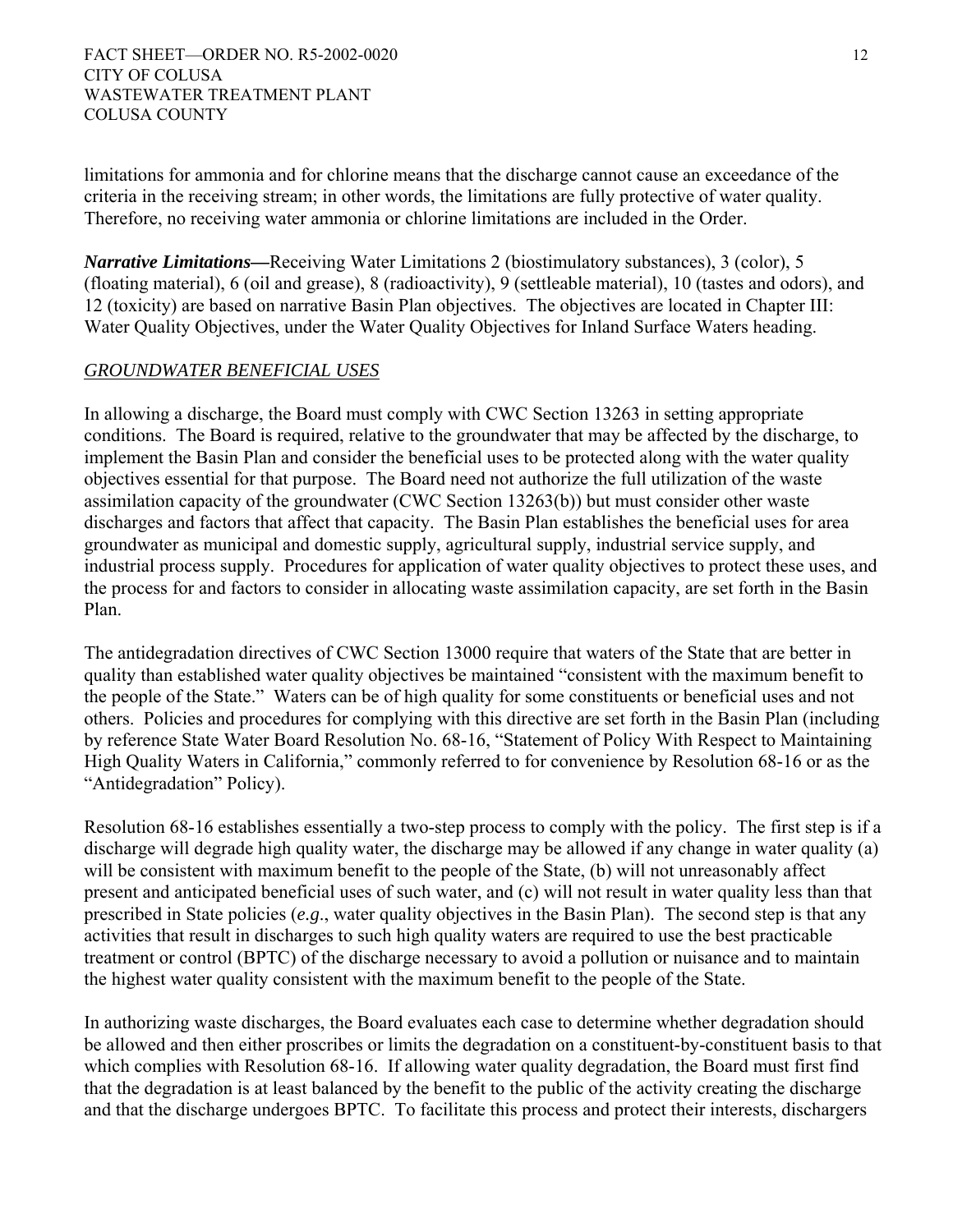limitations for ammonia and for chlorine means that the discharge cannot cause an exceedance of the criteria in the receiving stream; in other words, the limitations are fully protective of water quality. Therefore, no receiving water ammonia or chlorine limitations are included in the Order.

***Narrative Limitations—***Receiving Water Limitations 2 (biostimulatory substances), 3 (color), 5 (floating material), 6 (oil and grease), 8 (radioactivity), 9 (settleable material), 10 (tastes and odors), and 12 (toxicity) are based on narrative Basin Plan objectives. The objectives are located in Chapter III: Water Quality Objectives, under the Water Quality Objectives for Inland Surface Waters heading.

*GROUNDWATER BENEFICIAL USES*

In allowing a discharge, the Board must comply with CWC Section 13263 in setting appropriate conditions. The Board is required, relative to the groundwater that may be affected by the discharge, to implement the Basin Plan and consider the beneficial uses to be protected along with the water quality objectives essential for that purpose. The Board need not authorize the full utilization of the waste assimilation capacity of the groundwater (CWC Section 13263(b)) but must consider other waste discharges and factors that affect that capacity. The Basin Plan establishes the beneficial uses for area groundwater as municipal and domestic supply, agricultural supply, industrial service supply, and industrial process supply. Procedures for application of water quality objectives to protect these uses, and the process for and factors to consider in allocating waste assimilation capacity, are set forth in the Basin Plan.

The antidegradation directives of CWC Section 13000 require that waters of the State that are better in quality than established water quality objectives be maintained "consistent with the maximum benefit to the people of the State." Waters can be of high quality for some constituents or beneficial uses and not others. Policies and procedures for complying with this directive are set forth in the Basin Plan (including by reference State Water Board Resolution No. 68-16, "Statement of Policy With Respect to Maintaining High Quality Waters in California," commonly referred to for convenience by Resolution 68-16 or as the "Antidegradation" Policy).

Resolution 68-16 establishes essentially a two-step process to comply with the policy. The first step is if a discharge will degrade high quality water, the discharge may be allowed if any change in water quality (a) will be consistent with maximum benefit to the people of the State, (b) will not unreasonably affect present and anticipated beneficial uses of such water, and (c) will not result in water quality less than that prescribed in State policies (*e.g*., water quality objectives in the Basin Plan). The second step is that any activities that result in discharges to such high quality waters are required to use the best practicable treatment or control (BPTC) of the discharge necessary to avoid a pollution or nuisance and to maintain the highest water quality consistent with the maximum benefit to the people of the State.

In authorizing waste discharges, the Board evaluates each case to determine whether degradation should be allowed and then either proscribes or limits the degradation on a constituent-by-constituent basis to that which complies with Resolution 68-16. If allowing water quality degradation, the Board must first find that the degradation is at least balanced by the benefit to the public of the activity creating the discharge and that the discharge undergoes BPTC. To facilitate this process and protect their interests, dischargers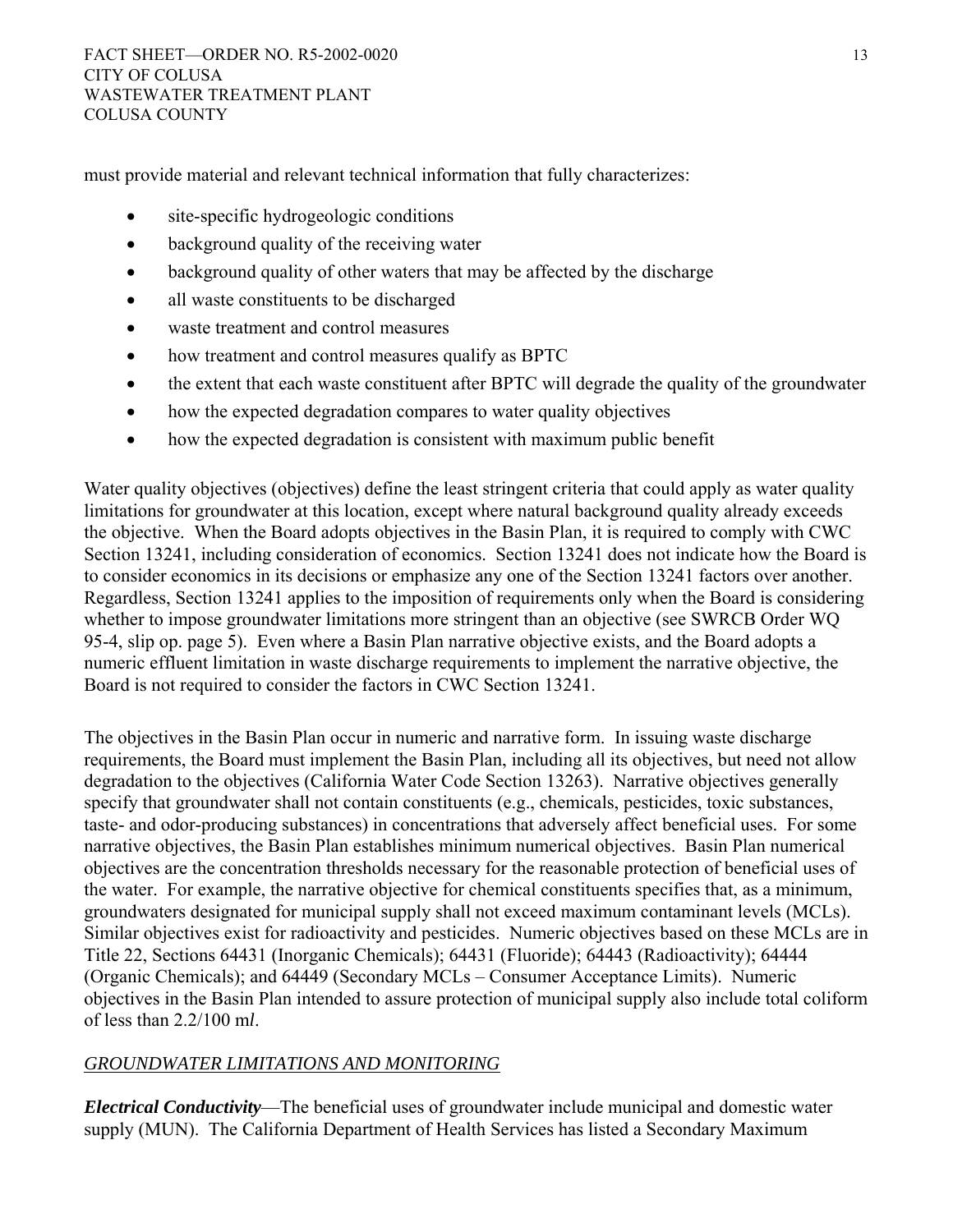must provide material and relevant technical information that fully characterizes:

- site-specific hydrogeologic conditions
- background quality of the receiving water
- background quality of other waters that may be affected by the discharge
- all waste constituents to be discharged
- waste treatment and control measures
- how treatment and control measures qualify as BPTC
- the extent that each waste constituent after BPTC will degrade the quality of the groundwater
- how the expected degradation compares to water quality objectives
- how the expected degradation is consistent with maximum public benefit

Water quality objectives (objectives) define the least stringent criteria that could apply as water quality limitations for groundwater at this location, except where natural background quality already exceeds the objective. When the Board adopts objectives in the Basin Plan, it is required to comply with CWC Section 13241, including consideration of economics. Section 13241 does not indicate how the Board is to consider economics in its decisions or emphasize any one of the Section 13241 factors over another. Regardless, Section 13241 applies to the imposition of requirements only when the Board is considering whether to impose groundwater limitations more stringent than an objective (see SWRCB Order WQ 95-4, slip op. page 5). Even where a Basin Plan narrative objective exists, and the Board adopts a numeric effluent limitation in waste discharge requirements to implement the narrative objective, the Board is not required to consider the factors in CWC Section 13241.

The objectives in the Basin Plan occur in numeric and narrative form. In issuing waste discharge requirements, the Board must implement the Basin Plan, including all its objectives, but need not allow degradation to the objectives (California Water Code Section 13263). Narrative objectives generally specify that groundwater shall not contain constituents (e.g., chemicals, pesticides, toxic substances, taste- and odor-producing substances) in concentrations that adversely affect beneficial uses. For some narrative objectives, the Basin Plan establishes minimum numerical objectives. Basin Plan numerical objectives are the concentration thresholds necessary for the reasonable protection of beneficial uses of the water. For example, the narrative objective for chemical constituents specifies that, as a minimum, groundwaters designated for municipal supply shall not exceed maximum contaminant levels (MCLs). Similar objectives exist for radioactivity and pesticides. Numeric objectives based on these MCLs are in Title 22, Sections 64431 (Inorganic Chemicals); 64431 (Fluoride); 64443 (Radioactivity); 64444 (Organic Chemicals); and 64449 (Secondary MCLs – Consumer Acceptance Limits). Numeric objectives in the Basin Plan intended to assure protection of municipal supply also include total coliform of less than 2.2/100 m*l*.

## *GROUNDWATER LIMITATIONS AND MONITORING*

***Electrical Conductivity***—The beneficial uses of groundwater include municipal and domestic water supply (MUN). The California Department of Health Services has listed a Secondary Maximum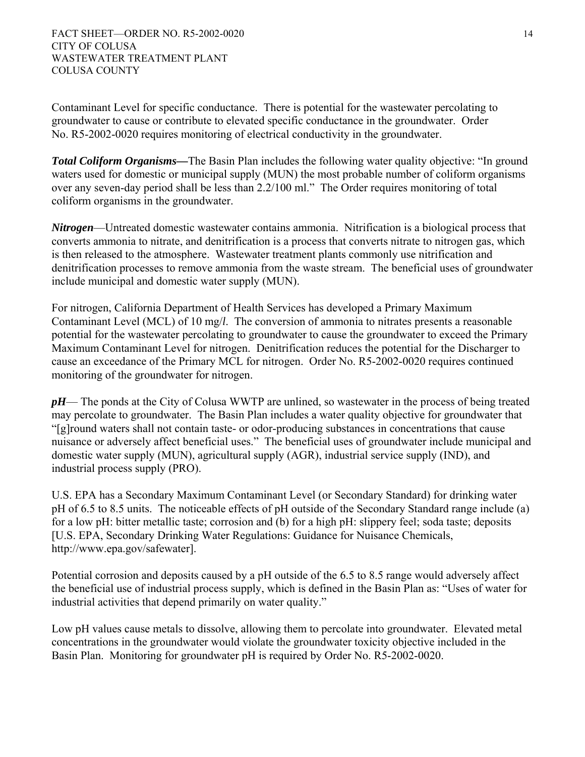Contaminant Level for specific conductance. There is potential for the wastewater percolating to groundwater to cause or contribute to elevated specific conductance in the groundwater. Order No. R5-2002-0020 requires monitoring of electrical conductivity in the groundwater.

***Total Coliform Organisms—***The Basin Plan includes the following water quality objective: "In ground waters used for domestic or municipal supply (MUN) the most probable number of coliform organisms over any seven-day period shall be less than 2.2/100 ml." The Order requires monitoring of total coliform organisms in the groundwater.

***Nitrogen***—Untreated domestic wastewater contains ammonia. Nitrification is a biological process that converts ammonia to nitrate, and denitrification is a process that converts nitrate to nitrogen gas, which is then released to the atmosphere. Wastewater treatment plants commonly use nitrification and denitrification processes to remove ammonia from the waste stream. The beneficial uses of groundwater include municipal and domestic water supply (MUN).

For nitrogen, California Department of Health Services has developed a Primary Maximum Contaminant Level (MCL) of 10 mg/*l*. The conversion of ammonia to nitrates presents a reasonable potential for the wastewater percolating to groundwater to cause the groundwater to exceed the Primary Maximum Contaminant Level for nitrogen. Denitrification reduces the potential for the Discharger to cause an exceedance of the Primary MCL for nitrogen. Order No. R5-2002-0020 requires continued monitoring of the groundwater for nitrogen.

***pH***— The ponds at the City of Colusa WWTP are unlined, so wastewater in the process of being treated may percolate to groundwater. The Basin Plan includes a water quality objective for groundwater that "[g]round waters shall not contain taste- or odor-producing substances in concentrations that cause nuisance or adversely affect beneficial uses." The beneficial uses of groundwater include municipal and domestic water supply (MUN), agricultural supply (AGR), industrial service supply (IND), and industrial process supply (PRO).

U.S. EPA has a Secondary Maximum Contaminant Level (or Secondary Standard) for drinking water pH of 6.5 to 8.5 units. The noticeable effects of pH outside of the Secondary Standard range include (a) for a low pH: bitter metallic taste; corrosion and (b) for a high pH: slippery feel; soda taste; deposits [U.S. EPA, Secondary Drinking Water Regulations: Guidance for Nuisance Chemicals, http://www.epa.gov/safewater].

Potential corrosion and deposits caused by a pH outside of the 6.5 to 8.5 range would adversely affect the beneficial use of industrial process supply, which is defined in the Basin Plan as: "Uses of water for industrial activities that depend primarily on water quality."

Low pH values cause metals to dissolve, allowing them to percolate into groundwater. Elevated metal concentrations in the groundwater would violate the groundwater toxicity objective included in the Basin Plan. Monitoring for groundwater pH is required by Order No. R5-2002-0020.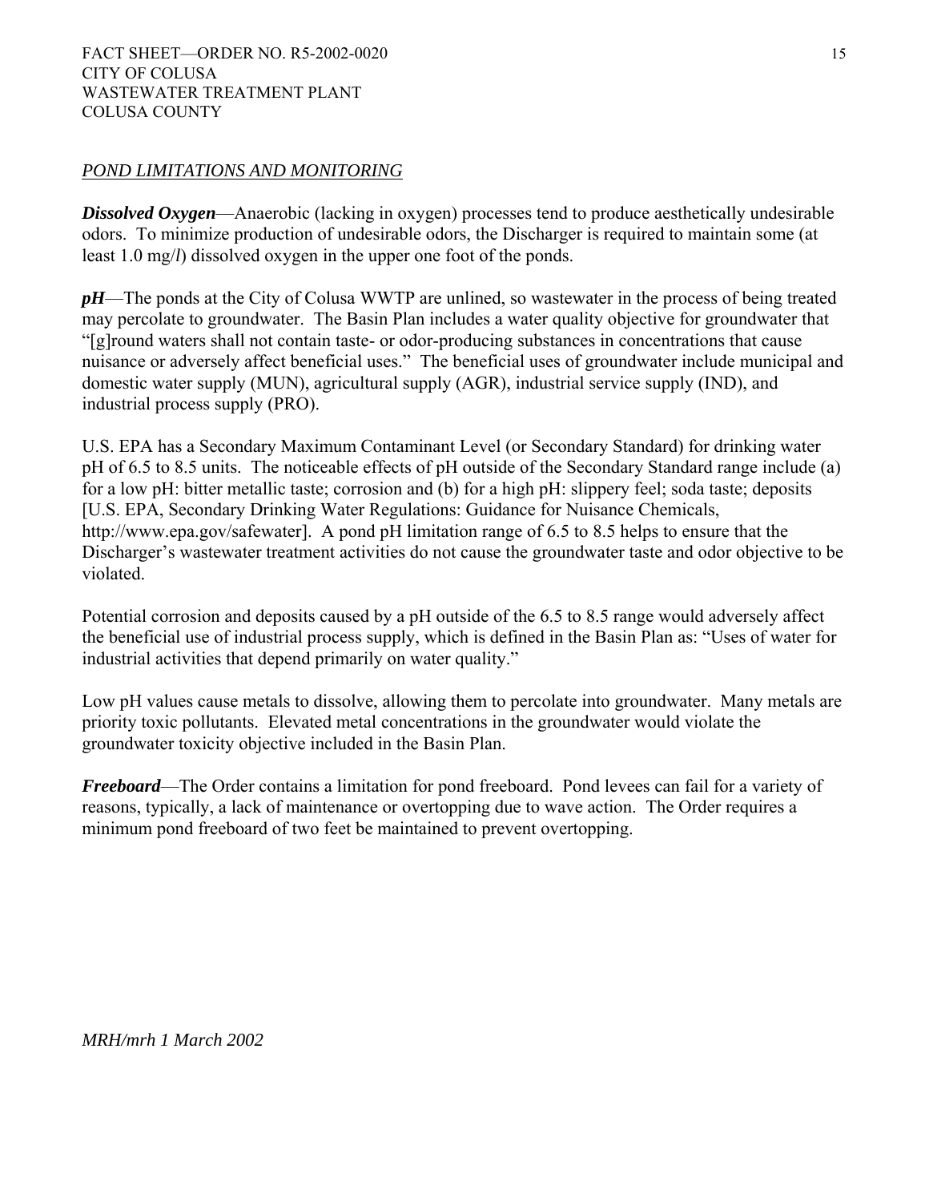*POND LIMITATIONS AND MONITORING*

***Dissolved Oxygen***—Anaerobic (lacking in oxygen) processes tend to produce aesthetically undesirable odors. To minimize production of undesirable odors, the Discharger is required to maintain some (at least 1.0 mg/*l*) dissolved oxygen in the upper one foot of the ponds.

***pH***—The ponds at the City of Colusa WWTP are unlined, so wastewater in the process of being treated may percolate to groundwater. The Basin Plan includes a water quality objective for groundwater that "[g]round waters shall not contain taste- or odor-producing substances in concentrations that cause nuisance or adversely affect beneficial uses." The beneficial uses of groundwater include municipal and domestic water supply (MUN), agricultural supply (AGR), industrial service supply (IND), and industrial process supply (PRO).

U.S. EPA has a Secondary Maximum Contaminant Level (or Secondary Standard) for drinking water pH of 6.5 to 8.5 units. The noticeable effects of pH outside of the Secondary Standard range include (a) for a low pH: bitter metallic taste; corrosion and (b) for a high pH: slippery feel; soda taste; deposits [U.S. EPA, Secondary Drinking Water Regulations: Guidance for Nuisance Chemicals, http://www.epa.gov/safewater]. A pond pH limitation range of 6.5 to 8.5 helps to ensure that the Discharger's wastewater treatment activities do not cause the groundwater taste and odor objective to be violated.

Potential corrosion and deposits caused by a pH outside of the 6.5 to 8.5 range would adversely affect the beneficial use of industrial process supply, which is defined in the Basin Plan as: "Uses of water for industrial activities that depend primarily on water quality."

Low pH values cause metals to dissolve, allowing them to percolate into groundwater. Many metals are priority toxic pollutants. Elevated metal concentrations in the groundwater would violate the groundwater toxicity objective included in the Basin Plan.

***Freeboard***—The Order contains a limitation for pond freeboard. Pond levees can fail for a variety of reasons, typically, a lack of maintenance or overtopping due to wave action. The Order requires a minimum pond freeboard of two feet be maintained to prevent overtopping.

*MRH/mrh 1 March 2002*